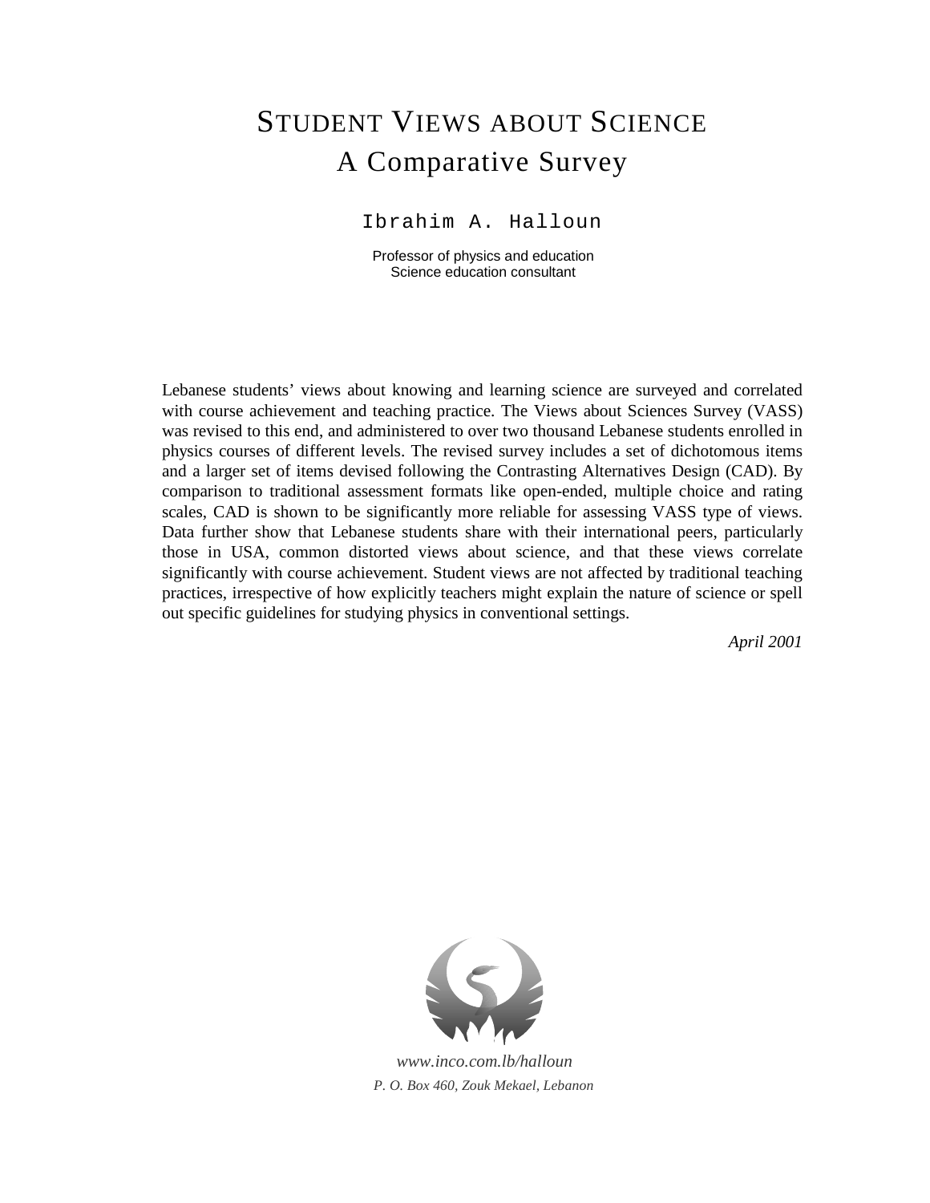# STUDENT VIEWS ABOUT SCIENCE
## A Comparative Survey

Ibrahim A. Halloun

Professor of physics and education
Science education consultant

Lebanese students' views about knowing and learning science are surveyed and correlated with course achievement and teaching practice. The Views about Sciences Survey (VASS) was revised to this end, and administered to over two thousand Lebanese students enrolled in physics courses of different levels. The revised survey includes a set of dichotomous items and a larger set of items devised following the Contrasting Alternatives Design (CAD). By comparison to traditional assessment formats like open-ended, multiple choice and rating scales, CAD is shown to be significantly more reliable for assessing VASS type of views. Data further show that Lebanese students share with their international peers, particularly those in USA, common distorted views about science, and that these views correlate significantly with course achievement. Student views are not affected by traditional teaching practices, irrespective of how explicitly teachers might explain the nature of science or spell out specific guidelines for studying physics in conventional settings.

*April 2001*

*www.inco.com.lb/halloun*

*P. O. Box 460, Zouk Mekael, Lebanon*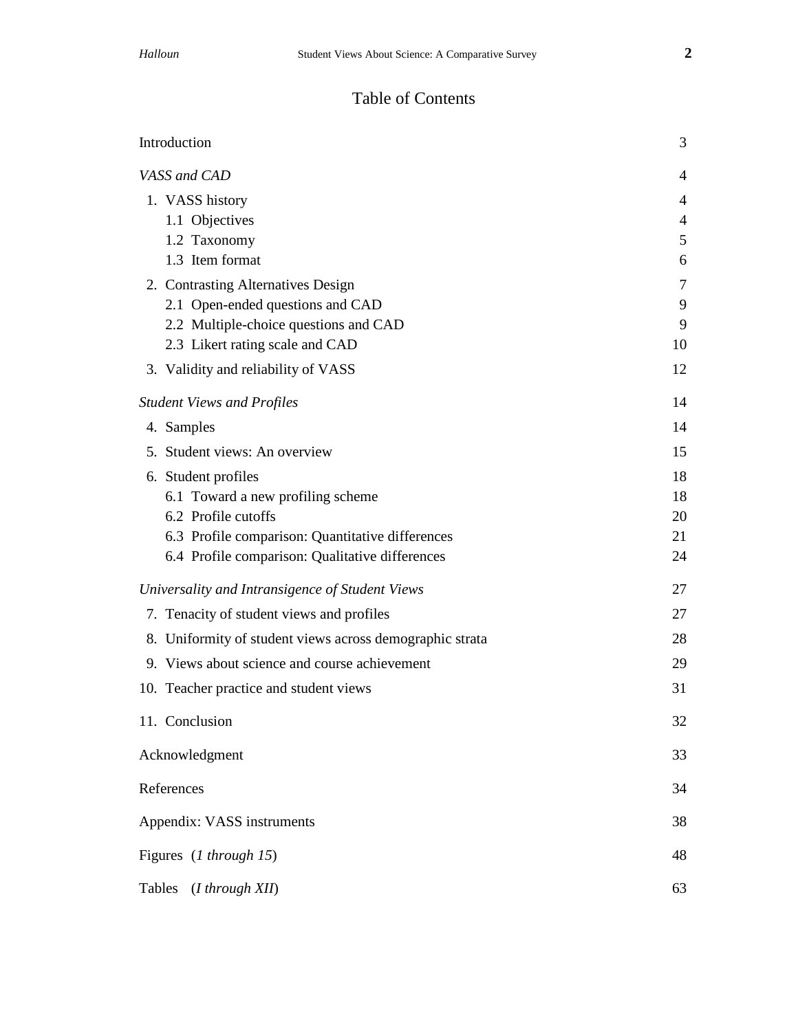# Table of Contents

| | |
|---|---|
| Introduction | 3 |
| *VASS and CAD* | 4 |
| 1. VASS history | 4 |
| 1.1 Objectives | 4 |
| 1.2 Taxonomy | 5 |
| 1.3 Item format | 6 |
| 2. Contrasting Alternatives Design | 7 |
| 2.1 Open-ended questions and CAD | 9 |
| 2.2 Multiple-choice questions and CAD | 9 |
| 2.3 Likert rating scale and CAD | 10 |
| 3. Validity and reliability of VASS | 12 |
| *Student Views and Profiles* | 14 |
| 4. Samples | 14 |
| 5. Student views: An overview | 15 |
| 6. Student profiles | 18 |
| 6.1 Toward a new profiling scheme | 18 |
| 6.2 Profile cutoffs | 20 |
| 6.3 Profile comparison: Quantitative differences | 21 |
| 6.4 Profile comparison: Qualitative differences | 24 |
| *Universality and Intransigence of Student Views* | 27 |
| 7. Tenacity of student views and profiles | 27 |
| 8. Uniformity of student views across demographic strata | 28 |
| 9. Views about science and course achievement | 29 |
| 10. Teacher practice and student views | 31 |
| 11. Conclusion | 32 |
| Acknowledgment | 33 |
| References | 34 |
| Appendix: VASS instruments | 38 |
| Figures (*1 through 15*) | 48 |
| Tables (*I through XII*) | 63 |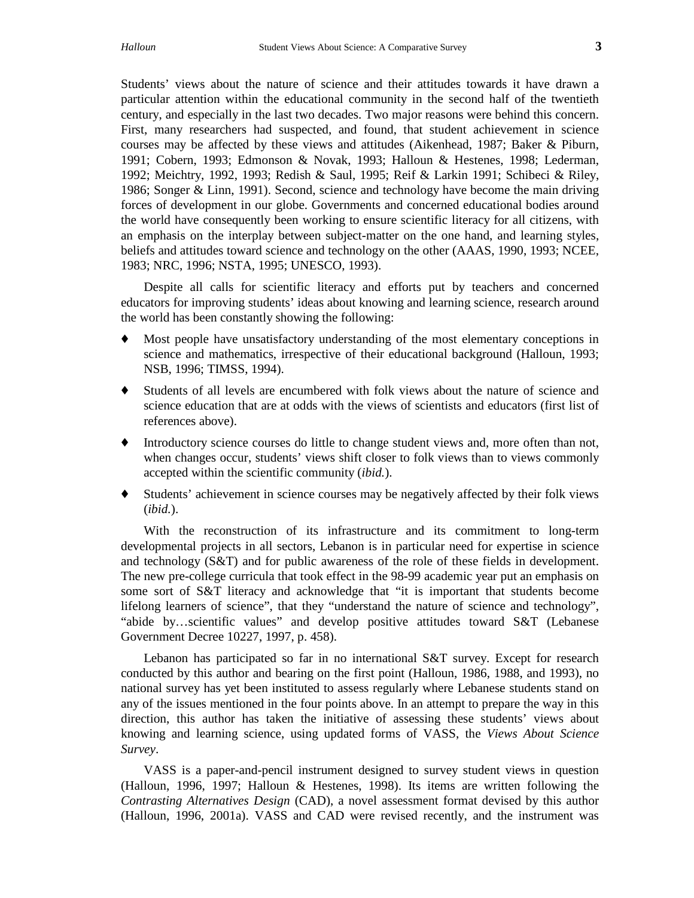Students' views about the nature of science and their attitudes towards it have drawn a particular attention within the educational community in the second half of the twentieth century, and especially in the last two decades. Two major reasons were behind this concern. First, many researchers had suspected, and found, that student achievement in science courses may be affected by these views and attitudes (Aikenhead, 1987; Baker & Piburn, 1991; Cobern, 1993; Edmonson & Novak, 1993; Halloun & Hestenes, 1998; Lederman, 1992; Meichtry, 1992, 1993; Redish & Saul, 1995; Reif & Larkin 1991; Schibeci & Riley, 1986; Songer & Linn, 1991). Second, science and technology have become the main driving forces of development in our globe. Governments and concerned educational bodies around the world have consequently been working to ensure scientific literacy for all citizens, with an emphasis on the interplay between subject-matter on the one hand, and learning styles, beliefs and attitudes toward science and technology on the other (AAAS, 1990, 1993; NCEE, 1983; NRC, 1996; NSTA, 1995; UNESCO, 1993).

Despite all calls for scientific literacy and efforts put by teachers and concerned educators for improving students' ideas about knowing and learning science, research around the world has been constantly showing the following:

- Most people have unsatisfactory understanding of the most elementary conceptions in science and mathematics, irrespective of their educational background (Halloun, 1993; NSB, 1996; TIMSS, 1994).
- Students of all levels are encumbered with folk views about the nature of science and science education that are at odds with the views of scientists and educators (first list of references above).
- Introductory science courses do little to change student views and, more often than not, when changes occur, students' views shift closer to folk views than to views commonly accepted within the scientific community (*ibid.*).
- Students' achievement in science courses may be negatively affected by their folk views (*ibid.*).

With the reconstruction of its infrastructure and its commitment to long-term developmental projects in all sectors, Lebanon is in particular need for expertise in science and technology (S&T) and for public awareness of the role of these fields in development. The new pre-college curricula that took effect in the 98-99 academic year put an emphasis on some sort of S&T literacy and acknowledge that "it is important that students become lifelong learners of science", that they "understand the nature of science and technology", "abide by…scientific values" and develop positive attitudes toward S&T (Lebanese Government Decree 10227, 1997, p. 458).

Lebanon has participated so far in no international S&T survey. Except for research conducted by this author and bearing on the first point (Halloun, 1986, 1988, and 1993), no national survey has yet been instituted to assess regularly where Lebanese students stand on any of the issues mentioned in the four points above. In an attempt to prepare the way in this direction, this author has taken the initiative of assessing these students' views about knowing and learning science, using updated forms of VASS, the *Views About Science Survey*.

VASS is a paper-and-pencil instrument designed to survey student views in question (Halloun, 1996, 1997; Halloun & Hestenes, 1998). Its items are written following the *Contrasting Alternatives Design* (CAD), a novel assessment format devised by this author (Halloun, 1996, 2001a). VASS and CAD were revised recently, and the instrument was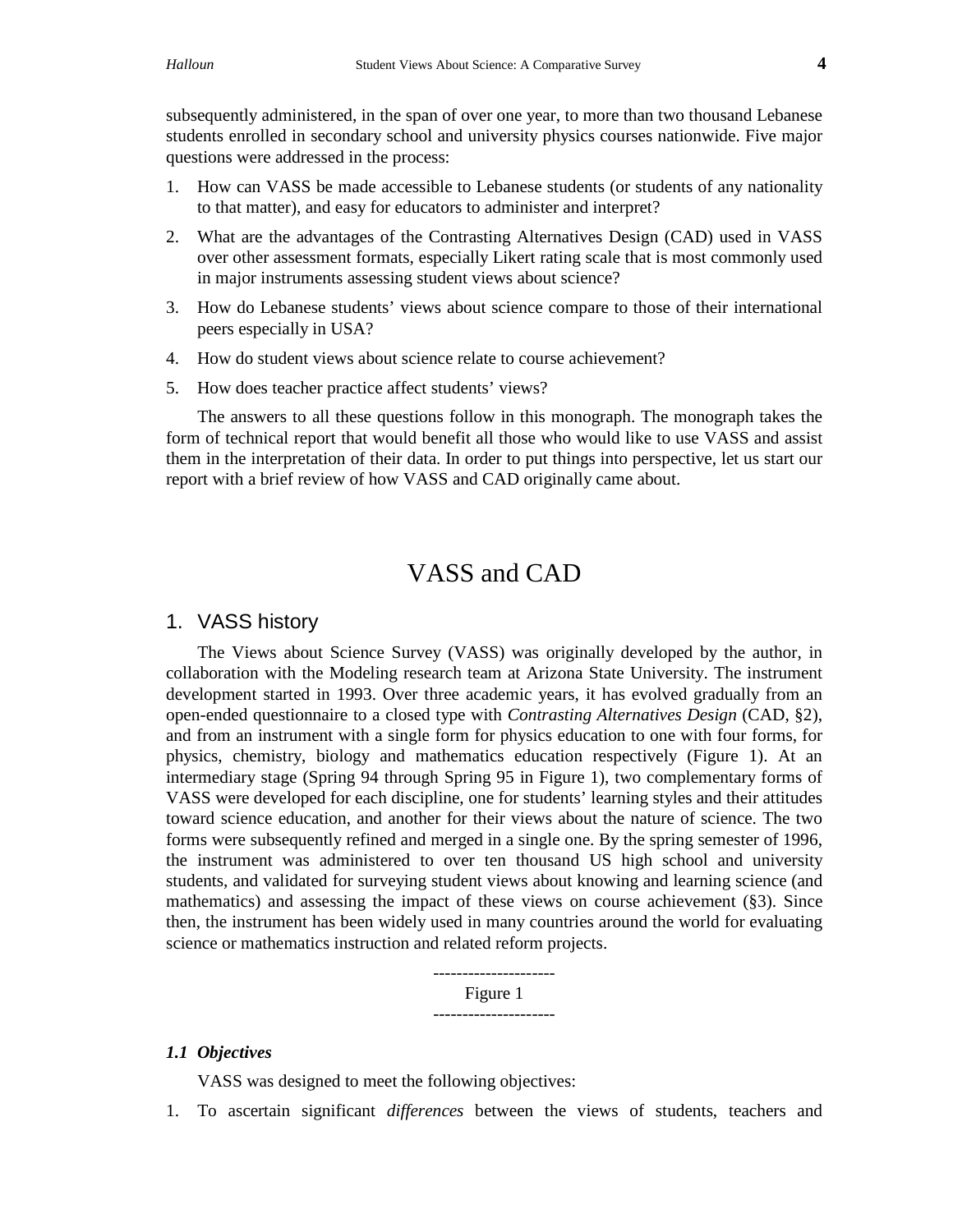subsequently administered, in the span of over one year, to more than two thousand Lebanese students enrolled in secondary school and university physics courses nationwide. Five major questions were addressed in the process:

1. How can VASS be made accessible to Lebanese students (or students of any nationality to that matter), and easy for educators to administer and interpret?
2. What are the advantages of the Contrasting Alternatives Design (CAD) used in VASS over other assessment formats, especially Likert rating scale that is most commonly used in major instruments assessing student views about science?
3. How do Lebanese students' views about science compare to those of their international peers especially in USA?
4. How do student views about science relate to course achievement?
5. How does teacher practice affect students' views?

The answers to all these questions follow in this monograph. The monograph takes the form of technical report that would benefit all those who would like to use VASS and assist them in the interpretation of their data. In order to put things into perspective, let us start our report with a brief review of how VASS and CAD originally came about.

# VASS and CAD

## 1. VASS history

The Views about Science Survey (VASS) was originally developed by the author, in collaboration with the Modeling research team at Arizona State University. The instrument development started in 1993. Over three academic years, it has evolved gradually from an open-ended questionnaire to a closed type with *Contrasting Alternatives Design* (CAD, §2), and from an instrument with a single form for physics education to one with four forms, for physics, chemistry, biology and mathematics education respectively (Figure 1). At an intermediary stage (Spring 94 through Spring 95 in Figure 1), two complementary forms of VASS were developed for each discipline, one for students' learning styles and their attitudes toward science education, and another for their views about the nature of science. The two forms were subsequently refined and merged in a single one. By the spring semester of 1996, the instrument was administered to over ten thousand US high school and university students, and validated for surveying student views about knowing and learning science (and mathematics) and assessing the impact of these views on course achievement (§3). Since then, the instrument has been widely used in many countries around the world for evaluating science or mathematics instruction and related reform projects.

---------------------
Figure 1
---------------------

### *1.1 Objectives*

VASS was designed to meet the following objectives:

1. To ascertain significant *differences* between the views of students, teachers and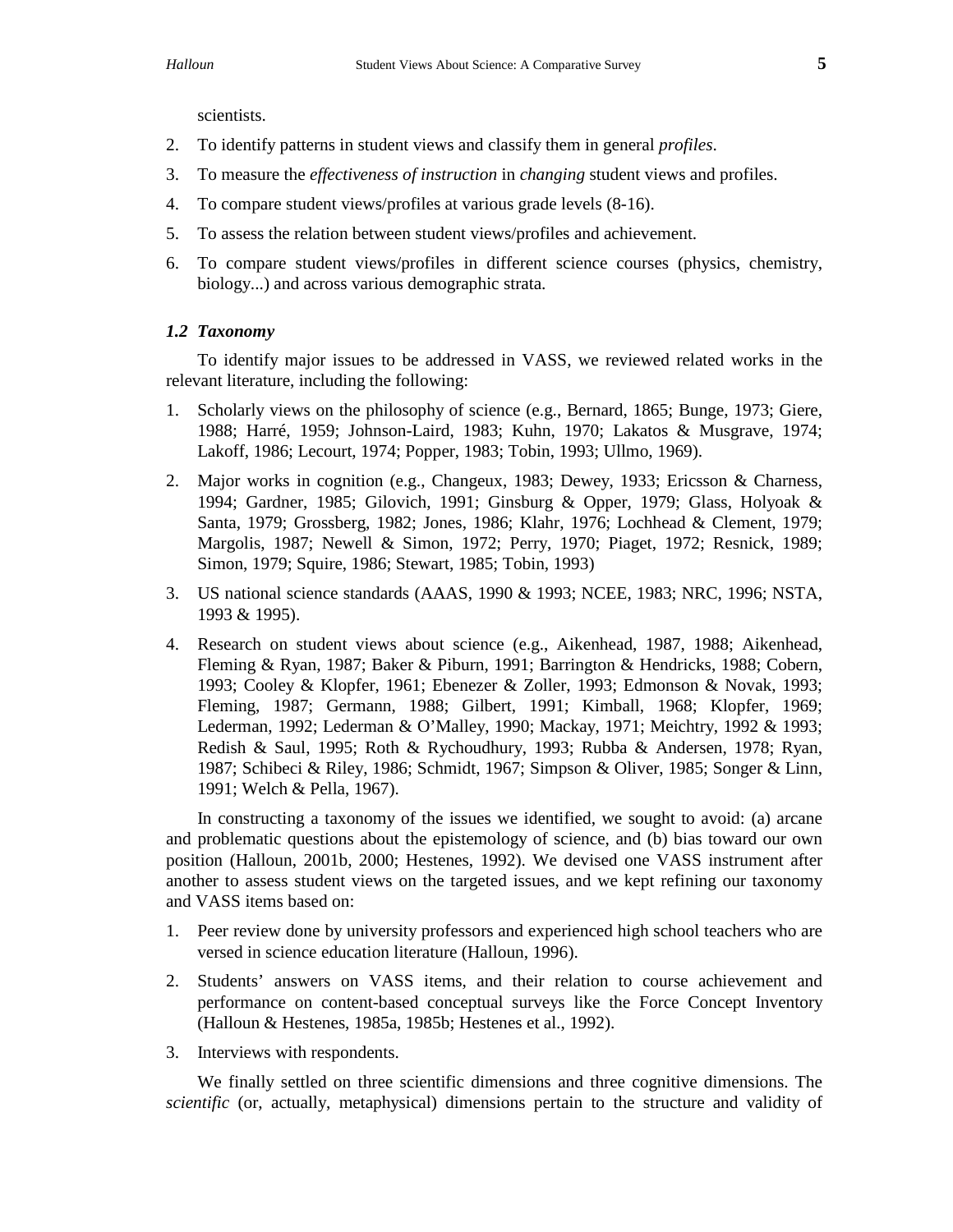scientists.

2. To identify patterns in student views and classify them in general *profiles*.
3. To measure the *effectiveness of instruction* in *changing* student views and profiles.
4. To compare student views/profiles at various grade levels (8-16).
5. To assess the relation between student views/profiles and achievement.
6. To compare student views/profiles in different science courses (physics, chemistry, biology...) and across various demographic strata.

### *1.2 Taxonomy*

To identify major issues to be addressed in VASS, we reviewed related works in the relevant literature, including the following:

1. Scholarly views on the philosophy of science (e.g., Bernard, 1865; Bunge, 1973; Giere, 1988; Harré, 1959; Johnson-Laird, 1983; Kuhn, 1970; Lakatos & Musgrave, 1974; Lakoff, 1986; Lecourt, 1974; Popper, 1983; Tobin, 1993; Ullmo, 1969).
2. Major works in cognition (e.g., Changeux, 1983; Dewey, 1933; Ericsson & Charness, 1994; Gardner, 1985; Gilovich, 1991; Ginsburg & Opper, 1979; Glass, Holyoak & Santa, 1979; Grossberg, 1982; Jones, 1986; Klahr, 1976; Lochhead & Clement, 1979; Margolis, 1987; Newell & Simon, 1972; Perry, 1970; Piaget, 1972; Resnick, 1989; Simon, 1979; Squire, 1986; Stewart, 1985; Tobin, 1993)
3. US national science standards (AAAS, 1990 & 1993; NCEE, 1983; NRC, 1996; NSTA, 1993 & 1995).
4. Research on student views about science (e.g., Aikenhead, 1987, 1988; Aikenhead, Fleming & Ryan, 1987; Baker & Piburn, 1991; Barrington & Hendricks, 1988; Cobern, 1993; Cooley & Klopfer, 1961; Ebenezer & Zoller, 1993; Edmonson & Novak, 1993; Fleming, 1987; Germann, 1988; Gilbert, 1991; Kimball, 1968; Klopfer, 1969; Lederman, 1992; Lederman & O'Malley, 1990; Mackay, 1971; Meichtry, 1992 & 1993; Redish & Saul, 1995; Roth & Rychoudhury, 1993; Rubba & Andersen, 1978; Ryan, 1987; Schibeci & Riley, 1986; Schmidt, 1967; Simpson & Oliver, 1985; Songer & Linn, 1991; Welch & Pella, 1967).

In constructing a taxonomy of the issues we identified, we sought to avoid: (a) arcane and problematic questions about the epistemology of science, and (b) bias toward our own position (Halloun, 2001b, 2000; Hestenes, 1992). We devised one VASS instrument after another to assess student views on the targeted issues, and we kept refining our taxonomy and VASS items based on:

1. Peer review done by university professors and experienced high school teachers who are versed in science education literature (Halloun, 1996).
2. Students' answers on VASS items, and their relation to course achievement and performance on content-based conceptual surveys like the Force Concept Inventory (Halloun & Hestenes, 1985a, 1985b; Hestenes et al., 1992).
3. Interviews with respondents.

We finally settled on three scientific dimensions and three cognitive dimensions. The *scientific* (or, actually, metaphysical) dimensions pertain to the structure and validity of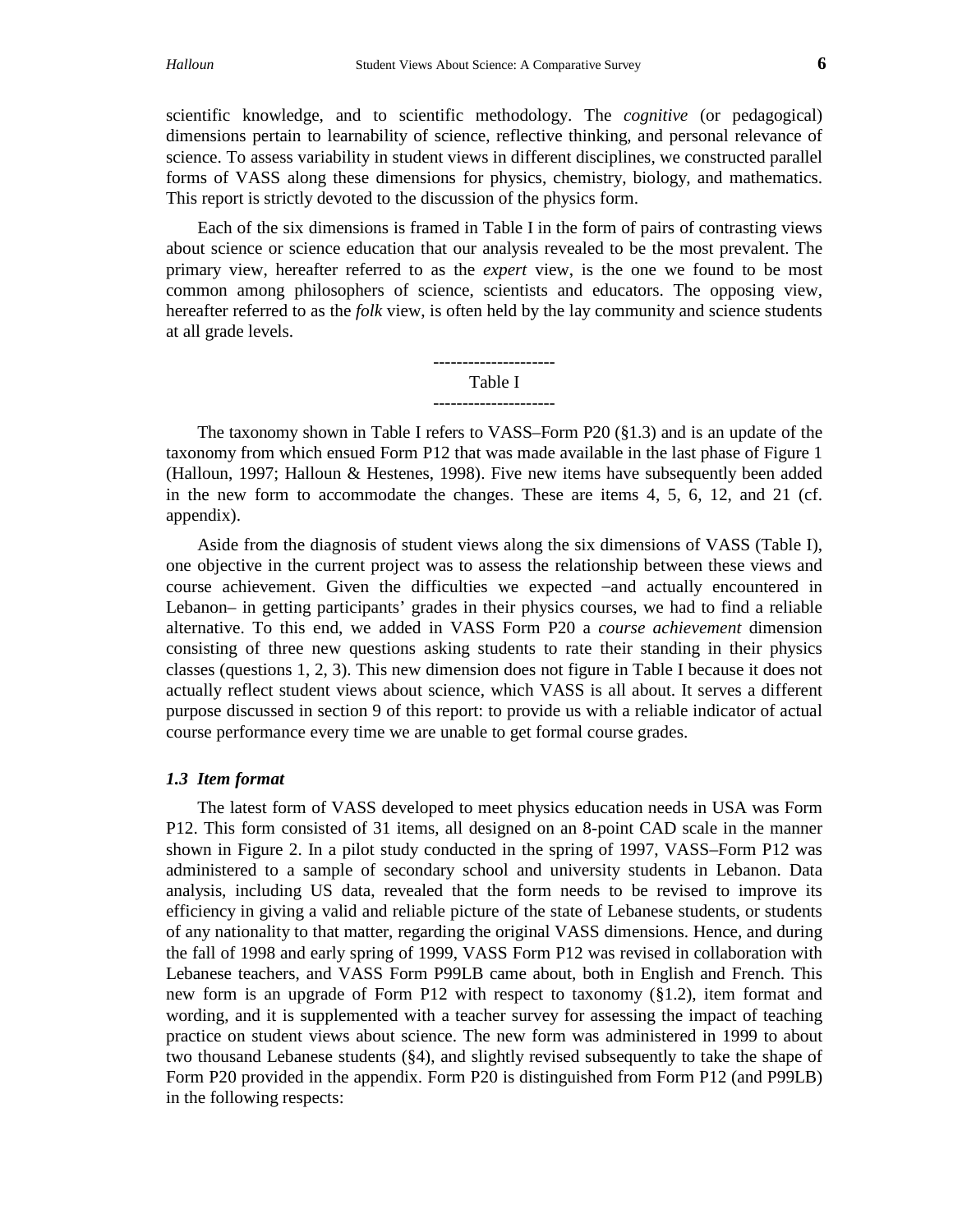scientific knowledge, and to scientific methodology. The *cognitive* (or pedagogical) dimensions pertain to learnability of science, reflective thinking, and personal relevance of science. To assess variability in student views in different disciplines, we constructed parallel forms of VASS along these dimensions for physics, chemistry, biology, and mathematics. This report is strictly devoted to the discussion of the physics form.

Each of the six dimensions is framed in Table I in the form of pairs of contrasting views about science or science education that our analysis revealed to be the most prevalent. The primary view, hereafter referred to as the *expert* view, is the one we found to be most common among philosophers of science, scientists and educators. The opposing view, hereafter referred to as the *folk* view, is often held by the lay community and science students at all grade levels.

---------------------
Table I
---------------------

The taxonomy shown in Table I refers to VASS–Form P20 (§1.3) and is an update of the taxonomy from which ensued Form P12 that was made available in the last phase of Figure 1 (Halloun, 1997; Halloun & Hestenes, 1998). Five new items have subsequently been added in the new form to accommodate the changes. These are items 4, 5, 6, 12, and 21 (cf. appendix).

Aside from the diagnosis of student views along the six dimensions of VASS (Table I), one objective in the current project was to assess the relationship between these views and course achievement. Given the difficulties we expected –and actually encountered in Lebanon– in getting participants' grades in their physics courses, we had to find a reliable alternative. To this end, we added in VASS Form P20 a *course achievement* dimension consisting of three new questions asking students to rate their standing in their physics classes (questions 1, 2, 3). This new dimension does not figure in Table I because it does not actually reflect student views about science, which VASS is all about. It serves a different purpose discussed in section 9 of this report: to provide us with a reliable indicator of actual course performance every time we are unable to get formal course grades.

### *1.3 Item format*

The latest form of VASS developed to meet physics education needs in USA was Form P12. This form consisted of 31 items, all designed on an 8-point CAD scale in the manner shown in Figure 2. In a pilot study conducted in the spring of 1997, VASS–Form P12 was administered to a sample of secondary school and university students in Lebanon. Data analysis, including US data, revealed that the form needs to be revised to improve its efficiency in giving a valid and reliable picture of the state of Lebanese students, or students of any nationality to that matter, regarding the original VASS dimensions. Hence, and during the fall of 1998 and early spring of 1999, VASS Form P12 was revised in collaboration with Lebanese teachers, and VASS Form P99LB came about, both in English and French. This new form is an upgrade of Form P12 with respect to taxonomy (§1.2), item format and wording, and it is supplemented with a teacher survey for assessing the impact of teaching practice on student views about science. The new form was administered in 1999 to about two thousand Lebanese students (§4), and slightly revised subsequently to take the shape of Form P20 provided in the appendix. Form P20 is distinguished from Form P12 (and P99LB) in the following respects: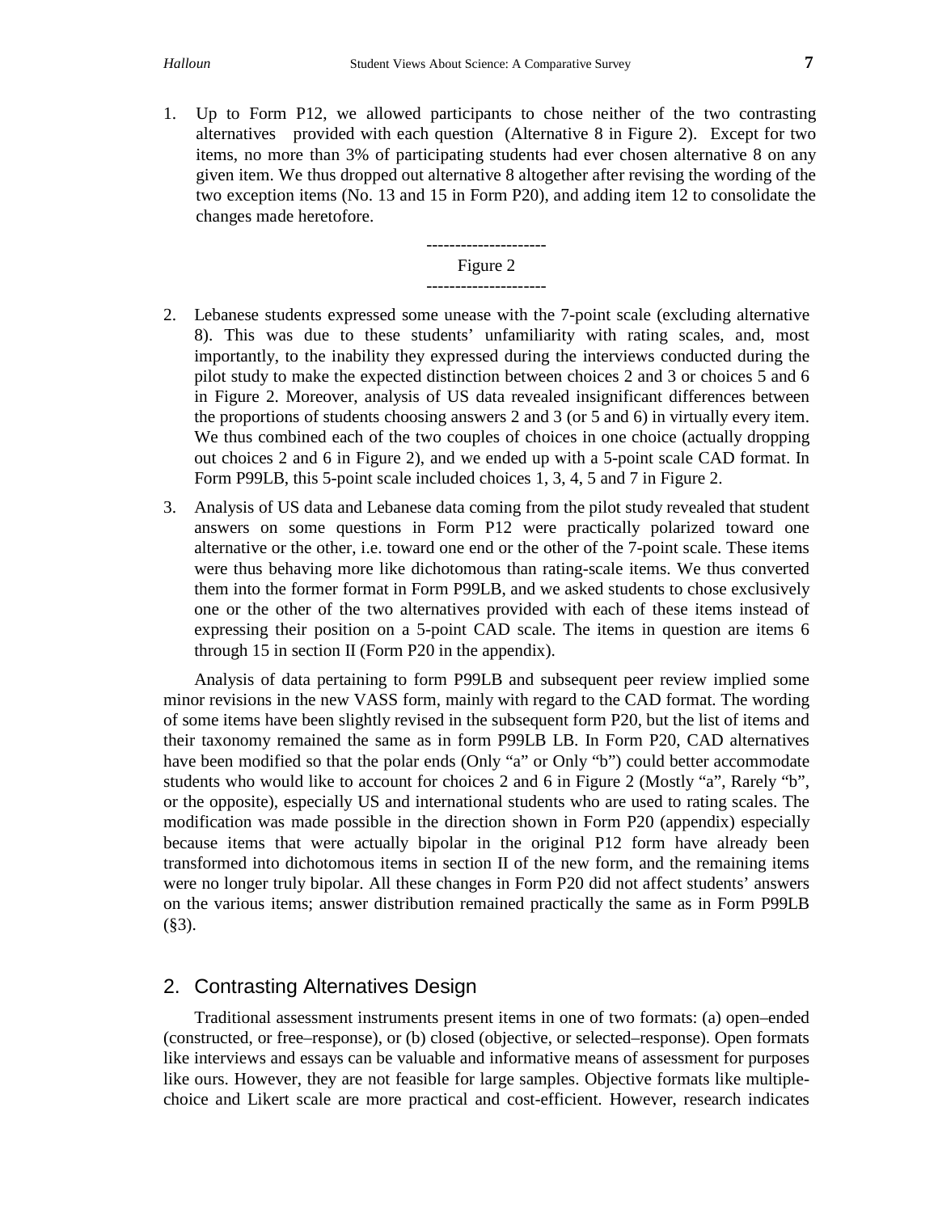1. Up to Form P12, we allowed participants to chose neither of the two contrasting alternatives provided with each question (Alternative 8 in Figure 2). Except for two items, no more than 3% of participating students had ever chosen alternative 8 on any given item. We thus dropped out alternative 8 altogether after revising the wording of the two exception items (No. 13 and 15 in Form P20), and adding item 12 to consolidate the changes made heretofore.

---------------------
Figure 2
---------------------

2. Lebanese students expressed some unease with the 7-point scale (excluding alternative 8). This was due to these students' unfamiliarity with rating scales, and, most importantly, to the inability they expressed during the interviews conducted during the pilot study to make the expected distinction between choices 2 and 3 or choices 5 and 6 in Figure 2. Moreover, analysis of US data revealed insignificant differences between the proportions of students choosing answers 2 and 3 (or 5 and 6) in virtually every item. We thus combined each of the two couples of choices in one choice (actually dropping out choices 2 and 6 in Figure 2), and we ended up with a 5-point scale CAD format. In Form P99LB, this 5-point scale included choices 1, 3, 4, 5 and 7 in Figure 2.

3. Analysis of US data and Lebanese data coming from the pilot study revealed that student answers on some questions in Form P12 were practically polarized toward one alternative or the other, i.e. toward one end or the other of the 7-point scale. These items were thus behaving more like dichotomous than rating-scale items. We thus converted them into the former format in Form P99LB, and we asked students to chose exclusively one or the other of the two alternatives provided with each of these items instead of expressing their position on a 5-point CAD scale. The items in question are items 6 through 15 in section II (Form P20 in the appendix).

Analysis of data pertaining to form P99LB and subsequent peer review implied some minor revisions in the new VASS form, mainly with regard to the CAD format. The wording of some items have been slightly revised in the subsequent form P20, but the list of items and their taxonomy remained the same as in form P99LB LB. In Form P20, CAD alternatives have been modified so that the polar ends (Only "a" or Only "b") could better accommodate students who would like to account for choices 2 and 6 in Figure 2 (Mostly "a", Rarely "b", or the opposite), especially US and international students who are used to rating scales. The modification was made possible in the direction shown in Form P20 (appendix) especially because items that were actually bipolar in the original P12 form have already been transformed into dichotomous items in section II of the new form, and the remaining items were no longer truly bipolar. All these changes in Form P20 did not affect students' answers on the various items; answer distribution remained practically the same as in Form P99LB (§3).

## 2. Contrasting Alternatives Design

Traditional assessment instruments present items in one of two formats: (a) open–ended (constructed, or free–response), or (b) closed (objective, or selected–response). Open formats like interviews and essays can be valuable and informative means of assessment for purposes like ours. However, they are not feasible for large samples. Objective formats like multiple-choice and Likert scale are more practical and cost-efficient. However, research indicates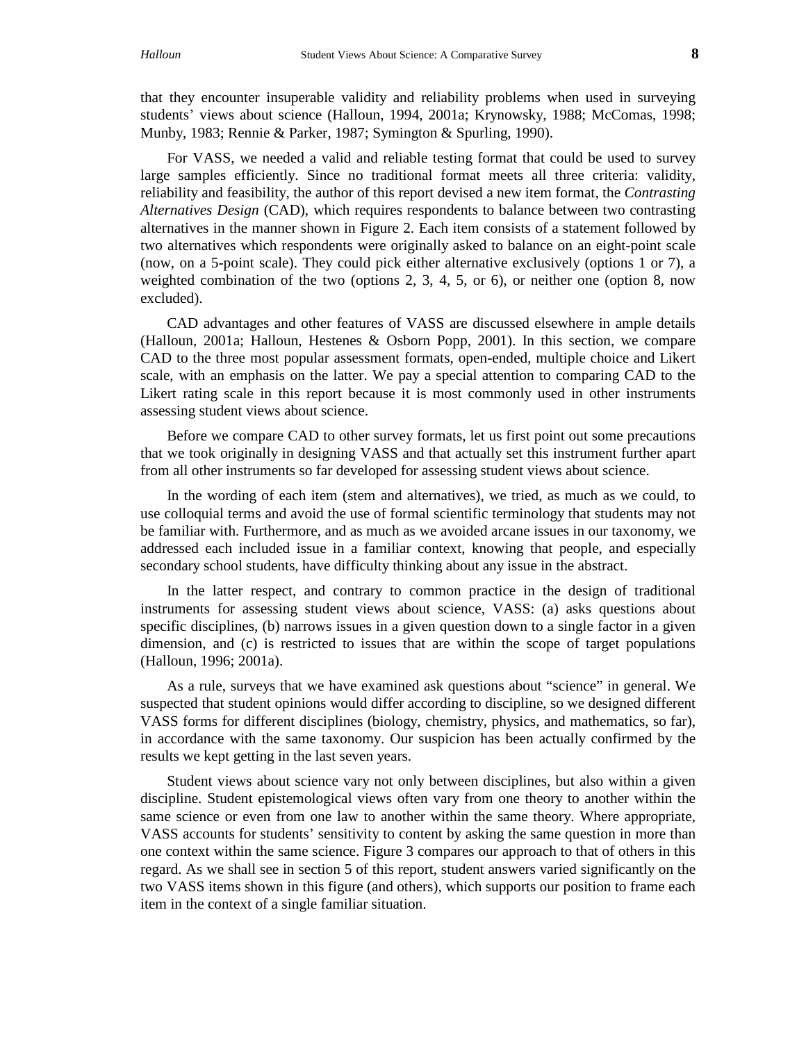that they encounter insuperable validity and reliability problems when used in surveying students' views about science (Halloun, 1994, 2001a; Krynowsky, 1988; McComas, 1998; Munby, 1983; Rennie & Parker, 1987; Symington & Spurling, 1990).

For VASS, we needed a valid and reliable testing format that could be used to survey large samples efficiently. Since no traditional format meets all three criteria: validity, reliability and feasibility, the author of this report devised a new item format, the *Contrasting Alternatives Design* (CAD), which requires respondents to balance between two contrasting alternatives in the manner shown in Figure 2. Each item consists of a statement followed by two alternatives which respondents were originally asked to balance on an eight-point scale (now, on a 5-point scale). They could pick either alternative exclusively (options 1 or 7), a weighted combination of the two (options 2, 3, 4, 5, or 6), or neither one (option 8, now excluded).

CAD advantages and other features of VASS are discussed elsewhere in ample details (Halloun, 2001a; Halloun, Hestenes & Osborn Popp, 2001). In this section, we compare CAD to the three most popular assessment formats, open-ended, multiple choice and Likert scale, with an emphasis on the latter. We pay a special attention to comparing CAD to the Likert rating scale in this report because it is most commonly used in other instruments assessing student views about science.

Before we compare CAD to other survey formats, let us first point out some precautions that we took originally in designing VASS and that actually set this instrument further apart from all other instruments so far developed for assessing student views about science.

In the wording of each item (stem and alternatives), we tried, as much as we could, to use colloquial terms and avoid the use of formal scientific terminology that students may not be familiar with. Furthermore, and as much as we avoided arcane issues in our taxonomy, we addressed each included issue in a familiar context, knowing that people, and especially secondary school students, have difficulty thinking about any issue in the abstract.

In the latter respect, and contrary to common practice in the design of traditional instruments for assessing student views about science, VASS: (a) asks questions about specific disciplines, (b) narrows issues in a given question down to a single factor in a given dimension, and (c) is restricted to issues that are within the scope of target populations (Halloun, 1996; 2001a).

As a rule, surveys that we have examined ask questions about "science" in general. We suspected that student opinions would differ according to discipline, so we designed different VASS forms for different disciplines (biology, chemistry, physics, and mathematics, so far), in accordance with the same taxonomy. Our suspicion has been actually confirmed by the results we kept getting in the last seven years.

Student views about science vary not only between disciplines, but also within a given discipline. Student epistemological views often vary from one theory to another within the same science or even from one law to another within the same theory. Where appropriate, VASS accounts for students' sensitivity to content by asking the same question in more than one context within the same science. Figure 3 compares our approach to that of others in this regard. As we shall see in section 5 of this report, student answers varied significantly on the two VASS items shown in this figure (and others), which supports our position to frame each item in the context of a single familiar situation.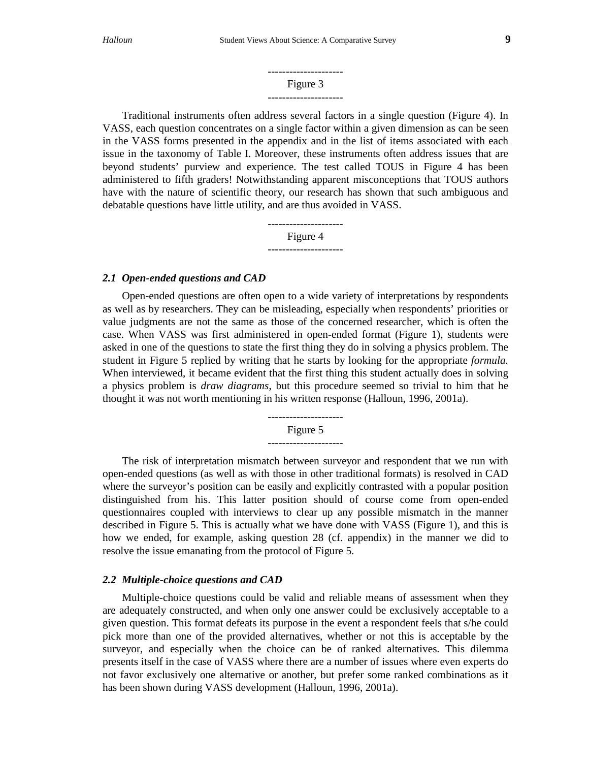---------------------
Figure 3
---------------------

Traditional instruments often address several factors in a single question (Figure 4). In VASS, each question concentrates on a single factor within a given dimension as can be seen in the VASS forms presented in the appendix and in the list of items associated with each issue in the taxonomy of Table I. Moreover, these instruments often address issues that are beyond students' purview and experience. The test called TOUS in Figure 4 has been administered to fifth graders! Notwithstanding apparent misconceptions that TOUS authors have with the nature of scientific theory, our research has shown that such ambiguous and debatable questions have little utility, and are thus avoided in VASS.

---------------------
Figure 4
---------------------

### *2.1 Open-ended questions and CAD*

Open-ended questions are often open to a wide variety of interpretations by respondents as well as by researchers. They can be misleading, especially when respondents' priorities or value judgments are not the same as those of the concerned researcher, which is often the case. When VASS was first administered in open-ended format (Figure 1), students were asked in one of the questions to state the first thing they do in solving a physics problem. The student in Figure 5 replied by writing that he starts by looking for the appropriate *formula*. When interviewed, it became evident that the first thing this student actually does in solving a physics problem is *draw diagrams*, but this procedure seemed so trivial to him that he thought it was not worth mentioning in his written response (Halloun, 1996, 2001a).

---------------------
Figure 5
---------------------

The risk of interpretation mismatch between surveyor and respondent that we run with open-ended questions (as well as with those in other traditional formats) is resolved in CAD where the surveyor's position can be easily and explicitly contrasted with a popular position distinguished from his. This latter position should of course come from open-ended questionnaires coupled with interviews to clear up any possible mismatch in the manner described in Figure 5. This is actually what we have done with VASS (Figure 1), and this is how we ended, for example, asking question 28 (cf. appendix) in the manner we did to resolve the issue emanating from the protocol of Figure 5.

### *2.2 Multiple-choice questions and CAD*

Multiple-choice questions could be valid and reliable means of assessment when they are adequately constructed, and when only one answer could be exclusively acceptable to a given question. This format defeats its purpose in the event a respondent feels that s/he could pick more than one of the provided alternatives, whether or not this is acceptable by the surveyor, and especially when the choice can be of ranked alternatives. This dilemma presents itself in the case of VASS where there are a number of issues where even experts do not favor exclusively one alternative or another, but prefer some ranked combinations as it has been shown during VASS development (Halloun, 1996, 2001a).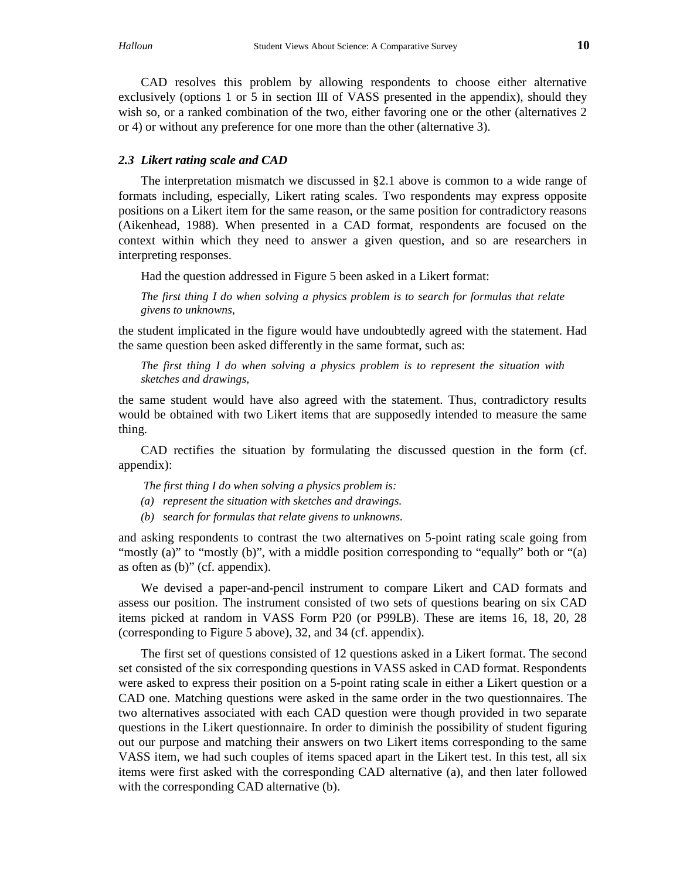CAD resolves this problem by allowing respondents to choose either alternative exclusively (options 1 or 5 in section III of VASS presented in the appendix), should they wish so, or a ranked combination of the two, either favoring one or the other (alternatives 2 or 4) or without any preference for one more than the other (alternative 3).

### *2.3 Likert rating scale and CAD*

The interpretation mismatch we discussed in §2.1 above is common to a wide range of formats including, especially, Likert rating scales. Two respondents may express opposite positions on a Likert item for the same reason, or the same position for contradictory reasons (Aikenhead, 1988). When presented in a CAD format, respondents are focused on the context within which they need to answer a given question, and so are researchers in interpreting responses.

Had the question addressed in Figure 5 been asked in a Likert format:

> *The first thing I do when solving a physics problem is to search for formulas that relate givens to unknowns,*

the student implicated in the figure would have undoubtedly agreed with the statement. Had the same question been asked differently in the same format, such as:

> *The first thing I do when solving a physics problem is to represent the situation with sketches and drawings,*

the same student would have also agreed with the statement. Thus, contradictory results would be obtained with two Likert items that are supposedly intended to measure the same thing.

CAD rectifies the situation by formulating the discussed question in the form (cf. appendix):

> *The first thing I do when solving a physics problem is:*
> *(a) represent the situation with sketches and drawings.*
> *(b) search for formulas that relate givens to unknowns.*

and asking respondents to contrast the two alternatives on 5-point rating scale going from "mostly (a)" to "mostly (b)", with a middle position corresponding to "equally" both or "(a) as often as (b)" (cf. appendix).

We devised a paper-and-pencil instrument to compare Likert and CAD formats and assess our position. The instrument consisted of two sets of questions bearing on six CAD items picked at random in VASS Form P20 (or P99LB). These are items 16, 18, 20, 28 (corresponding to Figure 5 above), 32, and 34 (cf. appendix).

The first set of questions consisted of 12 questions asked in a Likert format. The second set consisted of the six corresponding questions in VASS asked in CAD format. Respondents were asked to express their position on a 5-point rating scale in either a Likert question or a CAD one. Matching questions were asked in the same order in the two questionnaires. The two alternatives associated with each CAD question were though provided in two separate questions in the Likert questionnaire. In order to diminish the possibility of student figuring out our purpose and matching their answers on two Likert items corresponding to the same VASS item, we had such couples of items spaced apart in the Likert test. In this test, all six items were first asked with the corresponding CAD alternative (a), and then later followed with the corresponding CAD alternative (b).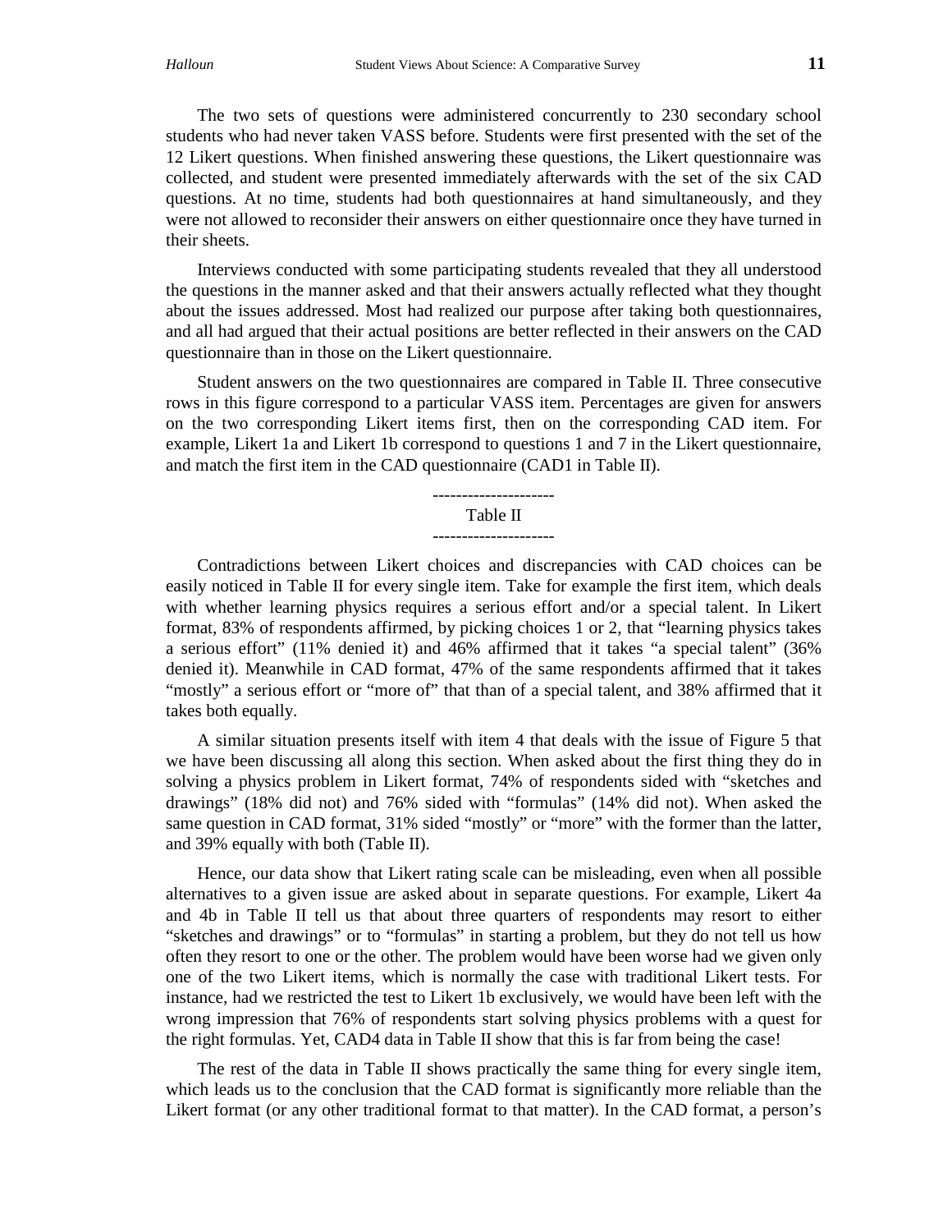The two sets of questions were administered concurrently to 230 secondary school students who had never taken VASS before. Students were first presented with the set of the 12 Likert questions. When finished answering these questions, the Likert questionnaire was collected, and student were presented immediately afterwards with the set of the six CAD questions. At no time, students had both questionnaires at hand simultaneously, and they were not allowed to reconsider their answers on either questionnaire once they have turned in their sheets.

Interviews conducted with some participating students revealed that they all understood the questions in the manner asked and that their answers actually reflected what they thought about the issues addressed. Most had realized our purpose after taking both questionnaires, and all had argued that their actual positions are better reflected in their answers on the CAD questionnaire than in those on the Likert questionnaire.

Student answers on the two questionnaires are compared in Table II. Three consecutive rows in this figure correspond to a particular VASS item. Percentages are given for answers on the two corresponding Likert items first, then on the corresponding CAD item. For example, Likert 1a and Likert 1b correspond to questions 1 and 7 in the Likert questionnaire, and match the first item in the CAD questionnaire (CAD1 in Table II).

---------------------
Table II
---------------------

Contradictions between Likert choices and discrepancies with CAD choices can be easily noticed in Table II for every single item. Take for example the first item, which deals with whether learning physics requires a serious effort and/or a special talent. In Likert format, 83% of respondents affirmed, by picking choices 1 or 2, that "learning physics takes a serious effort" (11% denied it) and 46% affirmed that it takes "a special talent" (36% denied it). Meanwhile in CAD format, 47% of the same respondents affirmed that it takes "mostly" a serious effort or "more of" that than of a special talent, and 38% affirmed that it takes both equally.

A similar situation presents itself with item 4 that deals with the issue of Figure 5 that we have been discussing all along this section. When asked about the first thing they do in solving a physics problem in Likert format, 74% of respondents sided with "sketches and drawings" (18% did not) and 76% sided with "formulas" (14% did not). When asked the same question in CAD format, 31% sided "mostly" or "more" with the former than the latter, and 39% equally with both (Table II).

Hence, our data show that Likert rating scale can be misleading, even when all possible alternatives to a given issue are asked about in separate questions. For example, Likert 4a and 4b in Table II tell us that about three quarters of respondents may resort to either "sketches and drawings" or to "formulas" in starting a problem, but they do not tell us how often they resort to one or the other. The problem would have been worse had we given only one of the two Likert items, which is normally the case with traditional Likert tests. For instance, had we restricted the test to Likert 1b exclusively, we would have been left with the wrong impression that 76% of respondents start solving physics problems with a quest for the right formulas. Yet, CAD4 data in Table II show that this is far from being the case!

The rest of the data in Table II shows practically the same thing for every single item, which leads us to the conclusion that the CAD format is significantly more reliable than the Likert format (or any other traditional format to that matter). In the CAD format, a person's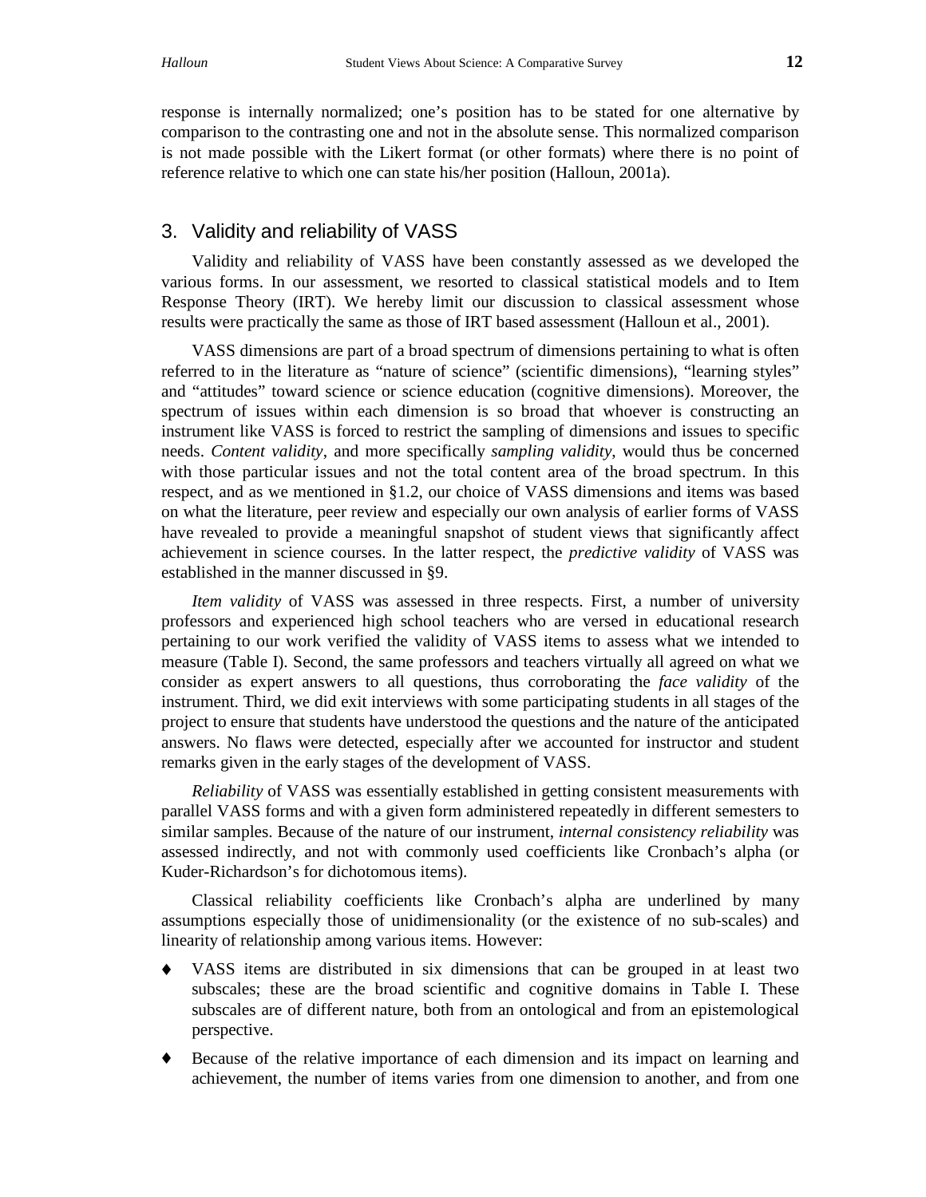response is internally normalized; one's position has to be stated for one alternative by comparison to the contrasting one and not in the absolute sense. This normalized comparison is not made possible with the Likert format (or other formats) where there is no point of reference relative to which one can state his/her position (Halloun, 2001a).

## 3. Validity and reliability of VASS

Validity and reliability of VASS have been constantly assessed as we developed the various forms. In our assessment, we resorted to classical statistical models and to Item Response Theory (IRT). We hereby limit our discussion to classical assessment whose results were practically the same as those of IRT based assessment (Halloun et al., 2001).

VASS dimensions are part of a broad spectrum of dimensions pertaining to what is often referred to in the literature as "nature of science" (scientific dimensions), "learning styles" and "attitudes" toward science or science education (cognitive dimensions). Moreover, the spectrum of issues within each dimension is so broad that whoever is constructing an instrument like VASS is forced to restrict the sampling of dimensions and issues to specific needs. *Content validity*, and more specifically *sampling validity*, would thus be concerned with those particular issues and not the total content area of the broad spectrum. In this respect, and as we mentioned in §1.2, our choice of VASS dimensions and items was based on what the literature, peer review and especially our own analysis of earlier forms of VASS have revealed to provide a meaningful snapshot of student views that significantly affect achievement in science courses. In the latter respect, the *predictive validity* of VASS was established in the manner discussed in §9.

*Item validity* of VASS was assessed in three respects. First, a number of university professors and experienced high school teachers who are versed in educational research pertaining to our work verified the validity of VASS items to assess what we intended to measure (Table I). Second, the same professors and teachers virtually all agreed on what we consider as expert answers to all questions, thus corroborating the *face validity* of the instrument. Third, we did exit interviews with some participating students in all stages of the project to ensure that students have understood the questions and the nature of the anticipated answers. No flaws were detected, especially after we accounted for instructor and student remarks given in the early stages of the development of VASS.

*Reliability* of VASS was essentially established in getting consistent measurements with parallel VASS forms and with a given form administered repeatedly in different semesters to similar samples. Because of the nature of our instrument, *internal consistency reliability* was assessed indirectly, and not with commonly used coefficients like Cronbach's alpha (or Kuder-Richardson's for dichotomous items).

Classical reliability coefficients like Cronbach's alpha are underlined by many assumptions especially those of unidimensionality (or the existence of no sub-scales) and linearity of relationship among various items. However:

- VASS items are distributed in six dimensions that can be grouped in at least two subscales; these are the broad scientific and cognitive domains in Table I. These subscales are of different nature, both from an ontological and from an epistemological perspective.
- Because of the relative importance of each dimension and its impact on learning and achievement, the number of items varies from one dimension to another, and from one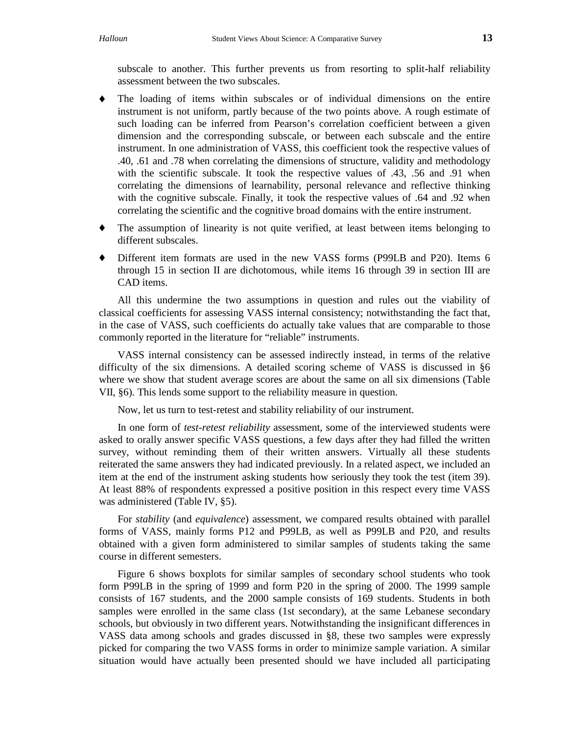subscale to another. This further prevents us from resorting to split-half reliability assessment between the two subscales.

- The loading of items within subscales or of individual dimensions on the entire instrument is not uniform, partly because of the two points above. A rough estimate of such loading can be inferred from Pearson's correlation coefficient between a given dimension and the corresponding subscale, or between each subscale and the entire instrument. In one administration of VASS, this coefficient took the respective values of .40, .61 and .78 when correlating the dimensions of structure, validity and methodology with the scientific subscale. It took the respective values of .43, .56 and .91 when correlating the dimensions of learnability, personal relevance and reflective thinking with the cognitive subscale. Finally, it took the respective values of .64 and .92 when correlating the scientific and the cognitive broad domains with the entire instrument.
- The assumption of linearity is not quite verified, at least between items belonging to different subscales.
- Different item formats are used in the new VASS forms (P99LB and P20). Items 6 through 15 in section II are dichotomous, while items 16 through 39 in section III are CAD items.

All this undermine the two assumptions in question and rules out the viability of classical coefficients for assessing VASS internal consistency; notwithstanding the fact that, in the case of VASS, such coefficients do actually take values that are comparable to those commonly reported in the literature for "reliable" instruments.

VASS internal consistency can be assessed indirectly instead, in terms of the relative difficulty of the six dimensions. A detailed scoring scheme of VASS is discussed in §6 where we show that student average scores are about the same on all six dimensions (Table VII, §6). This lends some support to the reliability measure in question.

Now, let us turn to test-retest and stability reliability of our instrument.

In one form of *test-retest reliability* assessment, some of the interviewed students were asked to orally answer specific VASS questions, a few days after they had filled the written survey, without reminding them of their written answers. Virtually all these students reiterated the same answers they had indicated previously. In a related aspect, we included an item at the end of the instrument asking students how seriously they took the test (item 39). At least 88% of respondents expressed a positive position in this respect every time VASS was administered (Table IV, §5).

For *stability* (and *equivalence*) assessment, we compared results obtained with parallel forms of VASS, mainly forms P12 and P99LB, as well as P99LB and P20, and results obtained with a given form administered to similar samples of students taking the same course in different semesters.

Figure 6 shows boxplots for similar samples of secondary school students who took form P99LB in the spring of 1999 and form P20 in the spring of 2000. The 1999 sample consists of 167 students, and the 2000 sample consists of 169 students. Students in both samples were enrolled in the same class (1st secondary), at the same Lebanese secondary schools, but obviously in two different years. Notwithstanding the insignificant differences in VASS data among schools and grades discussed in §8, these two samples were expressly picked for comparing the two VASS forms in order to minimize sample variation. A similar situation would have actually been presented should we have included all participating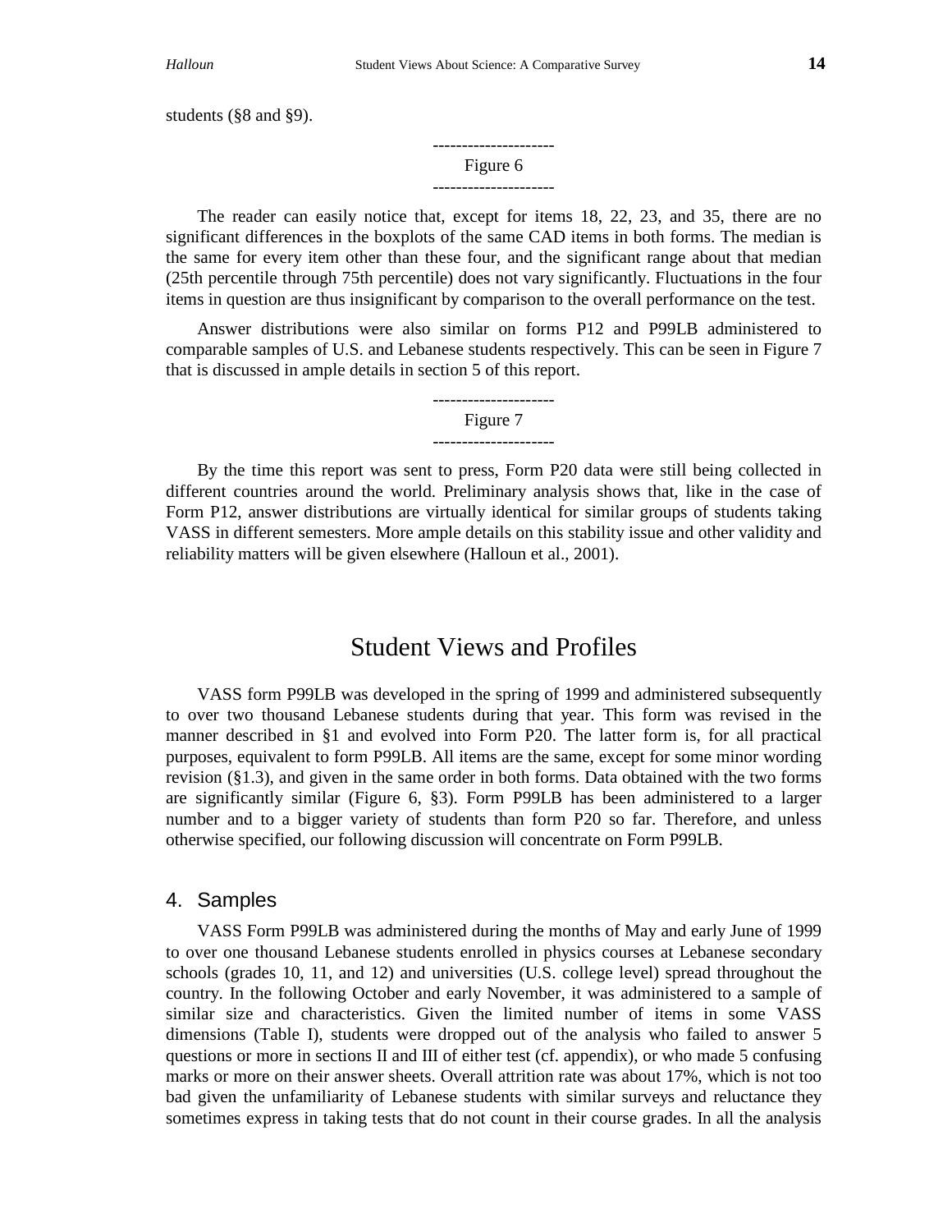students (§8 and §9).

---------------------
Figure 6
---------------------

The reader can easily notice that, except for items 18, 22, 23, and 35, there are no significant differences in the boxplots of the same CAD items in both forms. The median is the same for every item other than these four, and the significant range about that median (25th percentile through 75th percentile) does not vary significantly. Fluctuations in the four items in question are thus insignificant by comparison to the overall performance on the test.

Answer distributions were also similar on forms P12 and P99LB administered to comparable samples of U.S. and Lebanese students respectively. This can be seen in Figure 7 that is discussed in ample details in section 5 of this report.

---------------------
Figure 7
---------------------

By the time this report was sent to press, Form P20 data were still being collected in different countries around the world. Preliminary analysis shows that, like in the case of Form P12, answer distributions are virtually identical for similar groups of students taking VASS in different semesters. More ample details on this stability issue and other validity and reliability matters will be given elsewhere (Halloun et al., 2001).

# Student Views and Profiles

VASS form P99LB was developed in the spring of 1999 and administered subsequently to over two thousand Lebanese students during that year. This form was revised in the manner described in §1 and evolved into Form P20. The latter form is, for all practical purposes, equivalent to form P99LB. All items are the same, except for some minor wording revision (§1.3), and given in the same order in both forms. Data obtained with the two forms are significantly similar (Figure 6, §3). Form P99LB has been administered to a larger number and to a bigger variety of students than form P20 so far. Therefore, and unless otherwise specified, our following discussion will concentrate on Form P99LB.

## 4. Samples

VASS Form P99LB was administered during the months of May and early June of 1999 to over one thousand Lebanese students enrolled in physics courses at Lebanese secondary schools (grades 10, 11, and 12) and universities (U.S. college level) spread throughout the country. In the following October and early November, it was administered to a sample of similar size and characteristics. Given the limited number of items in some VASS dimensions (Table I), students were dropped out of the analysis who failed to answer 5 questions or more in sections II and III of either test (cf. appendix), or who made 5 confusing marks or more on their answer sheets. Overall attrition rate was about 17%, which is not too bad given the unfamiliarity of Lebanese students with similar surveys and reluctance they sometimes express in taking tests that do not count in their course grades. In all the analysis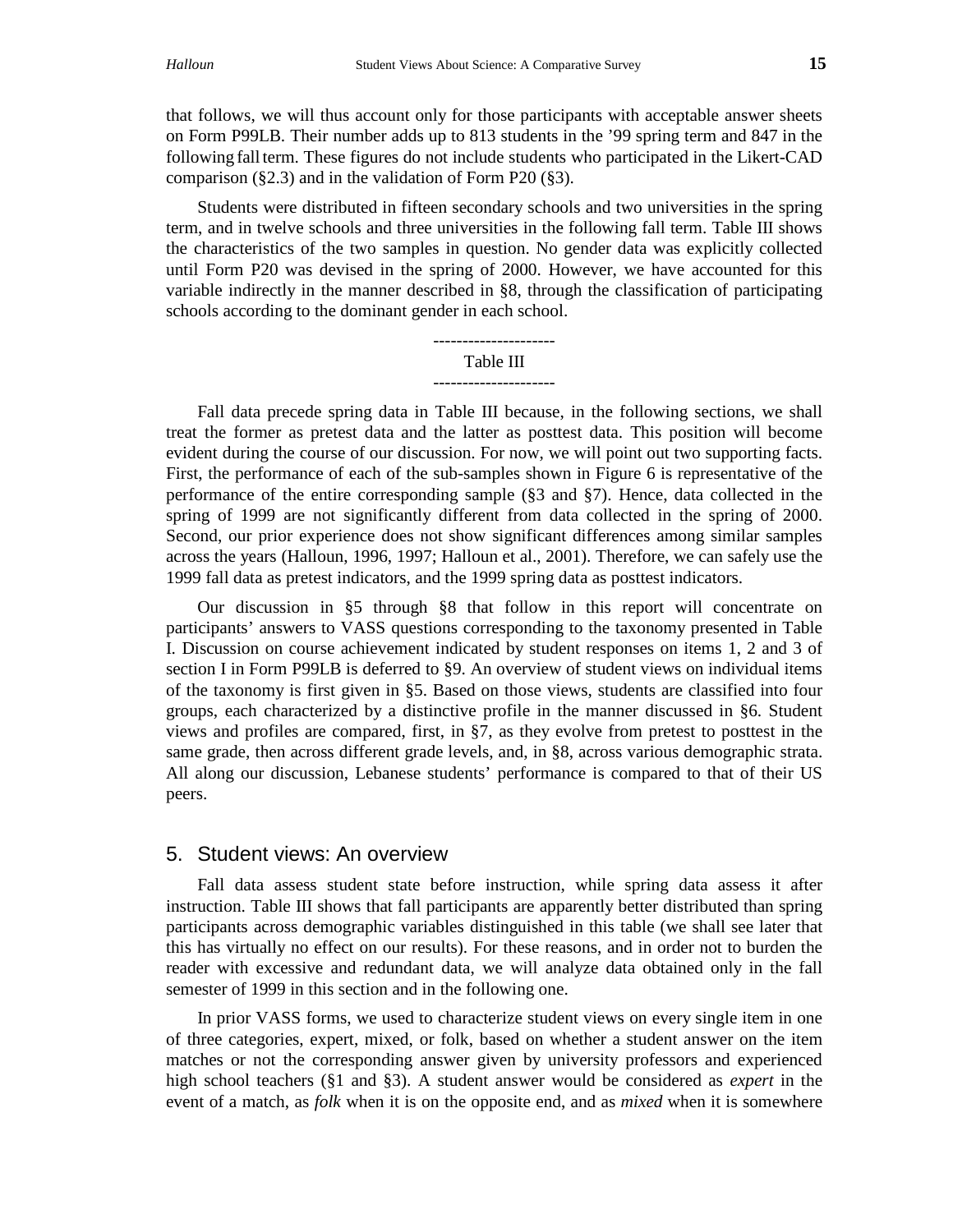that follows, we will thus account only for those participants with acceptable answer sheets on Form P99LB. Their number adds up to 813 students in the '99 spring term and 847 in the following fall term. These figures do not include students who participated in the Likert-CAD comparison (§2.3) and in the validation of Form P20 (§3).

Students were distributed in fifteen secondary schools and two universities in the spring term, and in twelve schools and three universities in the following fall term. Table III shows the characteristics of the two samples in question. No gender data was explicitly collected until Form P20 was devised in the spring of 2000. However, we have accounted for this variable indirectly in the manner described in §8, through the classification of participating schools according to the dominant gender in each school.

---------------------
Table III
---------------------

Fall data precede spring data in Table III because, in the following sections, we shall treat the former as pretest data and the latter as posttest data. This position will become evident during the course of our discussion. For now, we will point out two supporting facts. First, the performance of each of the sub-samples shown in Figure 6 is representative of the performance of the entire corresponding sample (§3 and §7). Hence, data collected in the spring of 1999 are not significantly different from data collected in the spring of 2000. Second, our prior experience does not show significant differences among similar samples across the years (Halloun, 1996, 1997; Halloun et al., 2001). Therefore, we can safely use the 1999 fall data as pretest indicators, and the 1999 spring data as posttest indicators.

Our discussion in §5 through §8 that follow in this report will concentrate on participants' answers to VASS questions corresponding to the taxonomy presented in Table I. Discussion on course achievement indicated by student responses on items 1, 2 and 3 of section I in Form P99LB is deferred to §9. An overview of student views on individual items of the taxonomy is first given in §5. Based on those views, students are classified into four groups, each characterized by a distinctive profile in the manner discussed in §6. Student views and profiles are compared, first, in §7, as they evolve from pretest to posttest in the same grade, then across different grade levels, and, in §8, across various demographic strata. All along our discussion, Lebanese students' performance is compared to that of their US peers.

## 5. Student views: An overview

Fall data assess student state before instruction, while spring data assess it after instruction. Table III shows that fall participants are apparently better distributed than spring participants across demographic variables distinguished in this table (we shall see later that this has virtually no effect on our results). For these reasons, and in order not to burden the reader with excessive and redundant data, we will analyze data obtained only in the fall semester of 1999 in this section and in the following one.

In prior VASS forms, we used to characterize student views on every single item in one of three categories, expert, mixed, or folk, based on whether a student answer on the item matches or not the corresponding answer given by university professors and experienced high school teachers (§1 and §3). A student answer would be considered as *expert* in the event of a match, as *folk* when it is on the opposite end, and as *mixed* when it is somewhere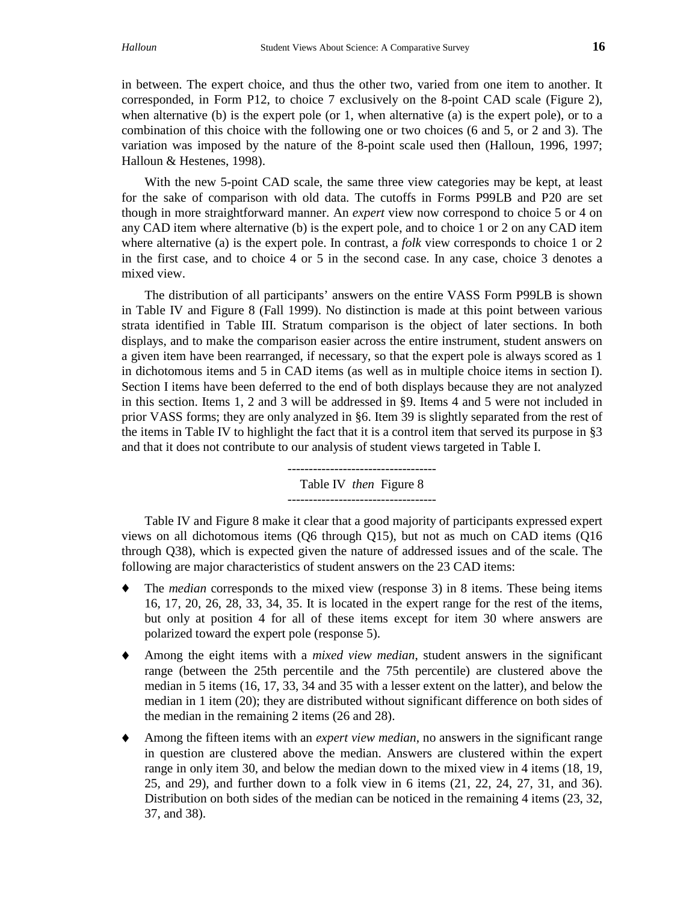in between. The expert choice, and thus the other two, varied from one item to another. It corresponded, in Form P12, to choice 7 exclusively on the 8-point CAD scale (Figure 2), when alternative (b) is the expert pole (or 1, when alternative (a) is the expert pole), or to a combination of this choice with the following one or two choices (6 and 5, or 2 and 3). The variation was imposed by the nature of the 8-point scale used then (Halloun, 1996, 1997; Halloun & Hestenes, 1998).

With the new 5-point CAD scale, the same three view categories may be kept, at least for the sake of comparison with old data. The cutoffs in Forms P99LB and P20 are set though in more straightforward manner. An *expert* view now correspond to choice 5 or 4 on any CAD item where alternative (b) is the expert pole, and to choice 1 or 2 on any CAD item where alternative (a) is the expert pole. In contrast, a *folk* view corresponds to choice 1 or 2 in the first case, and to choice 4 or 5 in the second case. In any case, choice 3 denotes a mixed view.

The distribution of all participants' answers on the entire VASS Form P99LB is shown in Table IV and Figure 8 (Fall 1999). No distinction is made at this point between various strata identified in Table III. Stratum comparison is the object of later sections. In both displays, and to make the comparison easier across the entire instrument, student answers on a given item have been rearranged, if necessary, so that the expert pole is always scored as 1 in dichotomous items and 5 in CAD items (as well as in multiple choice items in section I). Section I items have been deferred to the end of both displays because they are not analyzed in this section. Items 1, 2 and 3 will be addressed in §9. Items 4 and 5 were not included in prior VASS forms; they are only analyzed in §6. Item 39 is slightly separated from the rest of the items in Table IV to highlight the fact that it is a control item that served its purpose in §3 and that it does not contribute to our analysis of student views targeted in Table I.

-----------------------------------

Table IV *then* Figure 8

-----------------------------------

Table IV and Figure 8 make it clear that a good majority of participants expressed expert views on all dichotomous items (Q6 through Q15), but not as much on CAD items (Q16 through Q38), which is expected given the nature of addressed issues and of the scale. The following are major characteristics of student answers on the 23 CAD items:

- The *median* corresponds to the mixed view (response 3) in 8 items. These being items 16, 17, 20, 26, 28, 33, 34, 35. It is located in the expert range for the rest of the items, but only at position 4 for all of these items except for item 30 where answers are polarized toward the expert pole (response 5).
- Among the eight items with a *mixed view median*, student answers in the significant range (between the 25th percentile and the 75th percentile) are clustered above the median in 5 items (16, 17, 33, 34 and 35 with a lesser extent on the latter), and below the median in 1 item (20); they are distributed without significant difference on both sides of the median in the remaining 2 items (26 and 28).
- Among the fifteen items with an *expert view median*, no answers in the significant range in question are clustered above the median. Answers are clustered within the expert range in only item 30, and below the median down to the mixed view in 4 items (18, 19, 25, and 29), and further down to a folk view in 6 items (21, 22, 24, 27, 31, and 36). Distribution on both sides of the median can be noticed in the remaining 4 items (23, 32, 37, and 38).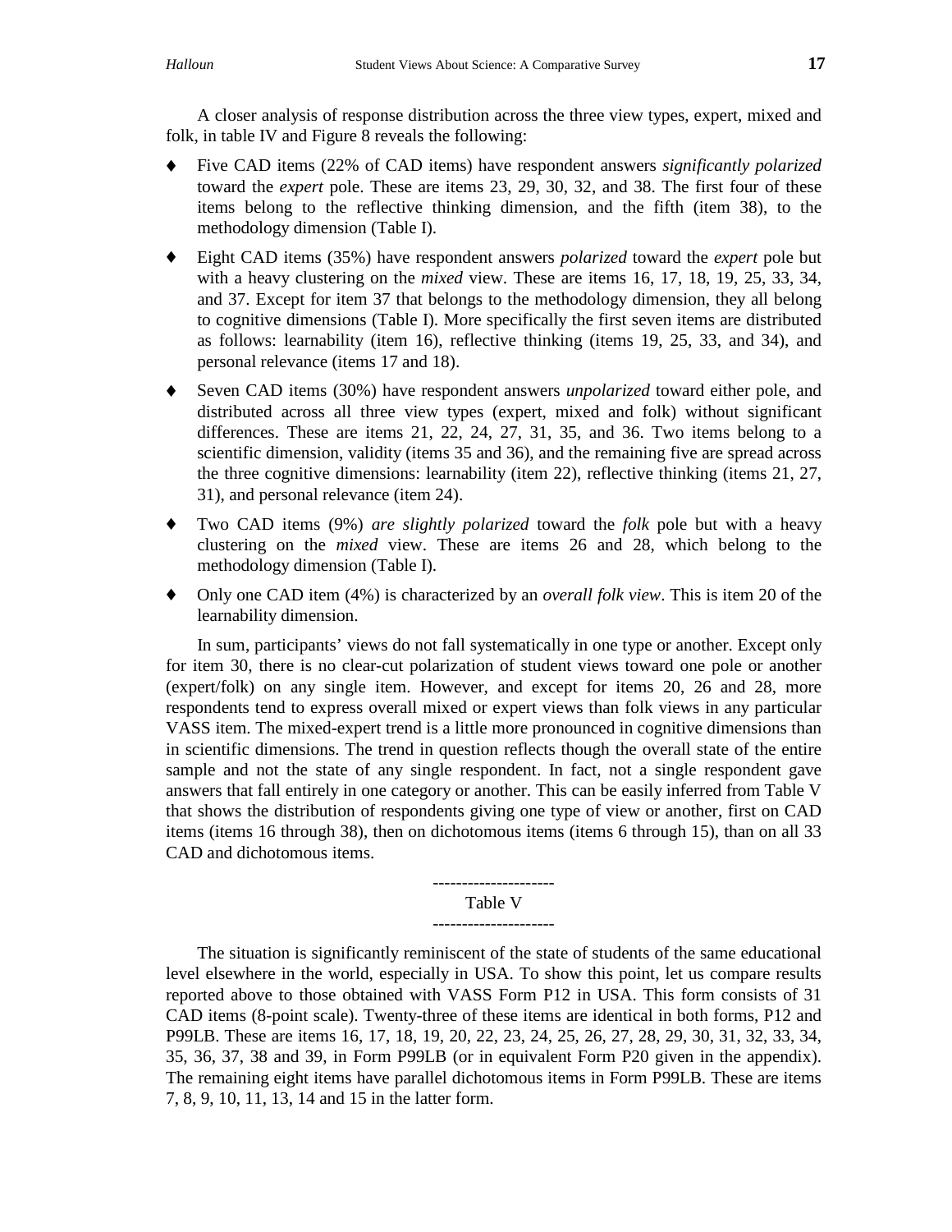A closer analysis of response distribution across the three view types, expert, mixed and folk, in table IV and Figure 8 reveals the following:

- Five CAD items (22% of CAD items) have respondent answers *significantly polarized* toward the *expert* pole. These are items 23, 29, 30, 32, and 38. The first four of these items belong to the reflective thinking dimension, and the fifth (item 38), to the methodology dimension (Table I).
- Eight CAD items (35%) have respondent answers *polarized* toward the *expert* pole but with a heavy clustering on the *mixed* view. These are items 16, 17, 18, 19, 25, 33, 34, and 37. Except for item 37 that belongs to the methodology dimension, they all belong to cognitive dimensions (Table I). More specifically the first seven items are distributed as follows: learnability (item 16), reflective thinking (items 19, 25, 33, and 34), and personal relevance (items 17 and 18).
- Seven CAD items (30%) have respondent answers *unpolarized* toward either pole, and distributed across all three view types (expert, mixed and folk) without significant differences. These are items 21, 22, 24, 27, 31, 35, and 36. Two items belong to a scientific dimension, validity (items 35 and 36), and the remaining five are spread across the three cognitive dimensions: learnability (item 22), reflective thinking (items 21, 27, 31), and personal relevance (item 24).
- Two CAD items (9%) *are slightly polarized* toward the *folk* pole but with a heavy clustering on the *mixed* view. These are items 26 and 28, which belong to the methodology dimension (Table I).
- Only one CAD item (4%) is characterized by an *overall folk view*. This is item 20 of the learnability dimension.

In sum, participants' views do not fall systematically in one type or another. Except only for item 30, there is no clear-cut polarization of student views toward one pole or another (expert/folk) on any single item. However, and except for items 20, 26 and 28, more respondents tend to express overall mixed or expert views than folk views in any particular VASS item. The mixed-expert trend is a little more pronounced in cognitive dimensions than in scientific dimensions. The trend in question reflects though the overall state of the entire sample and not the state of any single respondent. In fact, not a single respondent gave answers that fall entirely in one category or another. This can be easily inferred from Table V that shows the distribution of respondents giving one type of view or another, first on CAD items (items 16 through 38), then on dichotomous items (items 6 through 15), than on all 33 CAD and dichotomous items.

---------------------
Table V
---------------------

The situation is significantly reminiscent of the state of students of the same educational level elsewhere in the world, especially in USA. To show this point, let us compare results reported above to those obtained with VASS Form P12 in USA. This form consists of 31 CAD items (8-point scale). Twenty-three of these items are identical in both forms, P12 and P99LB. These are items 16, 17, 18, 19, 20, 22, 23, 24, 25, 26, 27, 28, 29, 30, 31, 32, 33, 34, 35, 36, 37, 38 and 39, in Form P99LB (or in equivalent Form P20 given in the appendix). The remaining eight items have parallel dichotomous items in Form P99LB. These are items 7, 8, 9, 10, 11, 13, 14 and 15 in the latter form.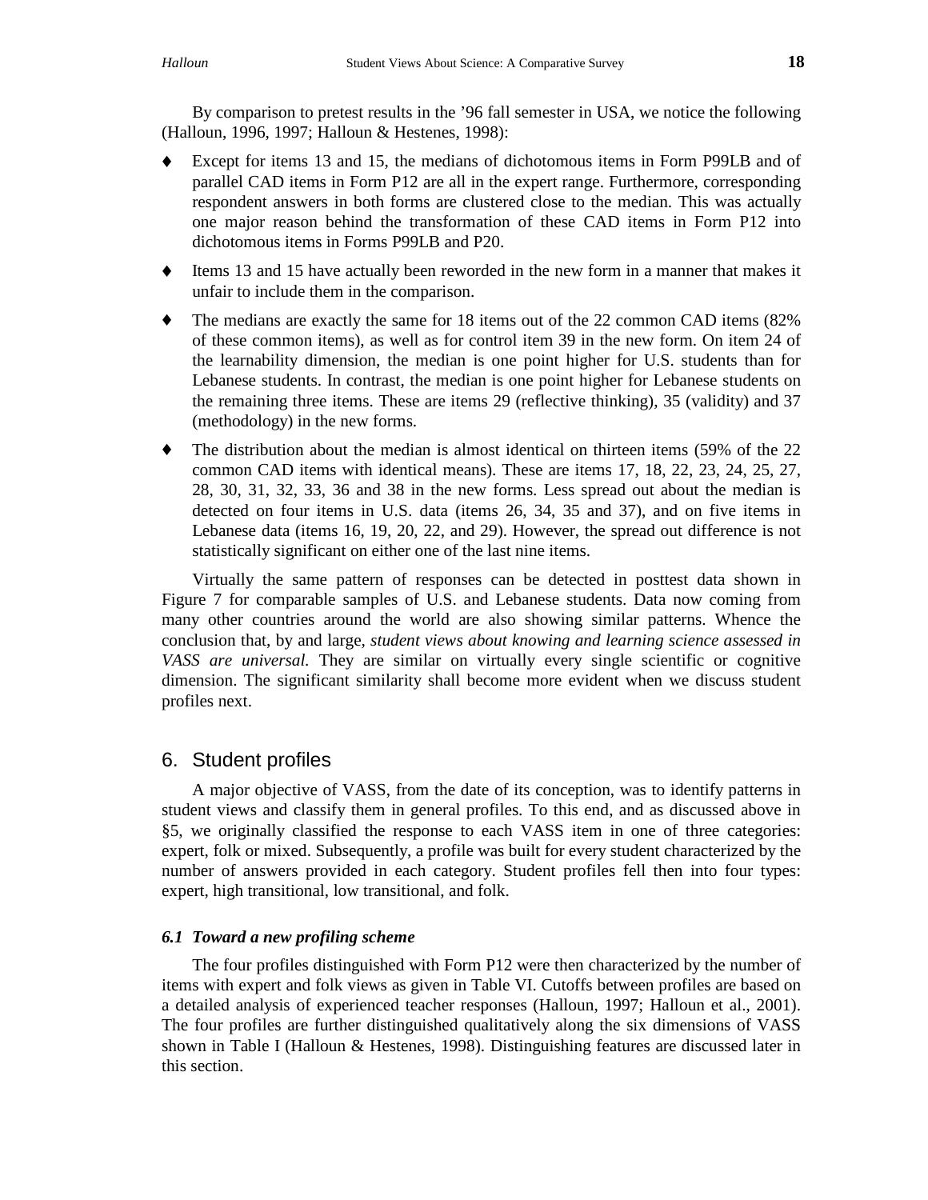By comparison to pretest results in the ’96 fall semester in USA, we notice the following (Halloun, 1996, 1997; Halloun & Hestenes, 1998):

- Except for items 13 and 15, the medians of dichotomous items in Form P99LB and of parallel CAD items in Form P12 are all in the expert range. Furthermore, corresponding respondent answers in both forms are clustered close to the median. This was actually one major reason behind the transformation of these CAD items in Form P12 into dichotomous items in Forms P99LB and P20.
- Items 13 and 15 have actually been reworded in the new form in a manner that makes it unfair to include them in the comparison.
- The medians are exactly the same for 18 items out of the 22 common CAD items (82% of these common items), as well as for control item 39 in the new form. On item 24 of the learnability dimension, the median is one point higher for U.S. students than for Lebanese students. In contrast, the median is one point higher for Lebanese students on the remaining three items. These are items 29 (reflective thinking), 35 (validity) and 37 (methodology) in the new forms.
- The distribution about the median is almost identical on thirteen items (59% of the 22 common CAD items with identical means). These are items 17, 18, 22, 23, 24, 25, 27, 28, 30, 31, 32, 33, 36 and 38 in the new forms. Less spread out about the median is detected on four items in U.S. data (items 26, 34, 35 and 37), and on five items in Lebanese data (items 16, 19, 20, 22, and 29). However, the spread out difference is not statistically significant on either one of the last nine items.

Virtually the same pattern of responses can be detected in posttest data shown in Figure 7 for comparable samples of U.S. and Lebanese students. Data now coming from many other countries around the world are also showing similar patterns. Whence the conclusion that, by and large, *student views about knowing and learning science assessed in VASS are universal.* They are similar on virtually every single scientific or cognitive dimension. The significant similarity shall become more evident when we discuss student profiles next.

## 6. Student profiles

A major objective of VASS, from the date of its conception, was to identify patterns in student views and classify them in general profiles. To this end, and as discussed above in §5, we originally classified the response to each VASS item in one of three categories: expert, folk or mixed. Subsequently, a profile was built for every student characterized by the number of answers provided in each category. Student profiles fell then into four types: expert, high transitional, low transitional, and folk.

### *6.1 Toward a new profiling scheme*

The four profiles distinguished with Form P12 were then characterized by the number of items with expert and folk views as given in Table VI. Cutoffs between profiles are based on a detailed analysis of experienced teacher responses (Halloun, 1997; Halloun et al., 2001). The four profiles are further distinguished qualitatively along the six dimensions of VASS shown in Table I (Halloun & Hestenes, 1998). Distinguishing features are discussed later in this section.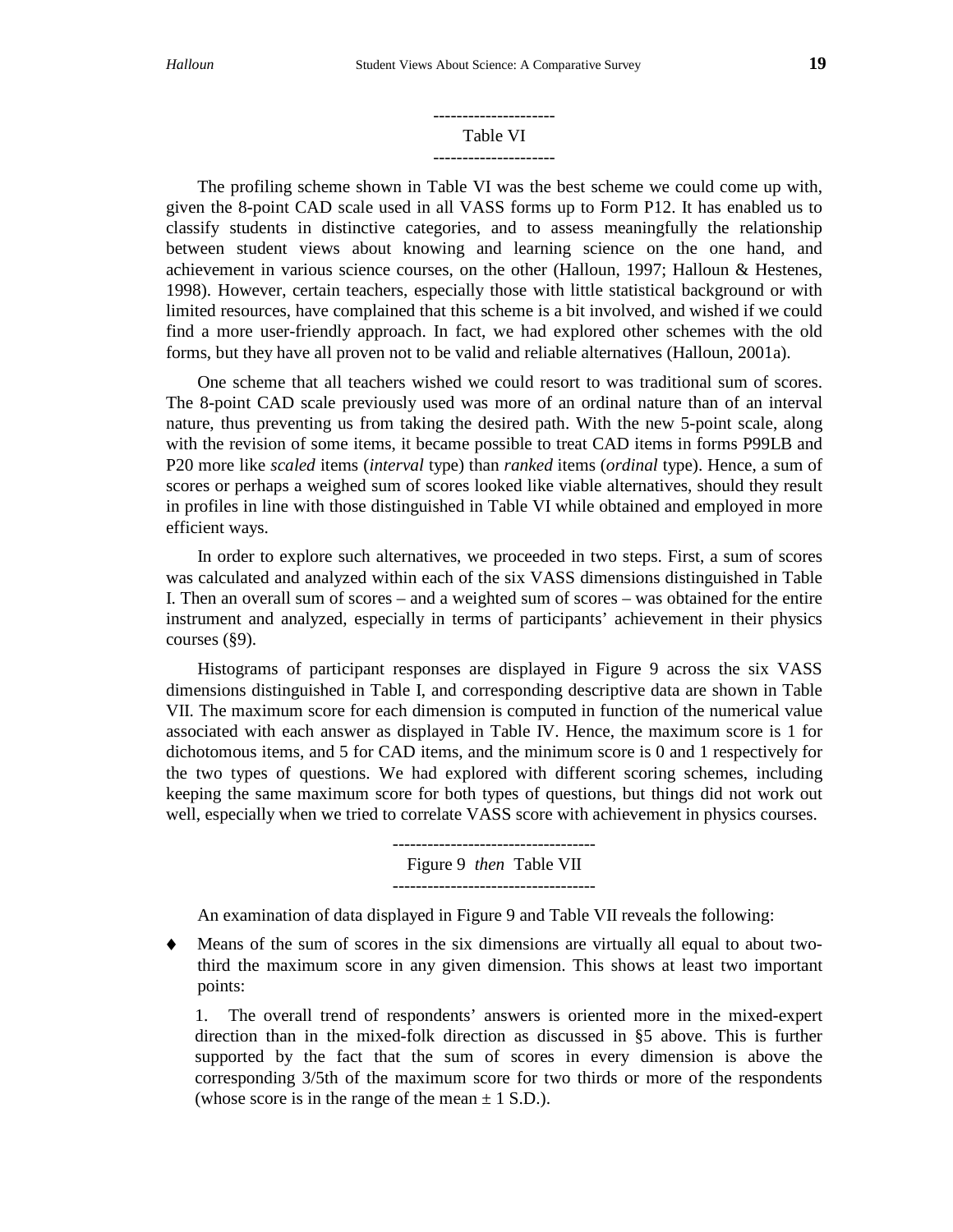---------------------

Table VI

---------------------

The profiling scheme shown in Table VI was the best scheme we could come up with, given the 8-point CAD scale used in all VASS forms up to Form P12. It has enabled us to classify students in distinctive categories, and to assess meaningfully the relationship between student views about knowing and learning science on the one hand, and achievement in various science courses, on the other (Halloun, 1997; Halloun & Hestenes, 1998). However, certain teachers, especially those with little statistical background or with limited resources, have complained that this scheme is a bit involved, and wished if we could find a more user-friendly approach. In fact, we had explored other schemes with the old forms, but they have all proven not to be valid and reliable alternatives (Halloun, 2001a).

One scheme that all teachers wished we could resort to was traditional sum of scores. The 8-point CAD scale previously used was more of an ordinal nature than of an interval nature, thus preventing us from taking the desired path. With the new 5-point scale, along with the revision of some items, it became possible to treat CAD items in forms P99LB and P20 more like *scaled* items (*interval* type) than *ranked* items (*ordinal* type). Hence, a sum of scores or perhaps a weighed sum of scores looked like viable alternatives, should they result in profiles in line with those distinguished in Table VI while obtained and employed in more efficient ways.

In order to explore such alternatives, we proceeded in two steps. First, a sum of scores was calculated and analyzed within each of the six VASS dimensions distinguished in Table I. Then an overall sum of scores – and a weighted sum of scores – was obtained for the entire instrument and analyzed, especially in terms of participants' achievement in their physics courses (§9).

Histograms of participant responses are displayed in Figure 9 across the six VASS dimensions distinguished in Table I, and corresponding descriptive data are shown in Table VII. The maximum score for each dimension is computed in function of the numerical value associated with each answer as displayed in Table IV. Hence, the maximum score is 1 for dichotomous items, and 5 for CAD items, and the minimum score is 0 and 1 respectively for the two types of questions. We had explored with different scoring schemes, including keeping the same maximum score for both types of questions, but things did not work out well, especially when we tried to correlate VASS score with achievement in physics courses.

-----------------------------------

Figure 9 *then* Table VII

-----------------------------------

An examination of data displayed in Figure 9 and Table VII reveals the following:

- Means of the sum of scores in the six dimensions are virtually all equal to about two-third the maximum score in any given dimension. This shows at least two important points:

  1. The overall trend of respondents' answers is oriented more in the mixed-expert direction than in the mixed-folk direction as discussed in §5 above. This is further supported by the fact that the sum of scores in every dimension is above the corresponding 3/5th of the maximum score for two thirds or more of the respondents (whose score is in the range of the mean ± 1 S.D.).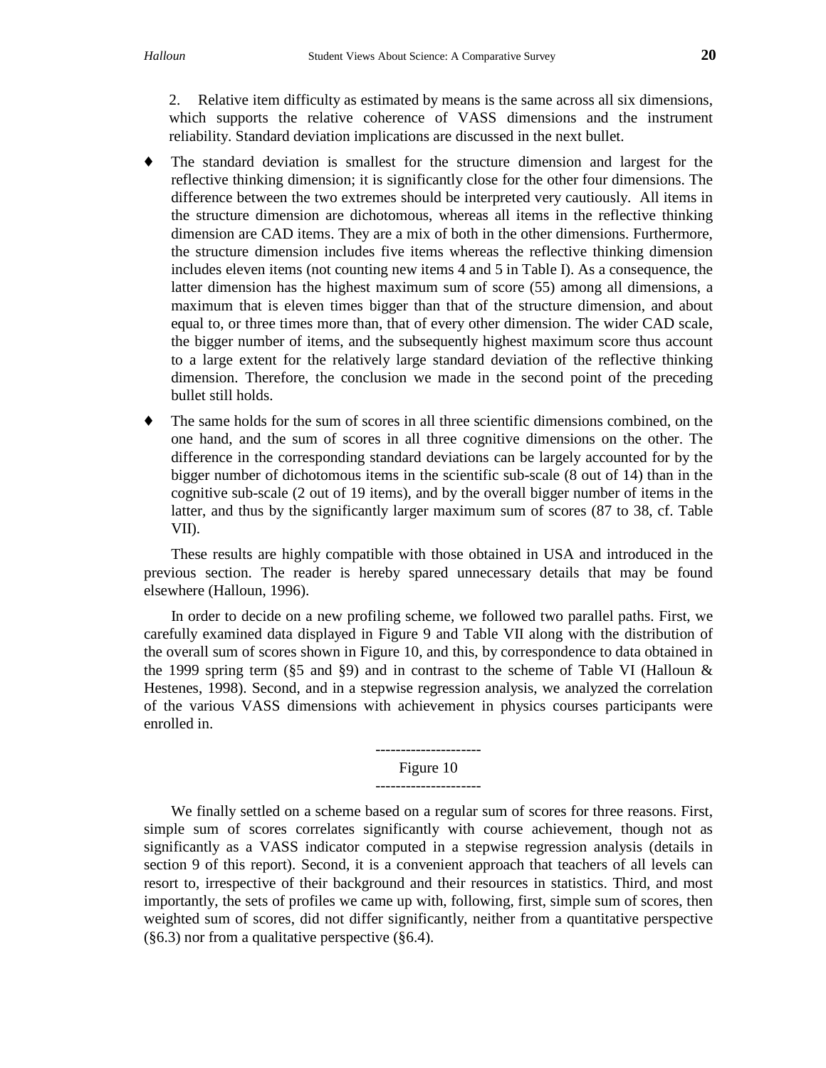2. Relative item difficulty as estimated by means is the same across all six dimensions, which supports the relative coherence of VASS dimensions and the instrument reliability. Standard deviation implications are discussed in the next bullet.

- The standard deviation is smallest for the structure dimension and largest for the reflective thinking dimension; it is significantly close for the other four dimensions. The difference between the two extremes should be interpreted very cautiously. All items in the structure dimension are dichotomous, whereas all items in the reflective thinking dimension are CAD items. They are a mix of both in the other dimensions. Furthermore, the structure dimension includes five items whereas the reflective thinking dimension includes eleven items (not counting new items 4 and 5 in Table I). As a consequence, the latter dimension has the highest maximum sum of score (55) among all dimensions, a maximum that is eleven times bigger than that of the structure dimension, and about equal to, or three times more than, that of every other dimension. The wider CAD scale, the bigger number of items, and the subsequently highest maximum score thus account to a large extent for the relatively large standard deviation of the reflective thinking dimension. Therefore, the conclusion we made in the second point of the preceding bullet still holds.

- The same holds for the sum of scores in all three scientific dimensions combined, on the one hand, and the sum of scores in all three cognitive dimensions on the other. The difference in the corresponding standard deviations can be largely accounted for by the bigger number of dichotomous items in the scientific sub-scale (8 out of 14) than in the cognitive sub-scale (2 out of 19 items), and by the overall bigger number of items in the latter, and thus by the significantly larger maximum sum of scores (87 to 38, cf. Table VII).

These results are highly compatible with those obtained in USA and introduced in the previous section. The reader is hereby spared unnecessary details that may be found elsewhere (Halloun, 1996).

In order to decide on a new profiling scheme, we followed two parallel paths. First, we carefully examined data displayed in Figure 9 and Table VII along with the distribution of the overall sum of scores shown in Figure 10, and this, by correspondence to data obtained in the 1999 spring term (§5 and §9) and in contrast to the scheme of Table VI (Halloun & Hestenes, 1998). Second, and in a stepwise regression analysis, we analyzed the correlation of the various VASS dimensions with achievement in physics courses participants were enrolled in.

---------------------
Figure 10
---------------------

We finally settled on a scheme based on a regular sum of scores for three reasons. First, simple sum of scores correlates significantly with course achievement, though not as significantly as a VASS indicator computed in a stepwise regression analysis (details in section 9 of this report). Second, it is a convenient approach that teachers of all levels can resort to, irrespective of their background and their resources in statistics. Third, and most importantly, the sets of profiles we came up with, following, first, simple sum of scores, then weighted sum of scores, did not differ significantly, neither from a quantitative perspective (§6.3) nor from a qualitative perspective (§6.4).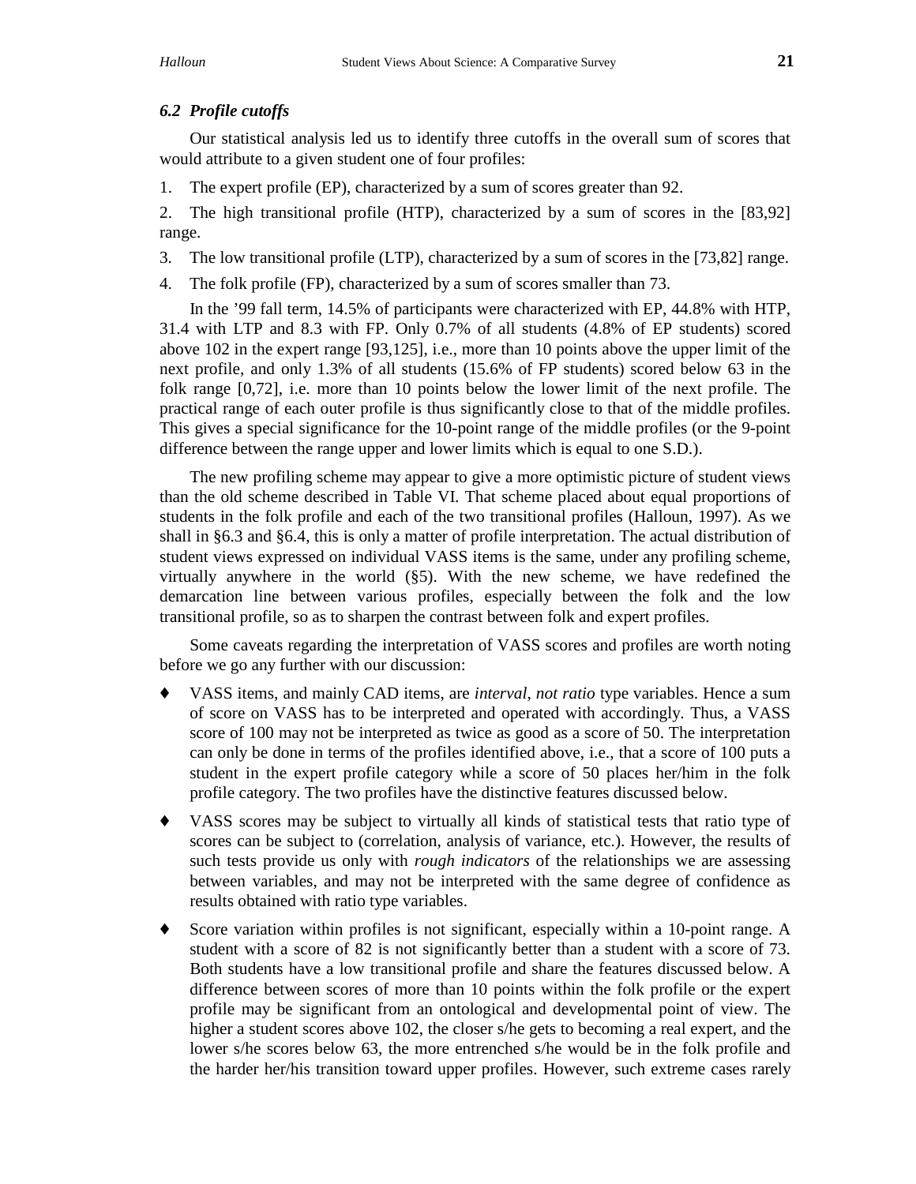### *6.2 Profile cutoffs*

Our statistical analysis led us to identify three cutoffs in the overall sum of scores that would attribute to a given student one of four profiles:

1. The expert profile (EP), characterized by a sum of scores greater than 92.
2. The high transitional profile (HTP), characterized by a sum of scores in the [83,92] range.
3. The low transitional profile (LTP), characterized by a sum of scores in the [73,82] range.
4. The folk profile (FP), characterized by a sum of scores smaller than 73.

In the '99 fall term, 14.5% of participants were characterized with EP, 44.8% with HTP, 31.4 with LTP and 8.3 with FP. Only 0.7% of all students (4.8% of EP students) scored above 102 in the expert range [93,125], i.e., more than 10 points above the upper limit of the next profile, and only 1.3% of all students (15.6% of FP students) scored below 63 in the folk range [0,72], i.e. more than 10 points below the lower limit of the next profile. The practical range of each outer profile is thus significantly close to that of the middle profiles. This gives a special significance for the 10-point range of the middle profiles (or the 9-point difference between the range upper and lower limits which is equal to one S.D.).

The new profiling scheme may appear to give a more optimistic picture of student views than the old scheme described in Table VI. That scheme placed about equal proportions of students in the folk profile and each of the two transitional profiles (Halloun, 1997). As we shall in §6.3 and §6.4, this is only a matter of profile interpretation. The actual distribution of student views expressed on individual VASS items is the same, under any profiling scheme, virtually anywhere in the world (§5). With the new scheme, we have redefined the demarcation line between various profiles, especially between the folk and the low transitional profile, so as to sharpen the contrast between folk and expert profiles.

Some caveats regarding the interpretation of VASS scores and profiles are worth noting before we go any further with our discussion:

- VASS items, and mainly CAD items, are *interval*, *not ratio* type variables. Hence a sum of score on VASS has to be interpreted and operated with accordingly. Thus, a VASS score of 100 may not be interpreted as twice as good as a score of 50. The interpretation can only be done in terms of the profiles identified above, i.e., that a score of 100 puts a student in the expert profile category while a score of 50 places her/him in the folk profile category. The two profiles have the distinctive features discussed below.
- VASS scores may be subject to virtually all kinds of statistical tests that ratio type of scores can be subject to (correlation, analysis of variance, etc.). However, the results of such tests provide us only with *rough indicators* of the relationships we are assessing between variables, and may not be interpreted with the same degree of confidence as results obtained with ratio type variables.
- Score variation within profiles is not significant, especially within a 10-point range. A student with a score of 82 is not significantly better than a student with a score of 73. Both students have a low transitional profile and share the features discussed below. A difference between scores of more than 10 points within the folk profile or the expert profile may be significant from an ontological and developmental point of view. The higher a student scores above 102, the closer s/he gets to becoming a real expert, and the lower s/he scores below 63, the more entrenched s/he would be in the folk profile and the harder her/his transition toward upper profiles. However, such extreme cases rarely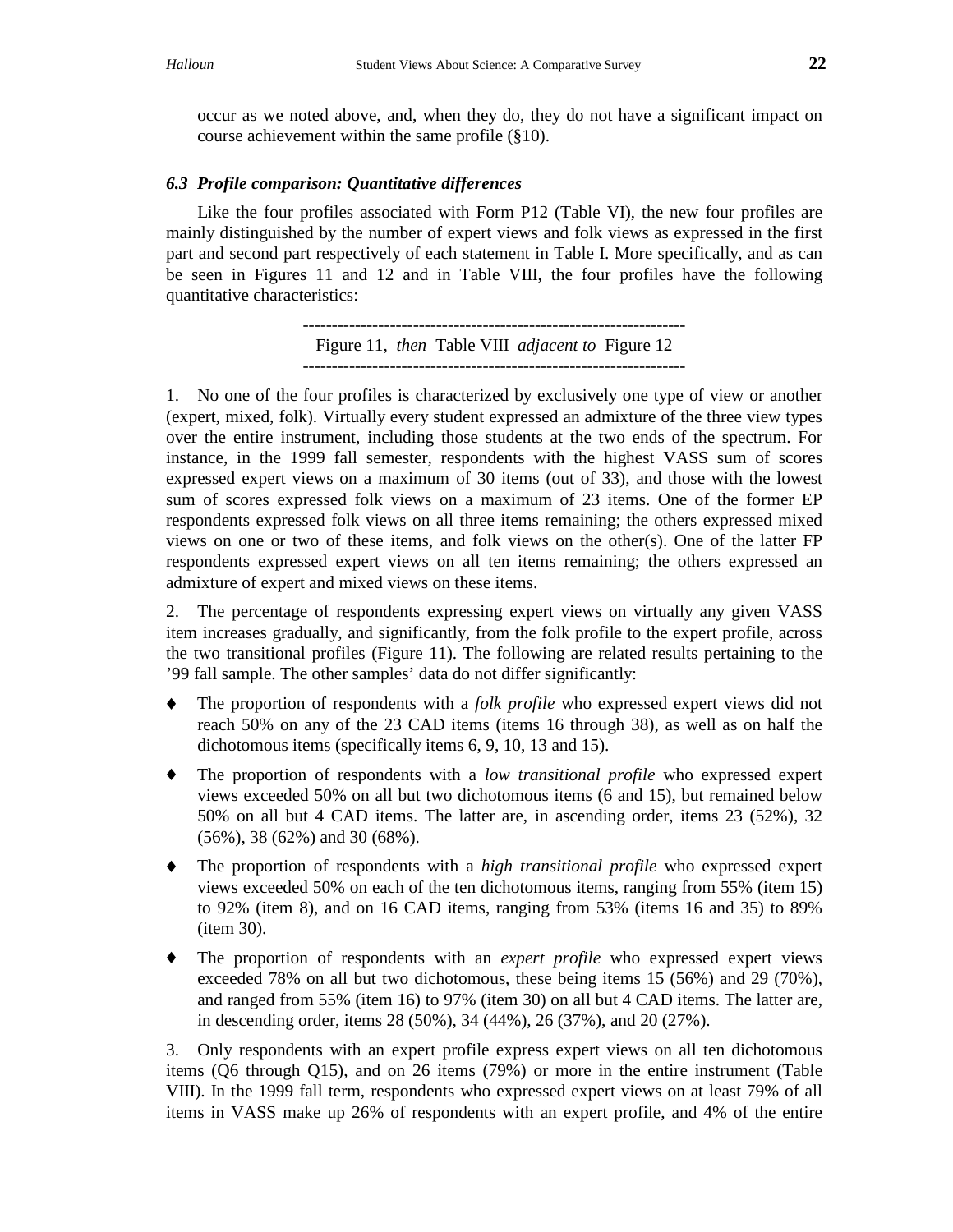occur as we noted above, and, when they do, they do not have a significant impact on course achievement within the same profile (§10).

### *6.3 Profile comparison: Quantitative differences*

Like the four profiles associated with Form P12 (Table VI), the new four profiles are mainly distinguished by the number of expert views and folk views as expressed in the first part and second part respectively of each statement in Table I. More specifically, and as can be seen in Figures 11 and 12 and in Table VIII, the four profiles have the following quantitative characteristics:

------------------------------------------------------------------

Figure 11, *then* Table VIII *adjacent to* Figure 12

------------------------------------------------------------------

1. No one of the four profiles is characterized by exclusively one type of view or another (expert, mixed, folk). Virtually every student expressed an admixture of the three view types over the entire instrument, including those students at the two ends of the spectrum. For instance, in the 1999 fall semester, respondents with the highest VASS sum of scores expressed expert views on a maximum of 30 items (out of 33), and those with the lowest sum of scores expressed folk views on a maximum of 23 items. One of the former EP respondents expressed folk views on all three items remaining; the others expressed mixed views on one or two of these items, and folk views on the other(s). One of the latter FP respondents expressed expert views on all ten items remaining; the others expressed an admixture of expert and mixed views on these items.

2. The percentage of respondents expressing expert views on virtually any given VASS item increases gradually, and significantly, from the folk profile to the expert profile, across the two transitional profiles (Figure 11). The following are related results pertaining to the '99 fall sample. The other samples' data do not differ significantly:

- The proportion of respondents with a *folk profile* who expressed expert views did not reach 50% on any of the 23 CAD items (items 16 through 38), as well as on half the dichotomous items (specifically items 6, 9, 10, 13 and 15).
- The proportion of respondents with a *low transitional profile* who expressed expert views exceeded 50% on all but two dichotomous items (6 and 15), but remained below 50% on all but 4 CAD items. The latter are, in ascending order, items 23 (52%), 32 (56%), 38 (62%) and 30 (68%).
- The proportion of respondents with a *high transitional profile* who expressed expert views exceeded 50% on each of the ten dichotomous items, ranging from 55% (item 15) to 92% (item 8), and on 16 CAD items, ranging from 53% (items 16 and 35) to 89% (item 30).
- The proportion of respondents with an *expert profile* who expressed expert views exceeded 78% on all but two dichotomous, these being items 15 (56%) and 29 (70%), and ranged from 55% (item 16) to 97% (item 30) on all but 4 CAD items. The latter are, in descending order, items 28 (50%), 34 (44%), 26 (37%), and 20 (27%).

3. Only respondents with an expert profile express expert views on all ten dichotomous items (Q6 through Q15), and on 26 items (79%) or more in the entire instrument (Table VIII). In the 1999 fall term, respondents who expressed expert views on at least 79% of all items in VASS make up 26% of respondents with an expert profile, and 4% of the entire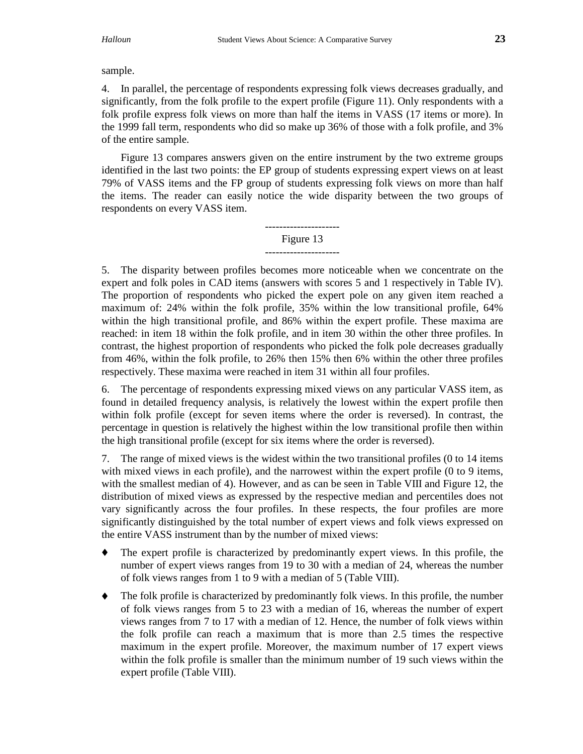sample.

4. In parallel, the percentage of respondents expressing folk views decreases gradually, and significantly, from the folk profile to the expert profile (Figure 11). Only respondents with a folk profile express folk views on more than half the items in VASS (17 items or more). In the 1999 fall term, respondents who did so make up 36% of those with a folk profile, and 3% of the entire sample.

Figure 13 compares answers given on the entire instrument by the two extreme groups identified in the last two points: the EP group of students expressing expert views on at least 79% of VASS items and the FP group of students expressing folk views on more than half the items. The reader can easily notice the wide disparity between the two groups of respondents on every VASS item.

---------------------
Figure 13
---------------------

5. The disparity between profiles becomes more noticeable when we concentrate on the expert and folk poles in CAD items (answers with scores 5 and 1 respectively in Table IV). The proportion of respondents who picked the expert pole on any given item reached a maximum of: 24% within the folk profile, 35% within the low transitional profile, 64% within the high transitional profile, and 86% within the expert profile. These maxima are reached: in item 18 within the folk profile, and in item 30 within the other three profiles. In contrast, the highest proportion of respondents who picked the folk pole decreases gradually from 46%, within the folk profile, to 26% then 15% then 6% within the other three profiles respectively. These maxima were reached in item 31 within all four profiles.

6. The percentage of respondents expressing mixed views on any particular VASS item, as found in detailed frequency analysis, is relatively the lowest within the expert profile then within folk profile (except for seven items where the order is reversed). In contrast, the percentage in question is relatively the highest within the low transitional profile then within the high transitional profile (except for six items where the order is reversed).

7. The range of mixed views is the widest within the two transitional profiles (0 to 14 items with mixed views in each profile), and the narrowest within the expert profile (0 to 9 items, with the smallest median of 4). However, and as can be seen in Table VIII and Figure 12, the distribution of mixed views as expressed by the respective median and percentiles does not vary significantly across the four profiles. In these respects, the four profiles are more significantly distinguished by the total number of expert views and folk views expressed on the entire VASS instrument than by the number of mixed views:

- The expert profile is characterized by predominantly expert views. In this profile, the number of expert views ranges from 19 to 30 with a median of 24, whereas the number of folk views ranges from 1 to 9 with a median of 5 (Table VIII).
- The folk profile is characterized by predominantly folk views. In this profile, the number of folk views ranges from 5 to 23 with a median of 16, whereas the number of expert views ranges from 7 to 17 with a median of 12. Hence, the number of folk views within the folk profile can reach a maximum that is more than 2.5 times the respective maximum in the expert profile. Moreover, the maximum number of 17 expert views within the folk profile is smaller than the minimum number of 19 such views within the expert profile (Table VIII).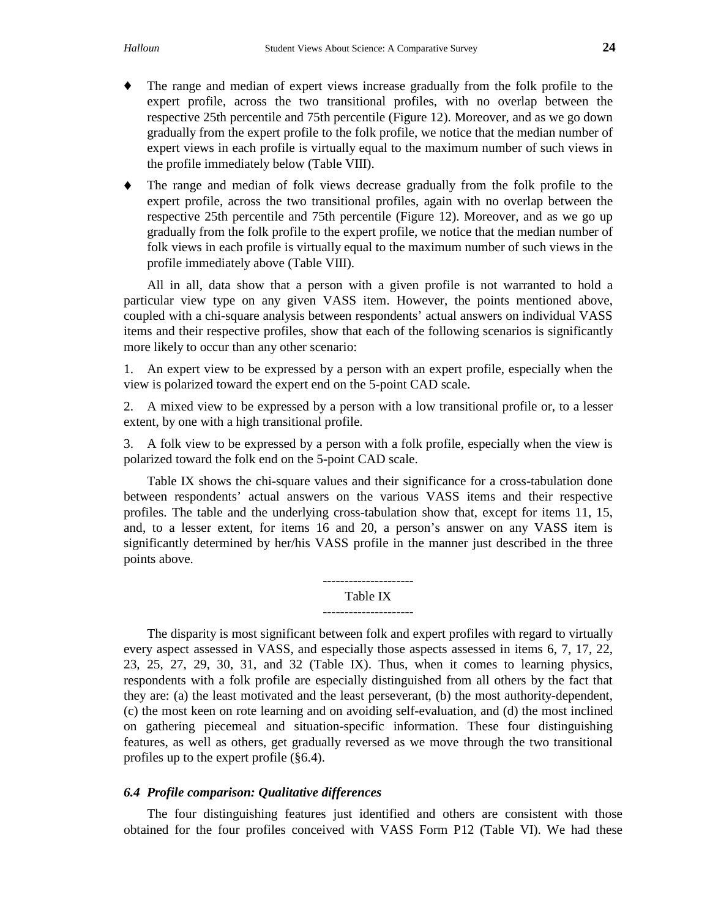- The range and median of expert views increase gradually from the folk profile to the expert profile, across the two transitional profiles, with no overlap between the respective 25th percentile and 75th percentile (Figure 12). Moreover, and as we go down gradually from the expert profile to the folk profile, we notice that the median number of expert views in each profile is virtually equal to the maximum number of such views in the profile immediately below (Table VIII).

- The range and median of folk views decrease gradually from the folk profile to the expert profile, across the two transitional profiles, again with no overlap between the respective 25th percentile and 75th percentile (Figure 12). Moreover, and as we go up gradually from the folk profile to the expert profile, we notice that the median number of folk views in each profile is virtually equal to the maximum number of such views in the profile immediately above (Table VIII).

All in all, data show that a person with a given profile is not warranted to hold a particular view type on any given VASS item. However, the points mentioned above, coupled with a chi-square analysis between respondents' actual answers on individual VASS items and their respective profiles, show that each of the following scenarios is significantly more likely to occur than any other scenario:

1. An expert view to be expressed by a person with an expert profile, especially when the view is polarized toward the expert end on the 5-point CAD scale.

2. A mixed view to be expressed by a person with a low transitional profile or, to a lesser extent, by one with a high transitional profile.

3. A folk view to be expressed by a person with a folk profile, especially when the view is polarized toward the folk end on the 5-point CAD scale.

Table IX shows the chi-square values and their significance for a cross-tabulation done between respondents' actual answers on the various VASS items and their respective profiles. The table and the underlying cross-tabulation show that, except for items 11, 15, and, to a lesser extent, for items 16 and 20, a person's answer on any VASS item is significantly determined by her/his VASS profile in the manner just described in the three points above.

---------------------
Table IX
---------------------

The disparity is most significant between folk and expert profiles with regard to virtually every aspect assessed in VASS, and especially those aspects assessed in items 6, 7, 17, 22, 23, 25, 27, 29, 30, 31, and 32 (Table IX). Thus, when it comes to learning physics, respondents with a folk profile are especially distinguished from all others by the fact that they are: (a) the least motivated and the least perseverant, (b) the most authority-dependent, (c) the most keen on rote learning and on avoiding self-evaluation, and (d) the most inclined on gathering piecemeal and situation-specific information. These four distinguishing features, as well as others, get gradually reversed as we move through the two transitional profiles up to the expert profile (§6.4).

### *6.4 Profile comparison: Qualitative differences*

The four distinguishing features just identified and others are consistent with those obtained for the four profiles conceived with VASS Form P12 (Table VI). We had these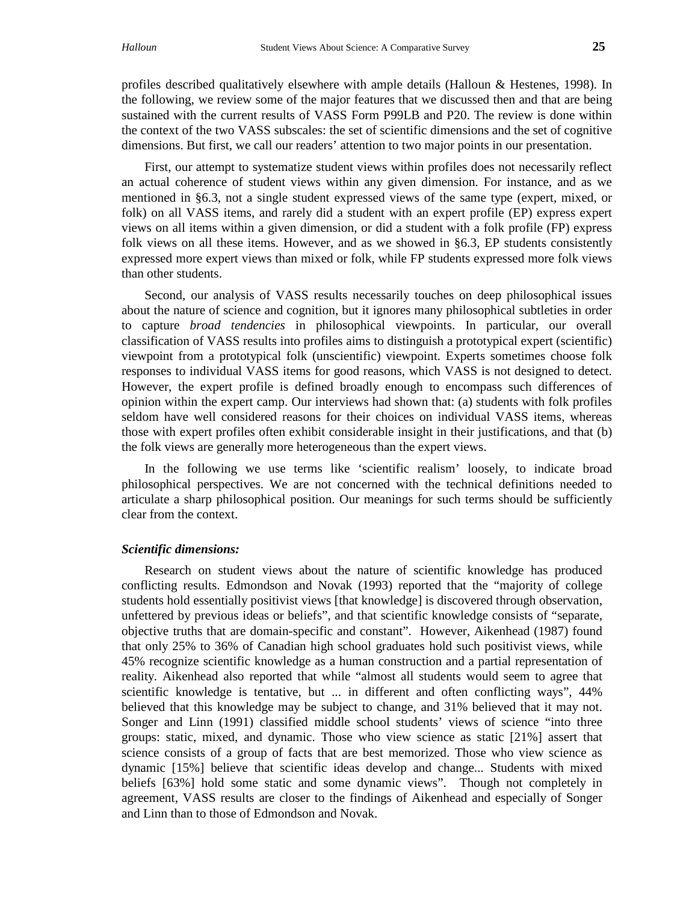profiles described qualitatively elsewhere with ample details (Halloun & Hestenes, 1998). In the following, we review some of the major features that we discussed then and that are being sustained with the current results of VASS Form P99LB and P20. The review is done within the context of the two VASS subscales: the set of scientific dimensions and the set of cognitive dimensions. But first, we call our readers' attention to two major points in our presentation.

First, our attempt to systematize student views within profiles does not necessarily reflect an actual coherence of student views within any given dimension. For instance, and as we mentioned in §6.3, not a single student expressed views of the same type (expert, mixed, or folk) on all VASS items, and rarely did a student with an expert profile (EP) express expert views on all items within a given dimension, or did a student with a folk profile (FP) express folk views on all these items. However, and as we showed in §6.3, EP students consistently expressed more expert views than mixed or folk, while FP students expressed more folk views than other students.

Second, our analysis of VASS results necessarily touches on deep philosophical issues about the nature of science and cognition, but it ignores many philosophical subtleties in order to capture *broad tendencies* in philosophical viewpoints. In particular, our overall classification of VASS results into profiles aims to distinguish a prototypical expert (scientific) viewpoint from a prototypical folk (unscientific) viewpoint. Experts sometimes choose folk responses to individual VASS items for good reasons, which VASS is not designed to detect. However, the expert profile is defined broadly enough to encompass such differences of opinion within the expert camp. Our interviews had shown that: (a) students with folk profiles seldom have well considered reasons for their choices on individual VASS items, whereas those with expert profiles often exhibit considerable insight in their justifications, and that (b) the folk views are generally more heterogeneous than the expert views.

In the following we use terms like 'scientific realism' loosely, to indicate broad philosophical perspectives. We are not concerned with the technical definitions needed to articulate a sharp philosophical position. Our meanings for such terms should be sufficiently clear from the context.

***Scientific dimensions:***

Research on student views about the nature of scientific knowledge has produced conflicting results. Edmondson and Novak (1993) reported that the "majority of college students hold essentially positivist views [that knowledge] is discovered through observation, unfettered by previous ideas or beliefs", and that scientific knowledge consists of "separate, objective truths that are domain-specific and constant". However, Aikenhead (1987) found that only 25% to 36% of Canadian high school graduates hold such positivist views, while 45% recognize scientific knowledge as a human construction and a partial representation of reality. Aikenhead also reported that while "almost all students would seem to agree that scientific knowledge is tentative, but ... in different and often conflicting ways", 44% believed that this knowledge may be subject to change, and 31% believed that it may not. Songer and Linn (1991) classified middle school students' views of science "into three groups: static, mixed, and dynamic. Those who view science as static [21%] assert that science consists of a group of facts that are best memorized. Those who view science as dynamic [15%] believe that scientific ideas develop and change... Students with mixed beliefs [63%] hold some static and some dynamic views". Though not completely in agreement, VASS results are closer to the findings of Aikenhead and especially of Songer and Linn than to those of Edmondson and Novak.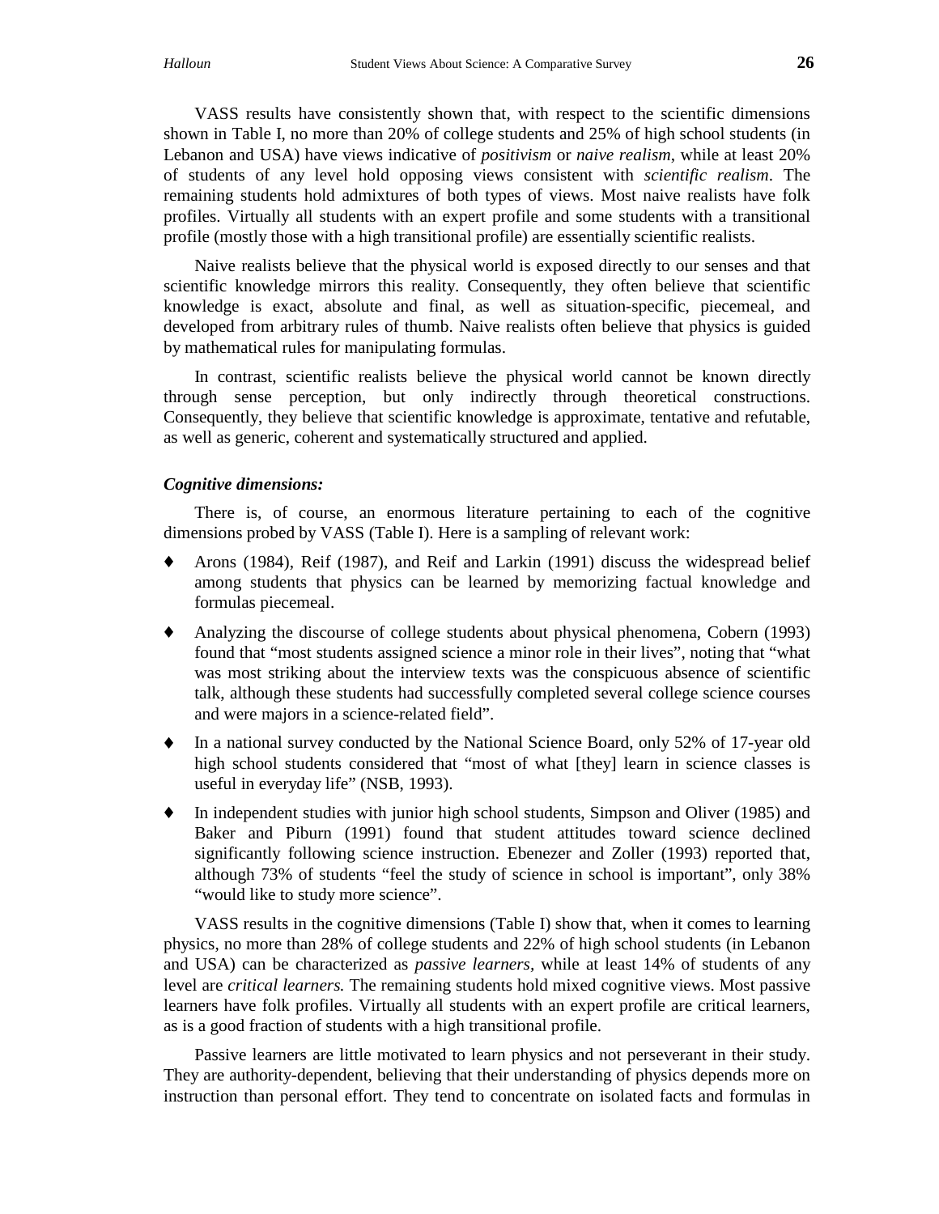VASS results have consistently shown that, with respect to the scientific dimensions shown in Table I, no more than 20% of college students and 25% of high school students (in Lebanon and USA) have views indicative of *positivism* or *naive realism*, while at least 20% of students of any level hold opposing views consistent with *scientific realism*. The remaining students hold admixtures of both types of views. Most naive realists have folk profiles. Virtually all students with an expert profile and some students with a transitional profile (mostly those with a high transitional profile) are essentially scientific realists.

Naive realists believe that the physical world is exposed directly to our senses and that scientific knowledge mirrors this reality. Consequently, they often believe that scientific knowledge is exact, absolute and final, as well as situation-specific, piecemeal, and developed from arbitrary rules of thumb. Naive realists often believe that physics is guided by mathematical rules for manipulating formulas.

In contrast, scientific realists believe the physical world cannot be known directly through sense perception, but only indirectly through theoretical constructions. Consequently, they believe that scientific knowledge is approximate, tentative and refutable, as well as generic, coherent and systematically structured and applied.

***Cognitive dimensions:***

There is, of course, an enormous literature pertaining to each of the cognitive dimensions probed by VASS (Table I). Here is a sampling of relevant work:

- Arons (1984), Reif (1987), and Reif and Larkin (1991) discuss the widespread belief among students that physics can be learned by memorizing factual knowledge and formulas piecemeal.
- Analyzing the discourse of college students about physical phenomena, Cobern (1993) found that "most students assigned science a minor role in their lives", noting that "what was most striking about the interview texts was the conspicuous absence of scientific talk, although these students had successfully completed several college science courses and were majors in a science-related field".
- In a national survey conducted by the National Science Board, only 52% of 17-year old high school students considered that "most of what [they] learn in science classes is useful in everyday life" (NSB, 1993).
- In independent studies with junior high school students, Simpson and Oliver (1985) and Baker and Piburn (1991) found that student attitudes toward science declined significantly following science instruction. Ebenezer and Zoller (1993) reported that, although 73% of students "feel the study of science in school is important", only 38% "would like to study more science".

VASS results in the cognitive dimensions (Table I) show that, when it comes to learning physics, no more than 28% of college students and 22% of high school students (in Lebanon and USA) can be characterized as *passive learners,* while at least 14% of students of any level are *critical learners.* The remaining students hold mixed cognitive views. Most passive learners have folk profiles. Virtually all students with an expert profile are critical learners, as is a good fraction of students with a high transitional profile.

Passive learners are little motivated to learn physics and not perseverant in their study. They are authority-dependent, believing that their understanding of physics depends more on instruction than personal effort. They tend to concentrate on isolated facts and formulas in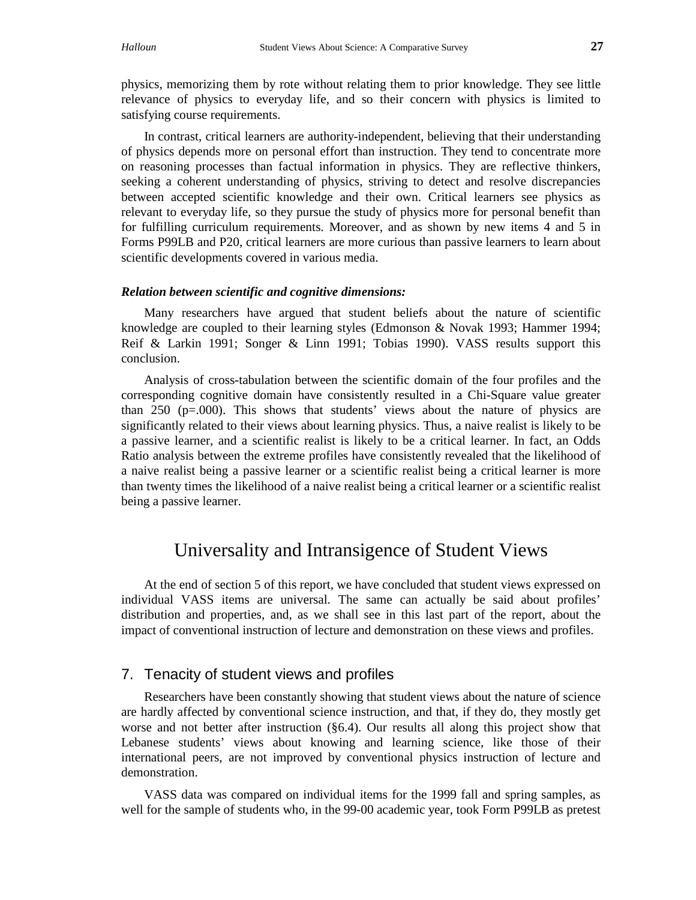physics, memorizing them by rote without relating them to prior knowledge. They see little relevance of physics to everyday life, and so their concern with physics is limited to satisfying course requirements.

In contrast, critical learners are authority-independent, believing that their understanding of physics depends more on personal effort than instruction. They tend to concentrate more on reasoning processes than factual information in physics. They are reflective thinkers, seeking a coherent understanding of physics, striving to detect and resolve discrepancies between accepted scientific knowledge and their own. Critical learners see physics as relevant to everyday life, so they pursue the study of physics more for personal benefit than for fulfilling curriculum requirements. Moreover, and as shown by new items 4 and 5 in Forms P99LB and P20, critical learners are more curious than passive learners to learn about scientific developments covered in various media.

***Relation between scientific and cognitive dimensions:***

Many researchers have argued that student beliefs about the nature of scientific knowledge are coupled to their learning styles (Edmonson & Novak 1993; Hammer 1994; Reif & Larkin 1991; Songer & Linn 1991; Tobias 1990). VASS results support this conclusion.

Analysis of cross-tabulation between the scientific domain of the four profiles and the corresponding cognitive domain have consistently resulted in a Chi-Square value greater than 250 (p=.000). This shows that students' views about the nature of physics are significantly related to their views about learning physics. Thus, a naive realist is likely to be a passive learner, and a scientific realist is likely to be a critical learner. In fact, an Odds Ratio analysis between the extreme profiles have consistently revealed that the likelihood of a naive realist being a passive learner or a scientific realist being a critical learner is more than twenty times the likelihood of a naive realist being a critical learner or a scientific realist being a passive learner.

# Universality and Intransigence of Student Views

At the end of section 5 of this report, we have concluded that student views expressed on individual VASS items are universal. The same can actually be said about profiles' distribution and properties, and, as we shall see in this last part of the report, about the impact of conventional instruction of lecture and demonstration on these views and profiles.

## 7. Tenacity of student views and profiles

Researchers have been constantly showing that student views about the nature of science are hardly affected by conventional science instruction, and that, if they do, they mostly get worse and not better after instruction (§6.4). Our results all along this project show that Lebanese students' views about knowing and learning science, like those of their international peers, are not improved by conventional physics instruction of lecture and demonstration.

VASS data was compared on individual items for the 1999 fall and spring samples, as well for the sample of students who, in the 99-00 academic year, took Form P99LB as pretest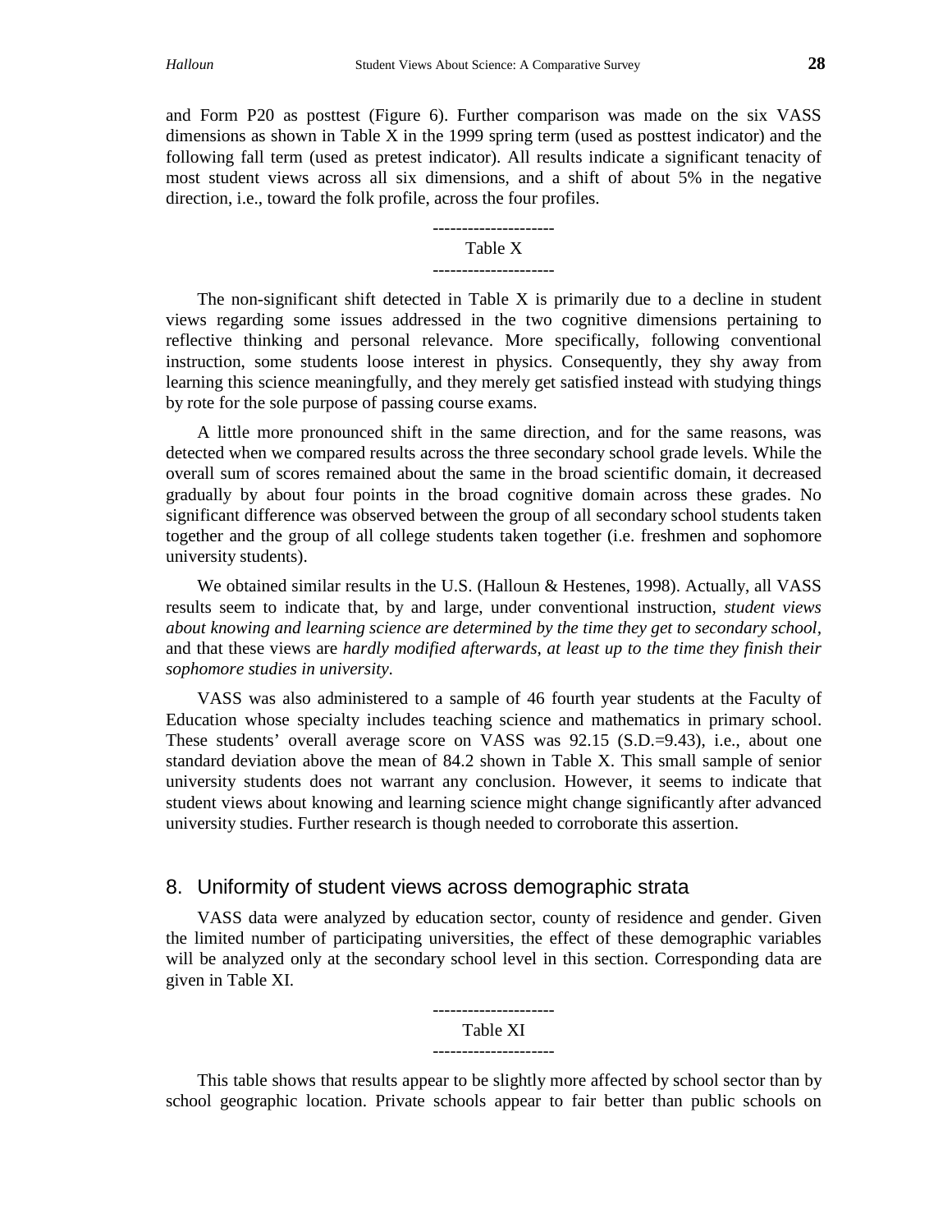and Form P20 as posttest (Figure 6). Further comparison was made on the six VASS dimensions as shown in Table X in the 1999 spring term (used as posttest indicator) and the following fall term (used as pretest indicator). All results indicate a significant tenacity of most student views across all six dimensions, and a shift of about 5% in the negative direction, i.e., toward the folk profile, across the four profiles.

---------------------
Table X
---------------------

The non-significant shift detected in Table X is primarily due to a decline in student views regarding some issues addressed in the two cognitive dimensions pertaining to reflective thinking and personal relevance. More specifically, following conventional instruction, some students loose interest in physics. Consequently, they shy away from learning this science meaningfully, and they merely get satisfied instead with studying things by rote for the sole purpose of passing course exams.

A little more pronounced shift in the same direction, and for the same reasons, was detected when we compared results across the three secondary school grade levels. While the overall sum of scores remained about the same in the broad scientific domain, it decreased gradually by about four points in the broad cognitive domain across these grades. No significant difference was observed between the group of all secondary school students taken together and the group of all college students taken together (i.e. freshmen and sophomore university students).

We obtained similar results in the U.S. (Halloun & Hestenes, 1998). Actually, all VASS results seem to indicate that, by and large, under conventional instruction, *student views about knowing and learning science are determined by the time they get to secondary school*, and that these views are *hardly modified afterwards, at least up to the time they finish their sophomore studies in university*.

VASS was also administered to a sample of 46 fourth year students at the Faculty of Education whose specialty includes teaching science and mathematics in primary school. These students' overall average score on VASS was 92.15 (S.D.=9.43), i.e., about one standard deviation above the mean of 84.2 shown in Table X. This small sample of senior university students does not warrant any conclusion. However, it seems to indicate that student views about knowing and learning science might change significantly after advanced university studies. Further research is though needed to corroborate this assertion.

## 8. Uniformity of student views across demographic strata

VASS data were analyzed by education sector, county of residence and gender. Given the limited number of participating universities, the effect of these demographic variables will be analyzed only at the secondary school level in this section. Corresponding data are given in Table XI.

---------------------
Table XI
---------------------

This table shows that results appear to be slightly more affected by school sector than by school geographic location. Private schools appear to fair better than public schools on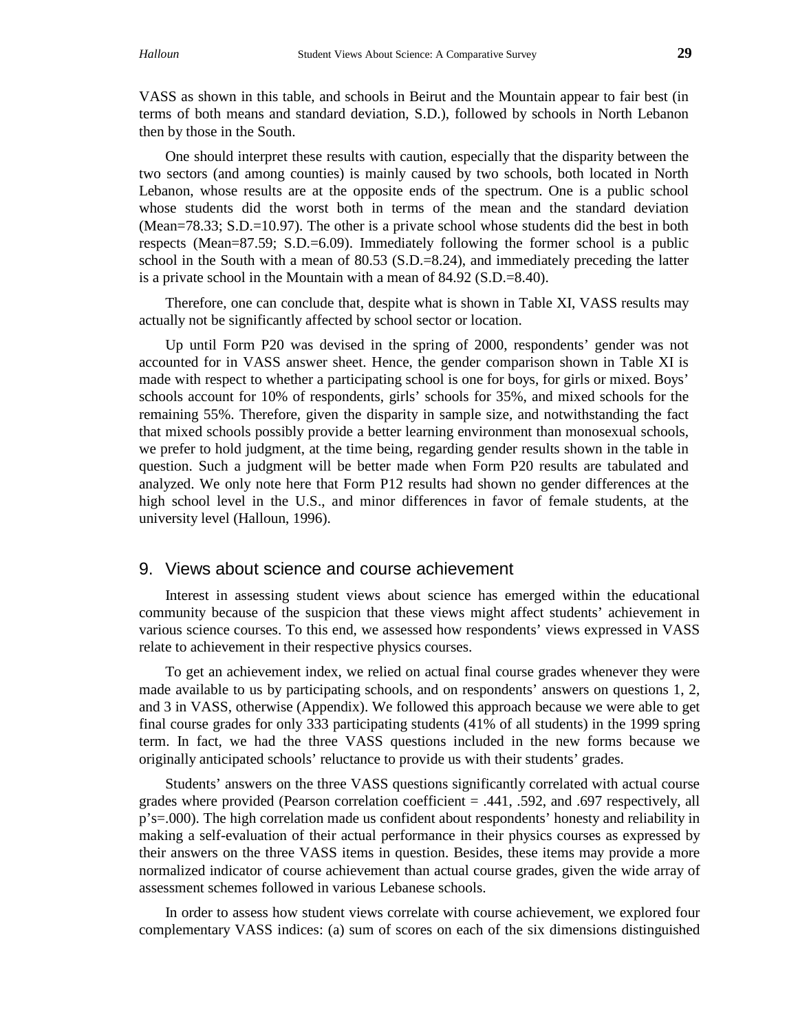VASS as shown in this table, and schools in Beirut and the Mountain appear to fair best (in terms of both means and standard deviation, S.D.), followed by schools in North Lebanon then by those in the South.

One should interpret these results with caution, especially that the disparity between the two sectors (and among counties) is mainly caused by two schools, both located in North Lebanon, whose results are at the opposite ends of the spectrum. One is a public school whose students did the worst both in terms of the mean and the standard deviation (Mean=78.33; S.D.=10.97). The other is a private school whose students did the best in both respects (Mean=87.59; S.D.=6.09). Immediately following the former school is a public school in the South with a mean of 80.53 (S.D.=8.24), and immediately preceding the latter is a private school in the Mountain with a mean of 84.92 (S.D.=8.40).

Therefore, one can conclude that, despite what is shown in Table XI, VASS results may actually not be significantly affected by school sector or location.

Up until Form P20 was devised in the spring of 2000, respondents' gender was not accounted for in VASS answer sheet. Hence, the gender comparison shown in Table XI is made with respect to whether a participating school is one for boys, for girls or mixed. Boys' schools account for 10% of respondents, girls' schools for 35%, and mixed schools for the remaining 55%. Therefore, given the disparity in sample size, and notwithstanding the fact that mixed schools possibly provide a better learning environment than monosexual schools, we prefer to hold judgment, at the time being, regarding gender results shown in the table in question. Such a judgment will be better made when Form P20 results are tabulated and analyzed. We only note here that Form P12 results had shown no gender differences at the high school level in the U.S., and minor differences in favor of female students, at the university level (Halloun, 1996).

## 9. Views about science and course achievement

Interest in assessing student views about science has emerged within the educational community because of the suspicion that these views might affect students' achievement in various science courses. To this end, we assessed how respondents' views expressed in VASS relate to achievement in their respective physics courses.

To get an achievement index, we relied on actual final course grades whenever they were made available to us by participating schools, and on respondents' answers on questions 1, 2, and 3 in VASS, otherwise (Appendix). We followed this approach because we were able to get final course grades for only 333 participating students (41% of all students) in the 1999 spring term. In fact, we had the three VASS questions included in the new forms because we originally anticipated schools' reluctance to provide us with their students' grades.

Students' answers on the three VASS questions significantly correlated with actual course grades where provided (Pearson correlation coefficient = .441, .592, and .697 respectively, all p's=.000). The high correlation made us confident about respondents' honesty and reliability in making a self-evaluation of their actual performance in their physics courses as expressed by their answers on the three VASS items in question. Besides, these items may provide a more normalized indicator of course achievement than actual course grades, given the wide array of assessment schemes followed in various Lebanese schools.

In order to assess how student views correlate with course achievement, we explored four complementary VASS indices: (a) sum of scores on each of the six dimensions distinguished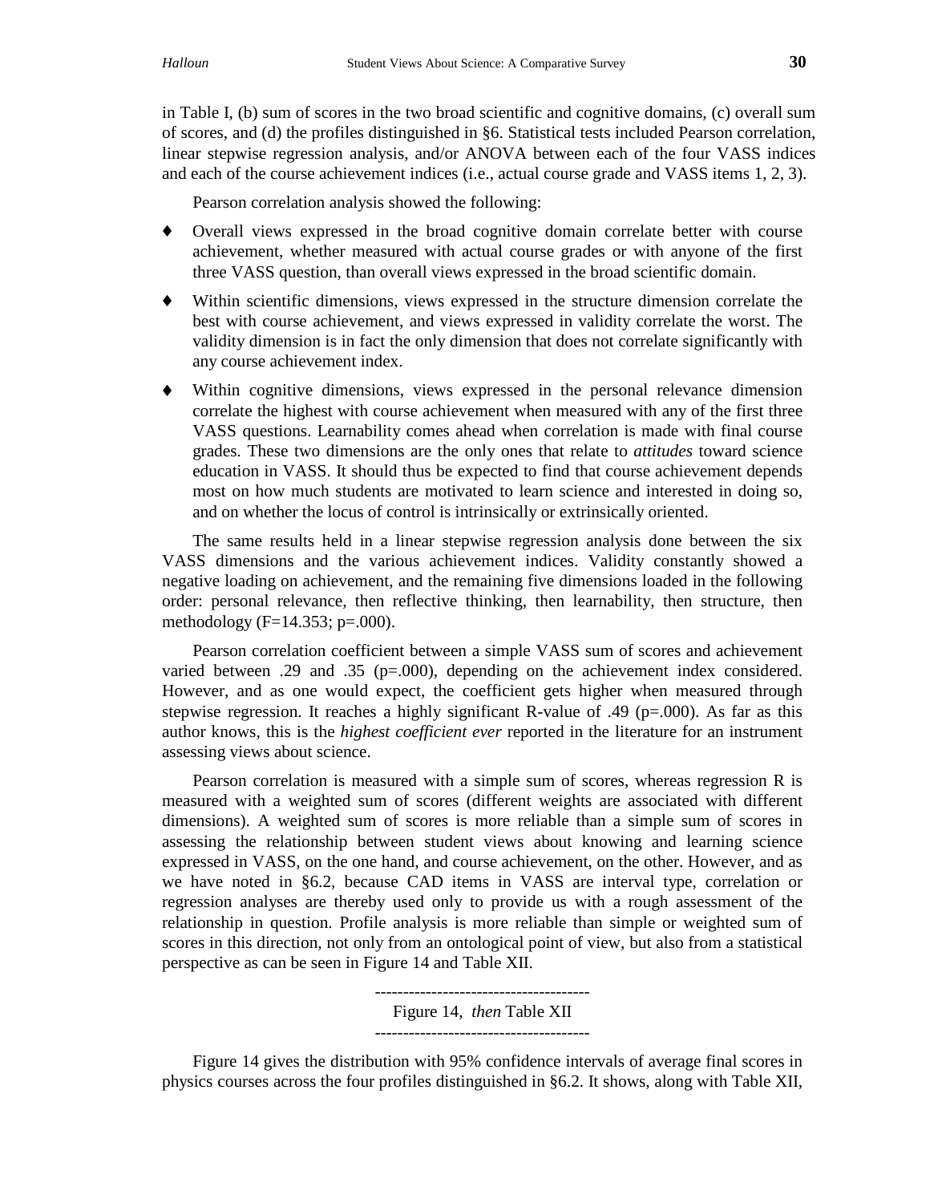in Table I, (b) sum of scores in the two broad scientific and cognitive domains, (c) overall sum of scores, and (d) the profiles distinguished in §6. Statistical tests included Pearson correlation, linear stepwise regression analysis, and/or ANOVA between each of the four VASS indices and each of the course achievement indices (i.e., actual course grade and VASS items 1, 2, 3).

Pearson correlation analysis showed the following:

- Overall views expressed in the broad cognitive domain correlate better with course achievement, whether measured with actual course grades or with anyone of the first three VASS question, than overall views expressed in the broad scientific domain.
- Within scientific dimensions, views expressed in the structure dimension correlate the best with course achievement, and views expressed in validity correlate the worst. The validity dimension is in fact the only dimension that does not correlate significantly with any course achievement index.
- Within cognitive dimensions, views expressed in the personal relevance dimension correlate the highest with course achievement when measured with any of the first three VASS questions. Learnability comes ahead when correlation is made with final course grades. These two dimensions are the only ones that relate to *attitudes* toward science education in VASS. It should thus be expected to find that course achievement depends most on how much students are motivated to learn science and interested in doing so, and on whether the locus of control is intrinsically or extrinsically oriented.

The same results held in a linear stepwise regression analysis done between the six VASS dimensions and the various achievement indices. Validity constantly showed a negative loading on achievement, and the remaining five dimensions loaded in the following order: personal relevance, then reflective thinking, then learnability, then structure, then methodology ($F=14.353$; $p=.000$).

Pearson correlation coefficient between a simple VASS sum of scores and achievement varied between .29 and .35 ($p=.000$), depending on the achievement index considered. However, and as one would expect, the coefficient gets higher when measured through stepwise regression. It reaches a highly significant R-value of .49 ($p=.000$). As far as this author knows, this is the *highest coefficient ever* reported in the literature for an instrument assessing views about science.

Pearson correlation is measured with a simple sum of scores, whereas regression R is measured with a weighted sum of scores (different weights are associated with different dimensions). A weighted sum of scores is more reliable than a simple sum of scores in assessing the relationship between student views about knowing and learning science expressed in VASS, on the one hand, and course achievement, on the other. However, and as we have noted in §6.2, because CAD items in VASS are interval type, correlation or regression analyses are thereby used only to provide us with a rough assessment of the relationship in question. Profile analysis is more reliable than simple or weighted sum of scores in this direction, not only from an ontological point of view, but also from a statistical perspective as can be seen in Figure 14 and Table XII.

--------------------------------------

Figure 14, *then* Table XII

--------------------------------------

Figure 14 gives the distribution with 95% confidence intervals of average final scores in physics courses across the four profiles distinguished in §6.2. It shows, along with Table XII,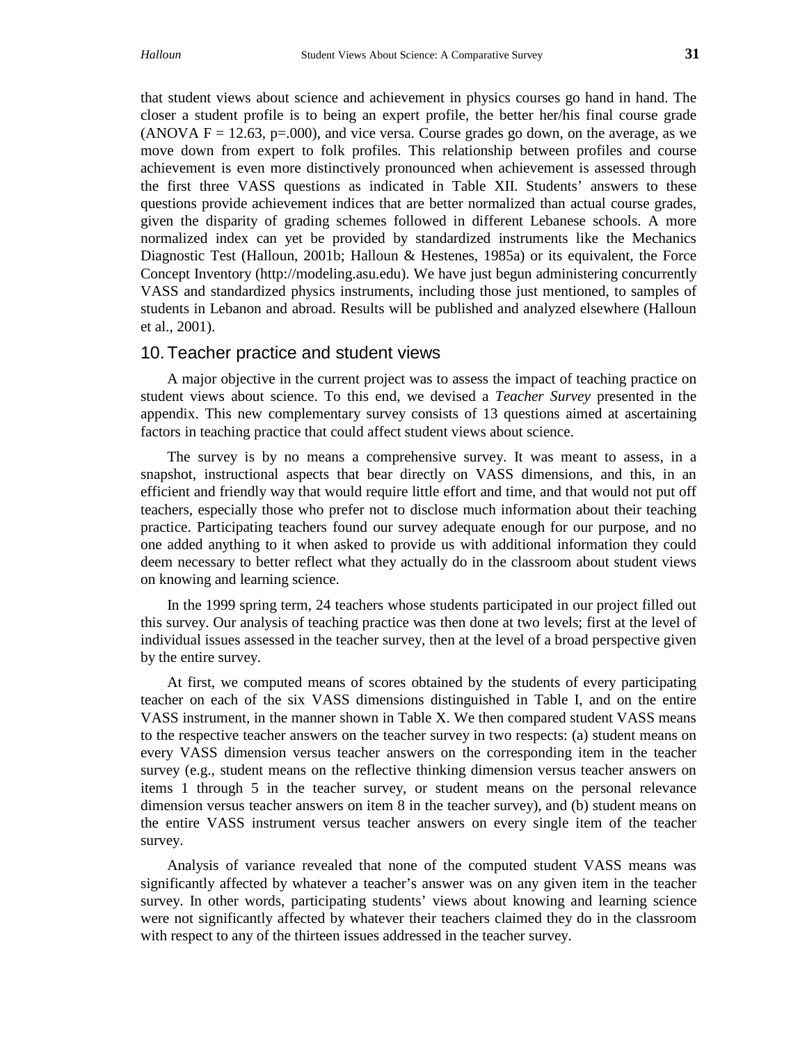that student views about science and achievement in physics courses go hand in hand. The closer a student profile is to being an expert profile, the better her/his final course grade (ANOVA $F = 12.63$, $p=.000$), and vice versa. Course grades go down, on the average, as we move down from expert to folk profiles. This relationship between profiles and course achievement is even more distinctively pronounced when achievement is assessed through the first three VASS questions as indicated in Table XII. Students' answers to these questions provide achievement indices that are better normalized than actual course grades, given the disparity of grading schemes followed in different Lebanese schools. A more normalized index can yet be provided by standardized instruments like the Mechanics Diagnostic Test (Halloun, 2001b; Halloun & Hestenes, 1985a) or its equivalent, the Force Concept Inventory (http://modeling.asu.edu). We have just begun administering concurrently VASS and standardized physics instruments, including those just mentioned, to samples of students in Lebanon and abroad. Results will be published and analyzed elsewhere (Halloun et al., 2001).

## 10. Teacher practice and student views

A major objective in the current project was to assess the impact of teaching practice on student views about science. To this end, we devised a *Teacher Survey* presented in the appendix. This new complementary survey consists of 13 questions aimed at ascertaining factors in teaching practice that could affect student views about science.

The survey is by no means a comprehensive survey. It was meant to assess, in a snapshot, instructional aspects that bear directly on VASS dimensions, and this, in an efficient and friendly way that would require little effort and time, and that would not put off teachers, especially those who prefer not to disclose much information about their teaching practice. Participating teachers found our survey adequate enough for our purpose, and no one added anything to it when asked to provide us with additional information they could deem necessary to better reflect what they actually do in the classroom about student views on knowing and learning science.

In the 1999 spring term, 24 teachers whose students participated in our project filled out this survey. Our analysis of teaching practice was then done at two levels; first at the level of individual issues assessed in the teacher survey, then at the level of a broad perspective given by the entire survey.

At first, we computed means of scores obtained by the students of every participating teacher on each of the six VASS dimensions distinguished in Table I, and on the entire VASS instrument, in the manner shown in Table X. We then compared student VASS means to the respective teacher answers on the teacher survey in two respects: (a) student means on every VASS dimension versus teacher answers on the corresponding item in the teacher survey (e.g., student means on the reflective thinking dimension versus teacher answers on items 1 through 5 in the teacher survey, or student means on the personal relevance dimension versus teacher answers on item 8 in the teacher survey), and (b) student means on the entire VASS instrument versus teacher answers on every single item of the teacher survey.

Analysis of variance revealed that none of the computed student VASS means was significantly affected by whatever a teacher's answer was on any given item in the teacher survey. In other words, participating students' views about knowing and learning science were not significantly affected by whatever their teachers claimed they do in the classroom with respect to any of the thirteen issues addressed in the teacher survey.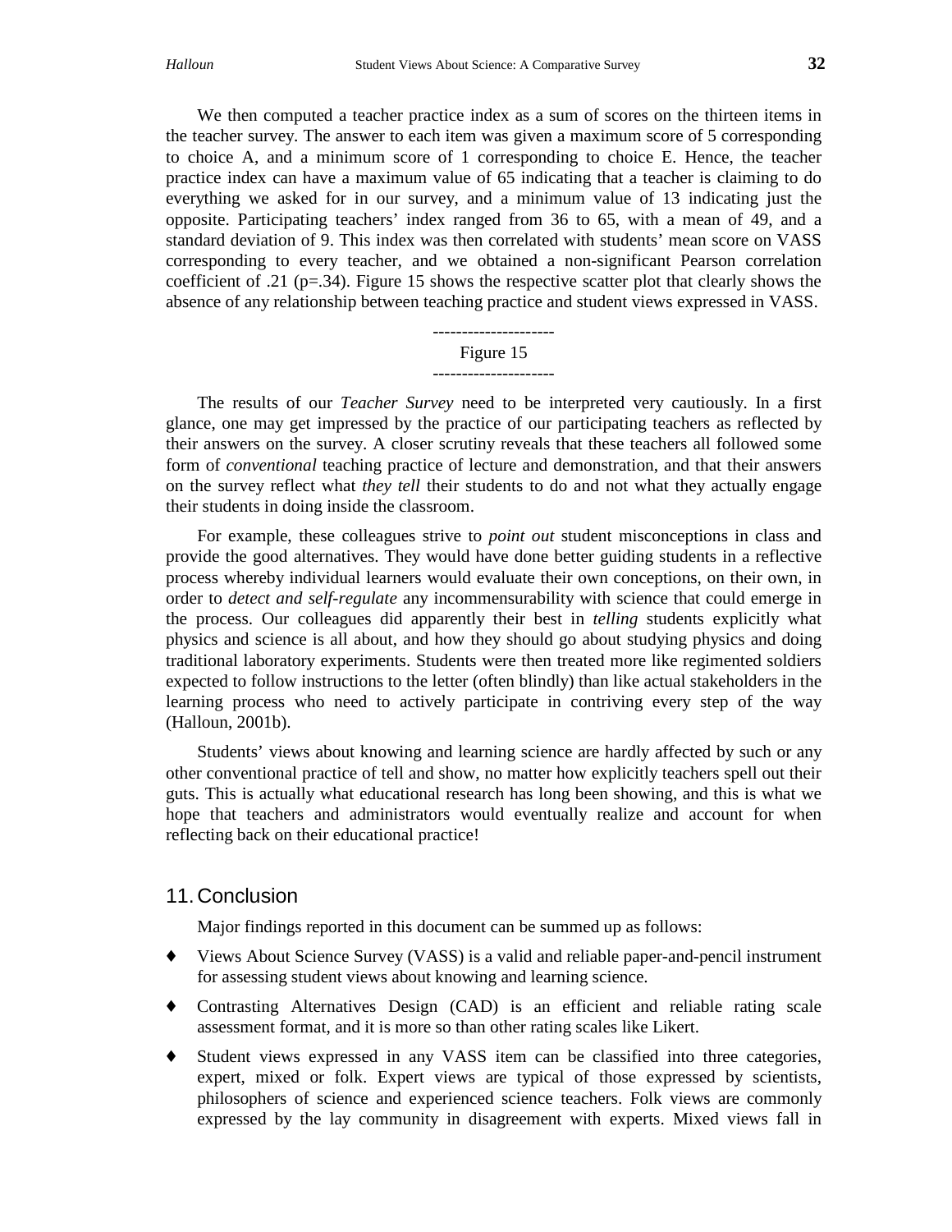We then computed a teacher practice index as a sum of scores on the thirteen items in the teacher survey. The answer to each item was given a maximum score of 5 corresponding to choice A, and a minimum score of 1 corresponding to choice E. Hence, the teacher practice index can have a maximum value of 65 indicating that a teacher is claiming to do everything we asked for in our survey, and a minimum value of 13 indicating just the opposite. Participating teachers' index ranged from 36 to 65, with a mean of 49, and a standard deviation of 9. This index was then correlated with students' mean score on VASS corresponding to every teacher, and we obtained a non-significant Pearson correlation coefficient of .21 ($p=.34$). Figure 15 shows the respective scatter plot that clearly shows the absence of any relationship between teaching practice and student views expressed in VASS.

---------------------

Figure 15

---------------------

The results of our *Teacher Survey* need to be interpreted very cautiously. In a first glance, one may get impressed by the practice of our participating teachers as reflected by their answers on the survey. A closer scrutiny reveals that these teachers all followed some form of *conventional* teaching practice of lecture and demonstration, and that their answers on the survey reflect what *they tell* their students to do and not what they actually engage their students in doing inside the classroom.

For example, these colleagues strive to *point out* student misconceptions in class and provide the good alternatives. They would have done better guiding students in a reflective process whereby individual learners would evaluate their own conceptions, on their own, in order to *detect and self-regulate* any incommensurability with science that could emerge in the process. Our colleagues did apparently their best in *telling* students explicitly what physics and science is all about, and how they should go about studying physics and doing traditional laboratory experiments. Students were then treated more like regimented soldiers expected to follow instructions to the letter (often blindly) than like actual stakeholders in the learning process who need to actively participate in contriving every step of the way (Halloun, 2001b).

Students' views about knowing and learning science are hardly affected by such or any other conventional practice of tell and show, no matter how explicitly teachers spell out their guts. This is actually what educational research has long been showing, and this is what we hope that teachers and administrators would eventually realize and account for when reflecting back on their educational practice!

## 11. Conclusion

Major findings reported in this document can be summed up as follows:

- Views About Science Survey (VASS) is a valid and reliable paper-and-pencil instrument for assessing student views about knowing and learning science.
- Contrasting Alternatives Design (CAD) is an efficient and reliable rating scale assessment format, and it is more so than other rating scales like Likert.
- Student views expressed in any VASS item can be classified into three categories, expert, mixed or folk. Expert views are typical of those expressed by scientists, philosophers of science and experienced science teachers. Folk views are commonly expressed by the lay community in disagreement with experts. Mixed views fall in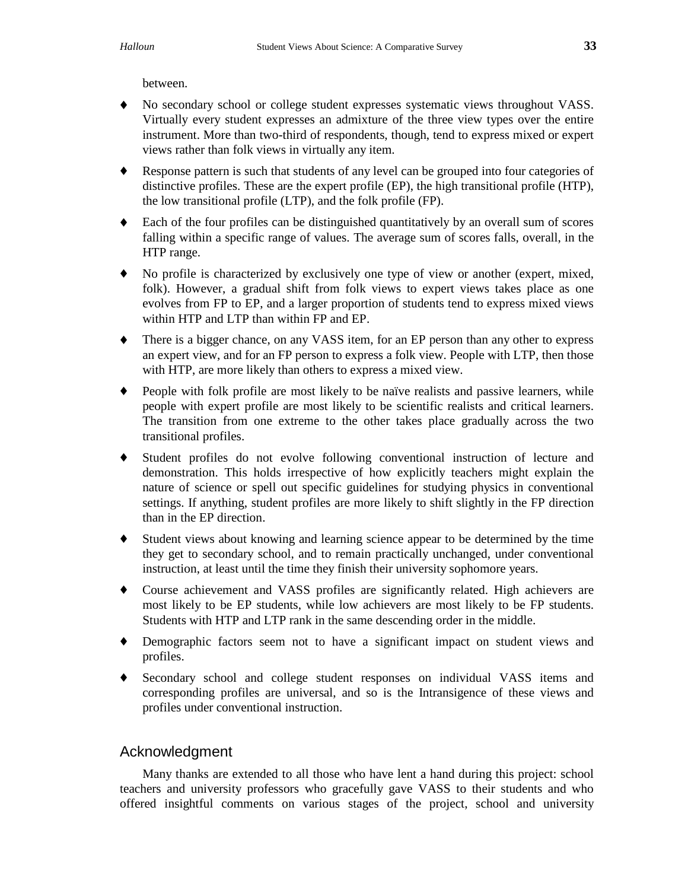between.

- No secondary school or college student expresses systematic views throughout VASS. Virtually every student expresses an admixture of the three view types over the entire instrument. More than two-third of respondents, though, tend to express mixed or expert views rather than folk views in virtually any item.
- Response pattern is such that students of any level can be grouped into four categories of distinctive profiles. These are the expert profile (EP), the high transitional profile (HTP), the low transitional profile (LTP), and the folk profile (FP).
- Each of the four profiles can be distinguished quantitatively by an overall sum of scores falling within a specific range of values. The average sum of scores falls, overall, in the HTP range.
- No profile is characterized by exclusively one type of view or another (expert, mixed, folk). However, a gradual shift from folk views to expert views takes place as one evolves from FP to EP, and a larger proportion of students tend to express mixed views within HTP and LTP than within FP and EP.
- There is a bigger chance, on any VASS item, for an EP person than any other to express an expert view, and for an FP person to express a folk view. People with LTP, then those with HTP, are more likely than others to express a mixed view.
- People with folk profile are most likely to be naïve realists and passive learners, while people with expert profile are most likely to be scientific realists and critical learners. The transition from one extreme to the other takes place gradually across the two transitional profiles.
- Student profiles do not evolve following conventional instruction of lecture and demonstration. This holds irrespective of how explicitly teachers might explain the nature of science or spell out specific guidelines for studying physics in conventional settings. If anything, student profiles are more likely to shift slightly in the FP direction than in the EP direction.
- Student views about knowing and learning science appear to be determined by the time they get to secondary school, and to remain practically unchanged, under conventional instruction, at least until the time they finish their university sophomore years.
- Course achievement and VASS profiles are significantly related. High achievers are most likely to be EP students, while low achievers are most likely to be FP students. Students with HTP and LTP rank in the same descending order in the middle.
- Demographic factors seem not to have a significant impact on student views and profiles.
- Secondary school and college student responses on individual VASS items and corresponding profiles are universal, and so is the Intransigence of these views and profiles under conventional instruction.

## Acknowledgment

Many thanks are extended to all those who have lent a hand during this project: school teachers and university professors who gracefully gave VASS to their students and who offered insightful comments on various stages of the project, school and university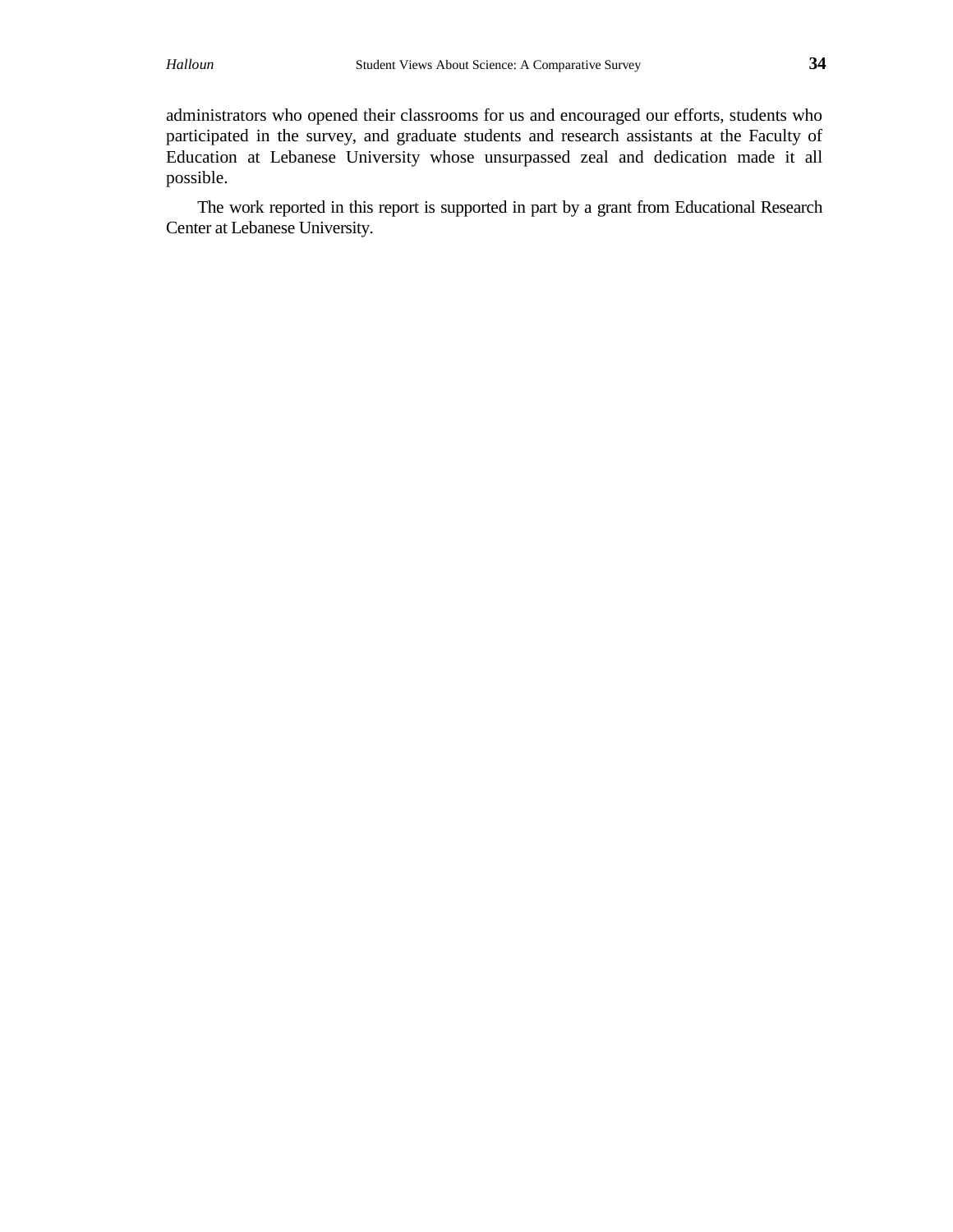administrators who opened their classrooms for us and encouraged our efforts, students who participated in the survey, and graduate students and research assistants at the Faculty of Education at Lebanese University whose unsurpassed zeal and dedication made it all possible.

The work reported in this report is supported in part by a grant from Educational Research Center at Lebanese University.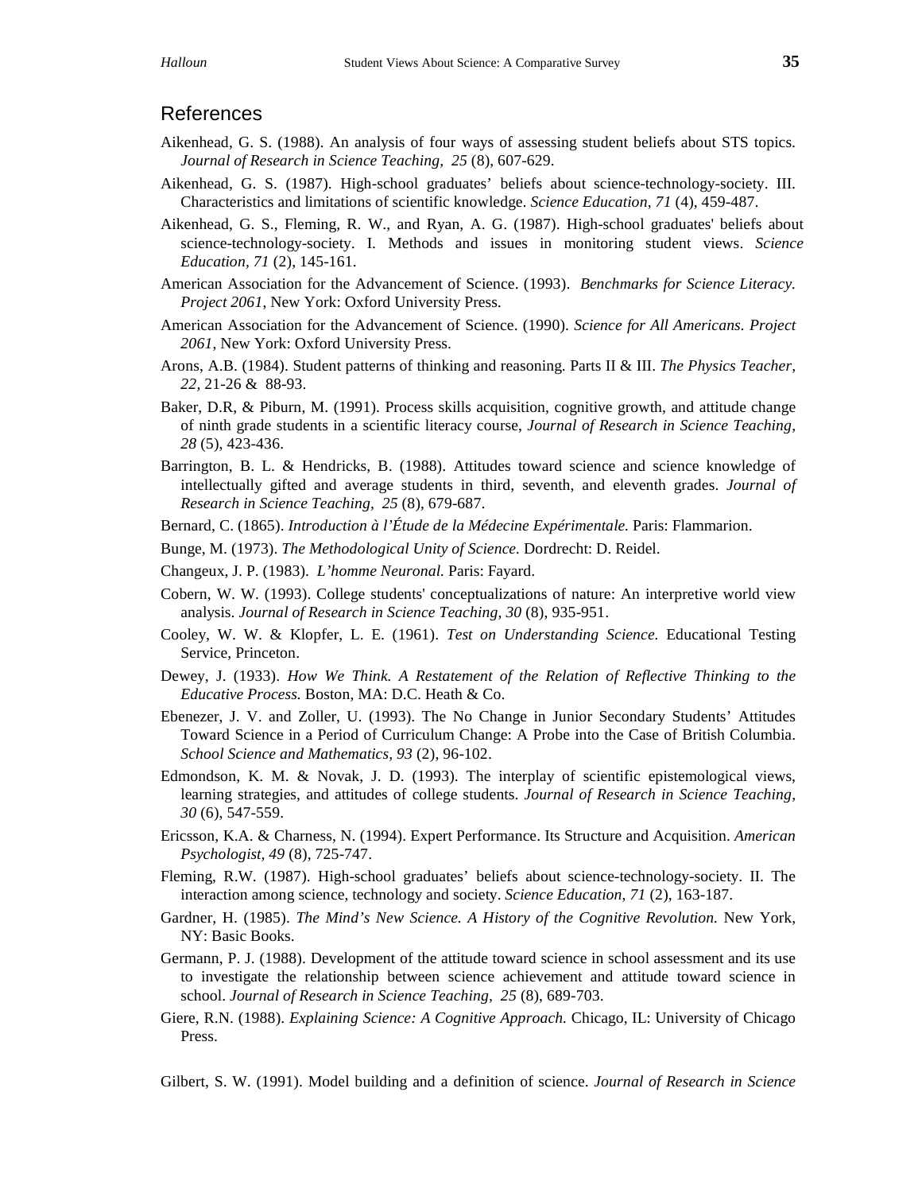## References

Aikenhead, G. S. (1988). An analysis of four ways of assessing student beliefs about STS topics. *Journal of Research in Science Teaching, 25* (8), 607-629.

Aikenhead, G. S. (1987). High-school graduates' beliefs about science-technology-society. III. Characteristics and limitations of scientific knowledge. *Science Education*, *71* (4), 459-487.

Aikenhead, G. S., Fleming, R. W., and Ryan, A. G. (1987). High-school graduates' beliefs about science-technology-society. I. Methods and issues in monitoring student views. *Science Education, 71* (2), 145-161.

American Association for the Advancement of Science. (1993). *Benchmarks for Science Literacy. Project 2061*, New York: Oxford University Press.

American Association for the Advancement of Science. (1990). *Science for All Americans. Project 2061*, New York: Oxford University Press.

Arons, A.B. (1984). Student patterns of thinking and reasoning. Parts II & III. *The Physics Teacher, 22,* 21-26 & 88-93.

Baker, D.R, & Piburn, M. (1991). Process skills acquisition, cognitive growth, and attitude change of ninth grade students in a scientific literacy course, *Journal of Research in Science Teaching, 28* (5), 423-436.

Barrington, B. L. & Hendricks, B. (1988). Attitudes toward science and science knowledge of intellectually gifted and average students in third, seventh, and eleventh grades. *Journal of Research in Science Teaching, 25* (8), 679-687.

Bernard, C. (1865). *Introduction à l'Étude de la Médecine Expérimentale.* Paris: Flammarion.

Bunge, M. (1973). *The Methodological Unity of Science.* Dordrecht: D. Reidel.

Changeux, J. P. (1983). *L'homme Neuronal.* Paris: Fayard.

Cobern, W. W. (1993). College students' conceptualizations of nature: An interpretive world view analysis. *Journal of Research in Science Teaching, 30* (8), 935-951.

Cooley, W. W. & Klopfer, L. E. (1961). *Test on Understanding Science.* Educational Testing Service, Princeton.

Dewey, J. (1933). *How We Think. A Restatement of the Relation of Reflective Thinking to the Educative Process.* Boston, MA: D.C. Heath & Co.

Ebenezer, J. V. and Zoller, U. (1993). The No Change in Junior Secondary Students' Attitudes Toward Science in a Period of Curriculum Change: A Probe into the Case of British Columbia. *School Science and Mathematics, 93* (2), 96-102.

Edmondson, K. M. & Novak, J. D. (1993). The interplay of scientific epistemological views, learning strategies, and attitudes of college students. *Journal of Research in Science Teaching, 30* (6), 547-559.

Ericsson, K.A. & Charness, N. (1994). Expert Performance. Its Structure and Acquisition. *American Psychologist, 49* (8), 725-747.

Fleming, R.W. (1987). High-school graduates' beliefs about science-technology-society. II. The interaction among science, technology and society. *Science Education, 71* (2), 163-187.

Gardner, H. (1985). *The Mind's New Science. A History of the Cognitive Revolution.* New York, NY: Basic Books.

Germann, P. J. (1988). Development of the attitude toward science in school assessment and its use to investigate the relationship between science achievement and attitude toward science in school. *Journal of Research in Science Teaching, 25* (8), 689-703.

Giere, R.N. (1988). *Explaining Science: A Cognitive Approach.* Chicago, IL: University of Chicago Press.

Gilbert, S. W. (1991). Model building and a definition of science. *Journal of Research in Science*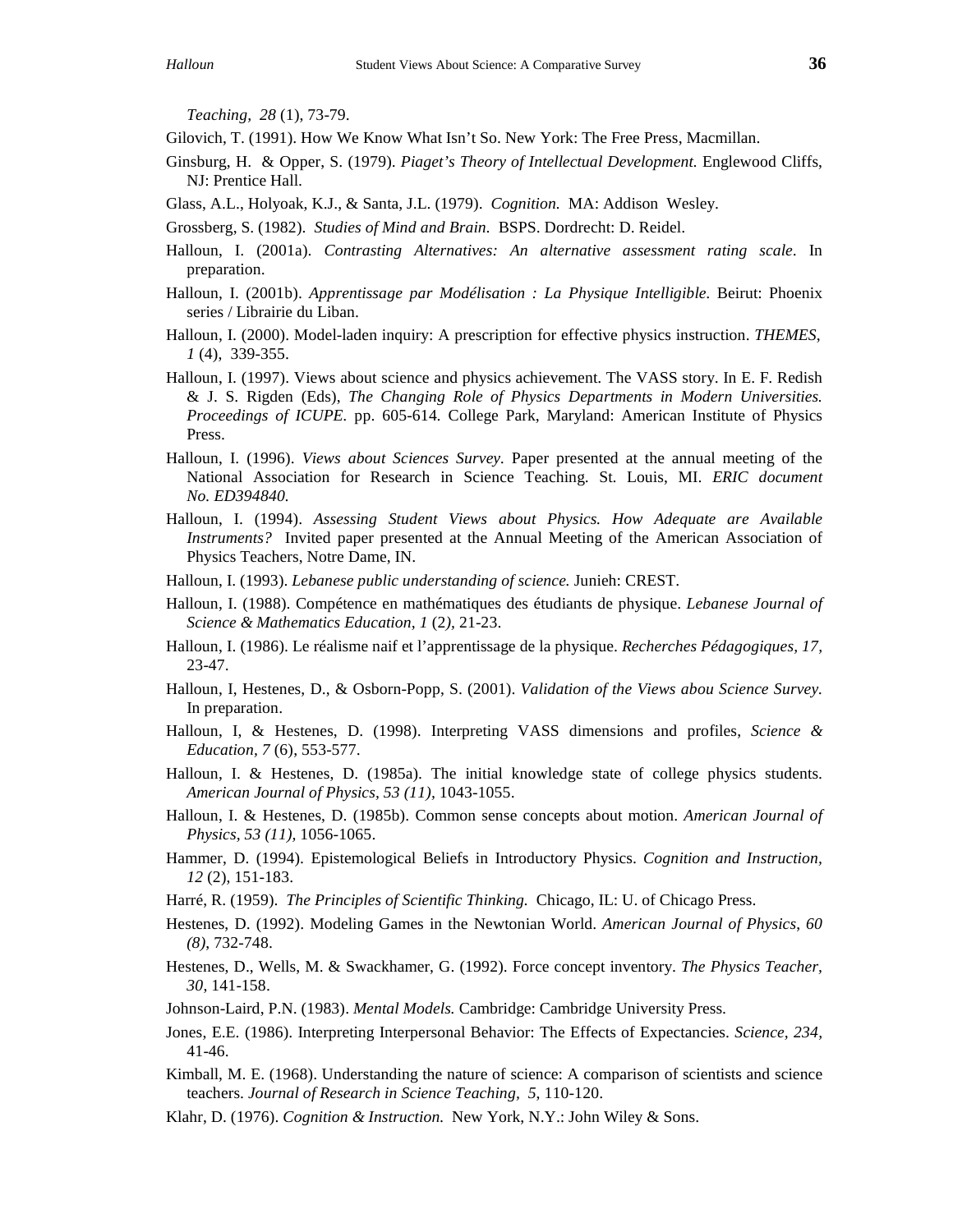*Teaching, 28* (1), 73-79.

Gilovich, T. (1991). How We Know What Isn't So. New York: The Free Press, Macmillan.

Ginsburg, H. & Opper, S. (1979). *Piaget's Theory of Intellectual Development.* Englewood Cliffs, NJ: Prentice Hall.

Glass, A.L., Holyoak, K.J., & Santa, J.L. (1979). *Cognition.* MA: Addison Wesley.

Grossberg, S. (1982). *Studies of Mind and Brain.* BSPS. Dordrecht: D. Reidel.

Halloun, I. (2001a). *Contrasting Alternatives: An alternative assessment rating scale*. In preparation.

Halloun, I. (2001b). *Apprentissage par Modélisation : La Physique Intelligible.* Beirut: Phoenix series / Librairie du Liban.

Halloun, I. (2000). Model-laden inquiry: A prescription for effective physics instruction. *THEMES, 1* (4), 339-355.

Halloun, I. (1997). Views about science and physics achievement. The VASS story. In E. F. Redish & J. S. Rigden (Eds), *The Changing Role of Physics Departments in Modern Universities. Proceedings of ICUPE.* pp. 605-614. College Park, Maryland: American Institute of Physics Press.

Halloun, I. (1996). *Views about Sciences Survey*. Paper presented at the annual meeting of the National Association for Research in Science Teaching. St. Louis, MI. *ERIC document No. ED394840.*

Halloun, I. (1994). *Assessing Student Views about Physics. How Adequate are Available Instruments?* Invited paper presented at the Annual Meeting of the American Association of Physics Teachers, Notre Dame, IN.

Halloun, I. (1993). *Lebanese public understanding of science.* Junieh: CREST.

Halloun, I. (1988). Compétence en mathématiques des étudiants de physique. *Lebanese Journal of Science & Mathematics Education, 1* (2*)*, 21-23.

Halloun, I. (1986). Le réalisme naif et l'apprentissage de la physique. *Recherches Pédagogiques, 17,* 23-47.

Halloun, I, Hestenes, D., & Osborn-Popp, S. (2001). *Validation of the Views abou Science Survey*. In preparation.

Halloun, I, & Hestenes, D. (1998). Interpreting VASS dimensions and profiles, *Science & Education, 7* (6), 553-577.

Halloun, I. & Hestenes, D. (1985a). The initial knowledge state of college physics students. *American Journal of Physics, 53 (11),* 1043-1055.

Halloun, I. & Hestenes, D. (1985b). Common sense concepts about motion. *American Journal of Physics, 53 (11),* 1056-1065.

Hammer, D. (1994). Epistemological Beliefs in Introductory Physics. *Cognition and Instruction, 12* (2), 151-183.

Harré, R. (1959). *The Principles of Scientific Thinking.* Chicago, IL: U. of Chicago Press.

Hestenes, D. (1992). Modeling Games in the Newtonian World. *American Journal of Physics*, *60 (8)*, 732-748.

Hestenes, D., Wells, M. & Swackhamer, G. (1992). Force concept inventory. *The Physics Teacher, 30*, 141-158.

Johnson-Laird, P.N. (1983). *Mental Models.* Cambridge: Cambridge University Press.

Jones, E.E. (1986). Interpreting Interpersonal Behavior: The Effects of Expectancies. *Science, 234,* 41-46.

Kimball, M. E. (1968). Understanding the nature of science: A comparison of scientists and science teachers. *Journal of Research in Science Teaching, 5*, 110-120.

Klahr, D. (1976). *Cognition & Instruction.* New York, N.Y.: John Wiley & Sons.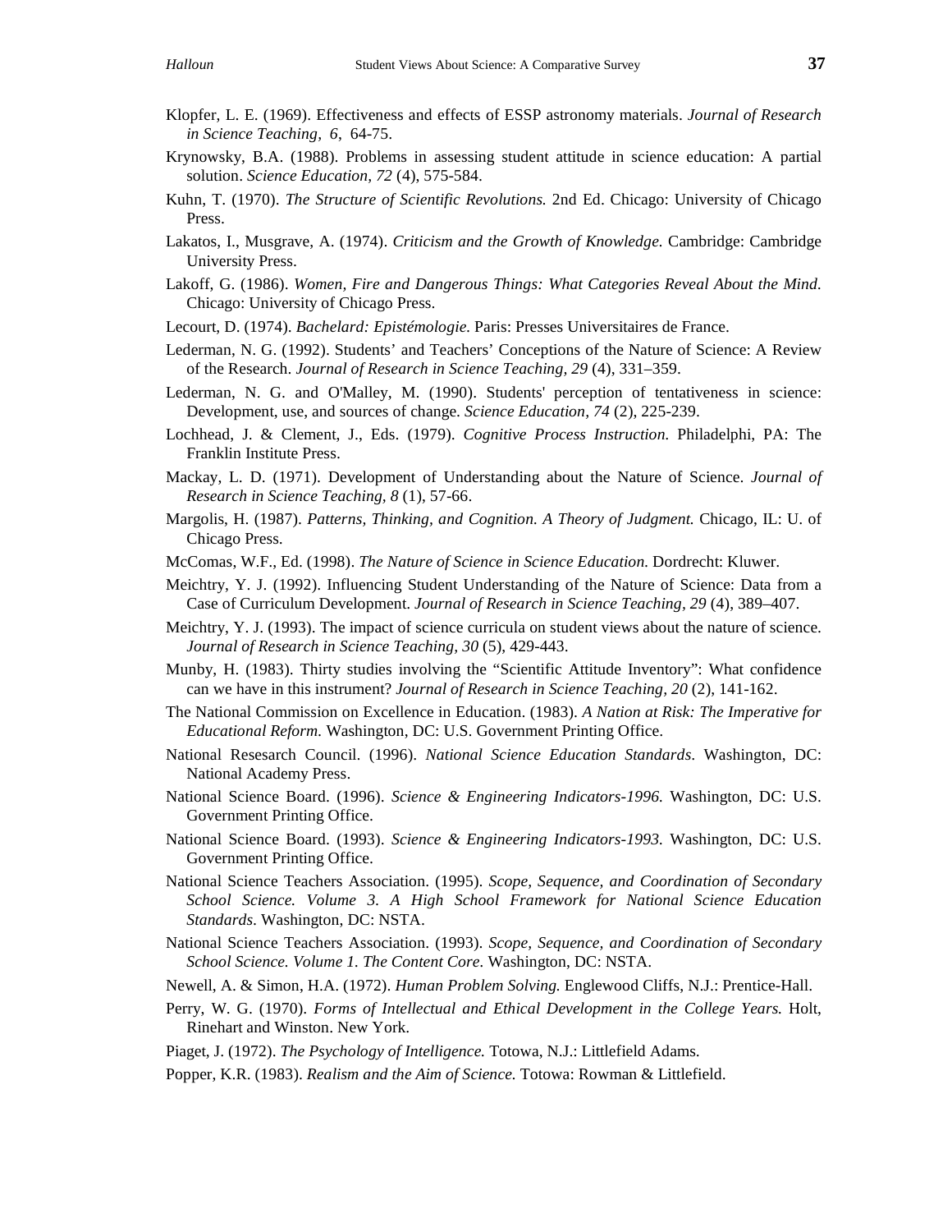Klopfer, L. E. (1969). Effectiveness and effects of ESSP astronomy materials. *Journal of Research in Science Teaching, 6*, 64-75.

Krynowsky, B.A. (1988). Problems in assessing student attitude in science education: A partial solution. *Science Education, 72* (4), 575-584.

Kuhn, T. (1970). *The Structure of Scientific Revolutions.* 2nd Ed. Chicago: University of Chicago Press.

Lakatos, I., Musgrave, A. (1974). *Criticism and the Growth of Knowledge.* Cambridge: Cambridge University Press.

Lakoff, G. (1986). *Women, Fire and Dangerous Things: What Categories Reveal About the Mind.* Chicago: University of Chicago Press.

Lecourt, D. (1974). *Bachelard: Epistémologie.* Paris: Presses Universitaires de France.

Lederman, N. G. (1992). Students' and Teachers' Conceptions of the Nature of Science: A Review of the Research. *Journal of Research in Science Teaching, 29* (4), 331–359.

Lederman, N. G. and O'Malley, M. (1990). Students' perception of tentativeness in science: Development, use, and sources of change. *Science Education, 74* (2), 225-239.

Lochhead, J. & Clement, J., Eds. (1979). *Cognitive Process Instruction.* Philadelphi, PA: The Franklin Institute Press.

Mackay, L. D. (1971). Development of Understanding about the Nature of Science. *Journal of Research in Science Teaching, 8* (1), 57-66.

Margolis, H. (1987). *Patterns, Thinking, and Cognition. A Theory of Judgment.* Chicago, IL: U. of Chicago Press.

McComas, W.F., Ed. (1998). *The Nature of Science in Science Education.* Dordrecht: Kluwer.

Meichtry, Y. J. (1992). Influencing Student Understanding of the Nature of Science: Data from a Case of Curriculum Development. *Journal of Research in Science Teaching, 29* (4), 389–407.

Meichtry, Y. J. (1993). The impact of science curricula on student views about the nature of science. *Journal of Research in Science Teaching, 30* (5), 429-443.

Munby, H. (1983). Thirty studies involving the "Scientific Attitude Inventory": What confidence can we have in this instrument? *Journal of Research in Science Teaching, 20* (2), 141-162.

The National Commission on Excellence in Education. (1983). *A Nation at Risk: The Imperative for Educational Reform.* Washington, DC: U.S. Government Printing Office.

National Resesarch Council. (1996). *National Science Education Standards.* Washington, DC: National Academy Press.

National Science Board. (1996). *Science & Engineering Indicators-1996.* Washington, DC: U.S. Government Printing Office.

National Science Board. (1993). *Science & Engineering Indicators-1993.* Washington, DC: U.S. Government Printing Office.

National Science Teachers Association. (1995). *Scope, Sequence, and Coordination of Secondary School Science. Volume 3. A High School Framework for National Science Education Standards*. Washington, DC: NSTA.

National Science Teachers Association. (1993). *Scope, Sequence, and Coordination of Secondary School Science. Volume 1. The Content Core*. Washington, DC: NSTA.

Newell, A. & Simon, H.A. (1972). *Human Problem Solving.* Englewood Cliffs, N.J.: Prentice-Hall.

Perry, W. G. (1970). *Forms of Intellectual and Ethical Development in the College Years.* Holt, Rinehart and Winston. New York.

Piaget, J. (1972). *The Psychology of Intelligence.* Totowa, N.J.: Littlefield Adams.

Popper, K.R. (1983). *Realism and the Aim of Science.* Totowa: Rowman & Littlefield.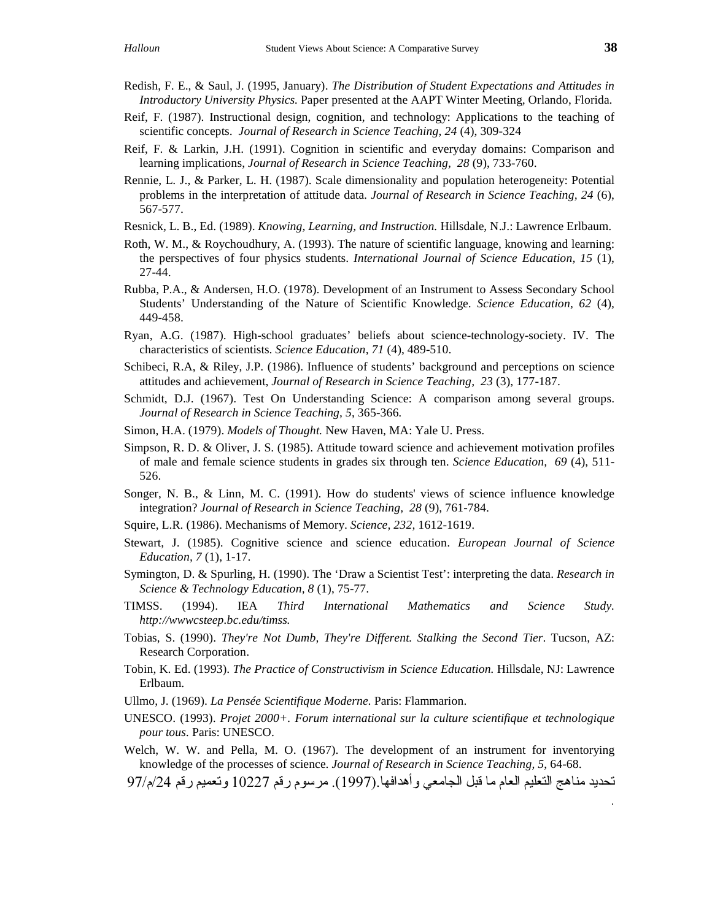Redish, F. E., & Saul, J. (1995, January). *The Distribution of Student Expectations and Attitudes in Introductory University Physics.* Paper presented at the AAPT Winter Meeting, Orlando, Florida.

Reif, F. (1987). Instructional design, cognition, and technology: Applications to the teaching of scientific concepts. *Journal of Research in Science Teaching*, *24* (4), 309-324

Reif, F. & Larkin, J.H. (1991). Cognition in scientific and everyday domains: Comparison and learning implications, *Journal of Research in Science Teaching, 28* (9), 733-760.

Rennie, L. J., & Parker, L. H. (1987). Scale dimensionality and population heterogeneity: Potential problems in the interpretation of attitude data. *Journal of Research in Science Teaching*, *24* (6), 567-577.

Resnick, L. B., Ed. (1989). *Knowing, Learning, and Instruction.* Hillsdale, N.J.: Lawrence Erlbaum.

Roth, W. M., & Roychoudhury, A. (1993). The nature of scientific language, knowing and learning: the perspectives of four physics students. *International Journal of Science Education*, *15* (1), 27-44.

Rubba, P.A., & Andersen, H.O. (1978). Development of an Instrument to Assess Secondary School Students' Understanding of the Nature of Scientific Knowledge. *Science Education, 62* (4), 449-458.

Ryan, A.G. (1987). High-school graduates' beliefs about science-technology-society. IV. The characteristics of scientists. *Science Education*, *71* (4), 489-510.

Schibeci, R.A, & Riley, J.P. (1986). Influence of students' background and perceptions on science attitudes and achievement, *Journal of Research in Science Teaching, 23* (3), 177-187.

Schmidt, D.J. (1967). Test On Understanding Science: A comparison among several groups. *Journal of Research in Science Teaching, 5*, 365-366.

Simon, H.A. (1979). *Models of Thought.* New Haven, MA: Yale U. Press.

Simpson, R. D. & Oliver, J. S. (1985). Attitude toward science and achievement motivation profiles of male and female science students in grades six through ten. *Science Education, 69* (4), 511-526.

Songer, N. B., & Linn, M. C. (1991). How do students' views of science influence knowledge integration? *Journal of Research in Science Teaching, 28* (9), 761-784.

Squire, L.R. (1986). Mechanisms of Memory. *Science, 232,* 1612-1619.

Stewart, J. (1985). Cognitive science and science education. *European Journal of Science Education, 7* (1), 1-17.

Symington, D. & Spurling, H. (1990). The 'Draw a Scientist Test': interpreting the data. *Research in Science & Technology Education, 8* (1), 75-77.

TIMSS. (1994). IEA *Third International Mathematics and Science Study. http://wwwcsteep.bc.edu/timss.*

Tobias, S. (1990). *They're Not Dumb, They're Different. Stalking the Second Tier*. Tucson, AZ: Research Corporation.

Tobin, K. Ed. (1993). *The Practice of Constructivism in Science Education.* Hillsdale, NJ: Lawrence Erlbaum.

Ullmo, J. (1969). *La Pensée Scientifique Moderne*. Paris: Flammarion.

UNESCO. (1993). *Projet 2000+. Forum international sur la culture scientifique et technologique pour tous*. Paris: UNESCO.

Welch, W. W. and Pella, M. O. (1967). The development of an instrument for inventorying knowledge of the processes of science. *Journal of Research in Science Teaching, 5*, 64-68.

تحديد مناهج التعليم العام ما قبل الجامعي وأهدافها.(1997). مرسوم رقم 10227 وتعميم رقم 24/م/97
.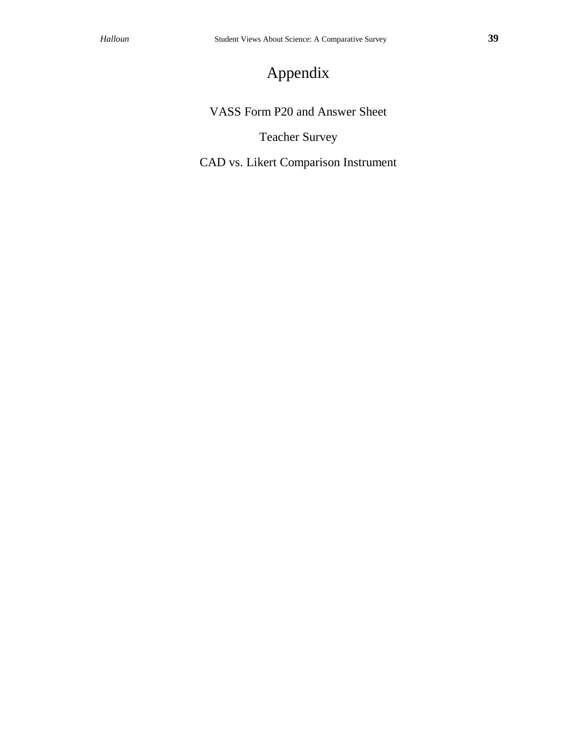# Appendix

VASS Form P20 and Answer Sheet

Teacher Survey

CAD vs. Likert Comparison Instrument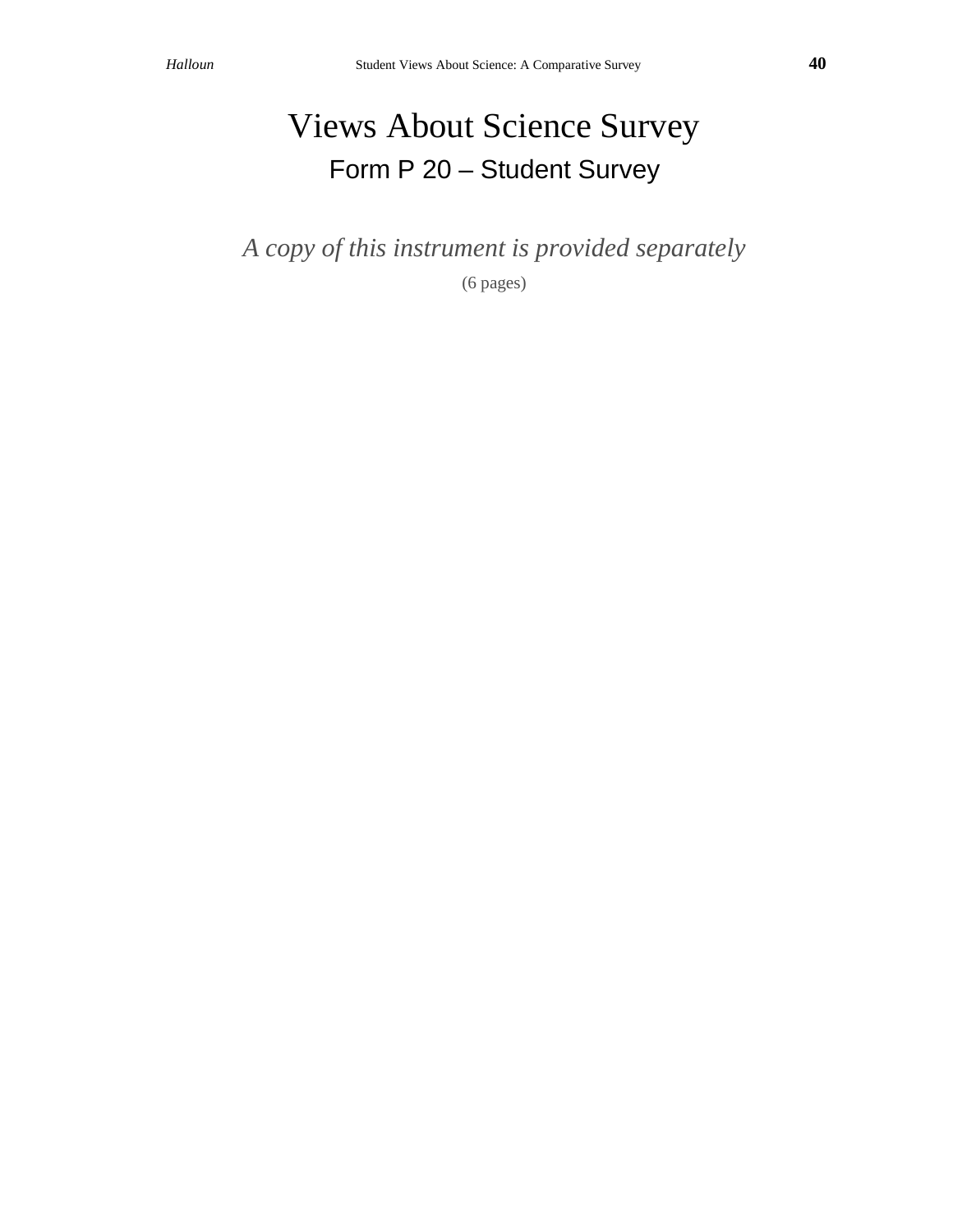# Views About Science Survey

## Form P 20 – Student Survey

*A copy of this instrument is provided separately*

(6 pages)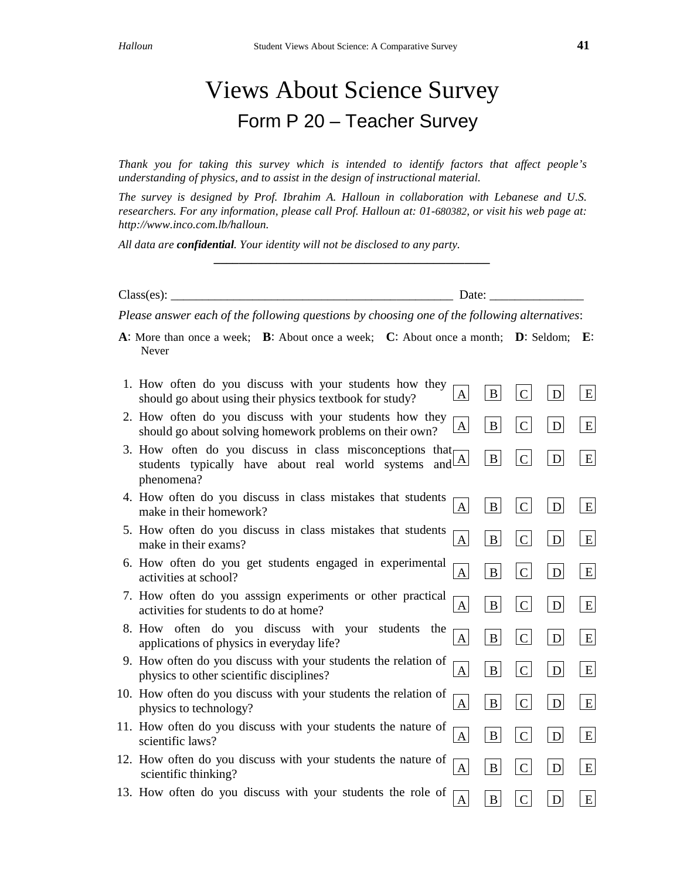# Views About Science Survey

## Form P 20 – Teacher Survey

*Thank you for taking this survey which is intended to identify factors that affect people's understanding of physics, and to assist in the design of instructional material.*

*The survey is designed by Prof. Ibrahim A. Halloun in collaboration with Lebanese and U.S. researchers. For any information, please call Prof. Halloun at: 01-680382, or visit his web page at: http://www.inco.com.lb/halloun.*

*All data are **confidential**. Your identity will not be disclosed to any party.*

---

Class(es): ____________________________________________ Date: _______________

*Please answer each of the following questions by choosing one of the following alternatives*:

**A**: More than once a week; **B**: About once a week; **C**: About once a month; **D**: Seldom; **E**: Never

1. How often do you discuss with your students how they should go about using their physics textbook for study? A B C D E
2. How often do you discuss with your students how they should go about solving homework problems on their own? A B C D E
3. How often do you discuss in class misconceptions that students typically have about real world systems and phenomena? A B C D E
4. How often do you discuss in class mistakes that students make in their homework? A B C D E
5. How often do you discuss in class mistakes that students make in their exams? A B C D E
6. How often do you get students engaged in experimental activities at school? A B C D E
7. How often do you asssign experiments or other practical activities for students to do at home? A B C D E
8. How often do you discuss with your students the applications of physics in everyday life? A B C D E
9. How often do you discuss with your students the relation of physics to other scientific disciplines? A B C D E
10. How often do you discuss with your students the relation of physics to technology? A B C D E
11. How often do you discuss with your students the nature of scientific laws? A B C D E
12. How often do you discuss with your students the nature of scientific thinking? A B C D E
13. How often do you discuss with your students the role of A B C D E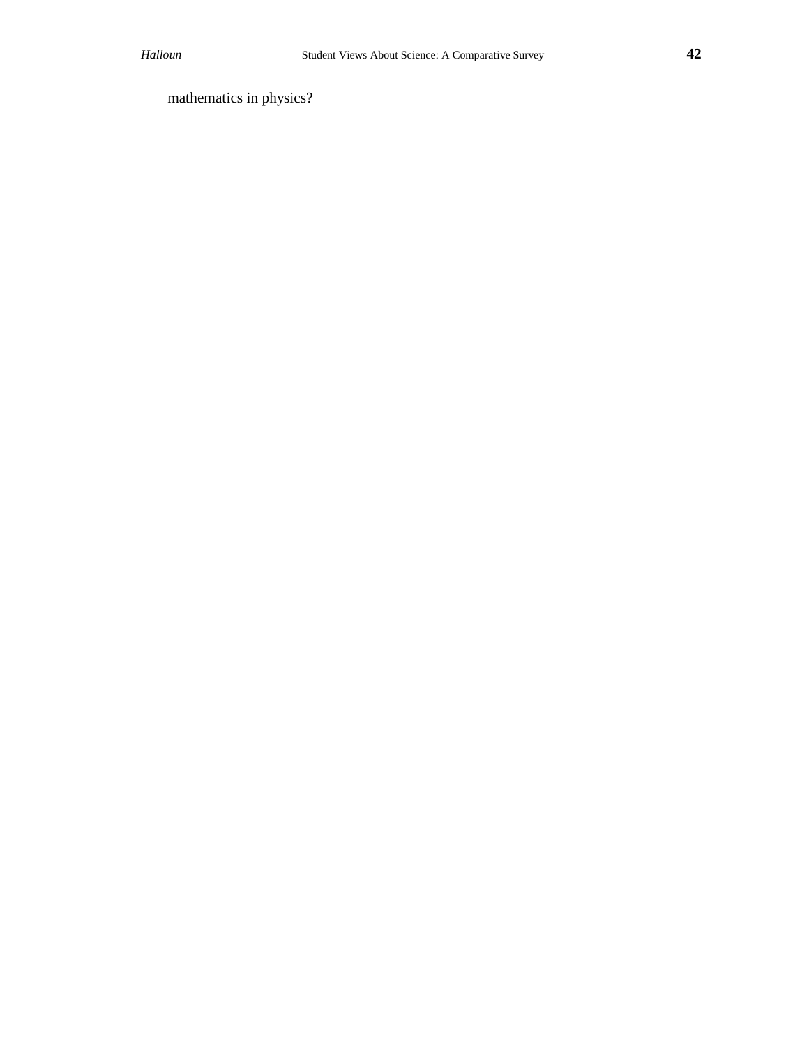mathematics in physics?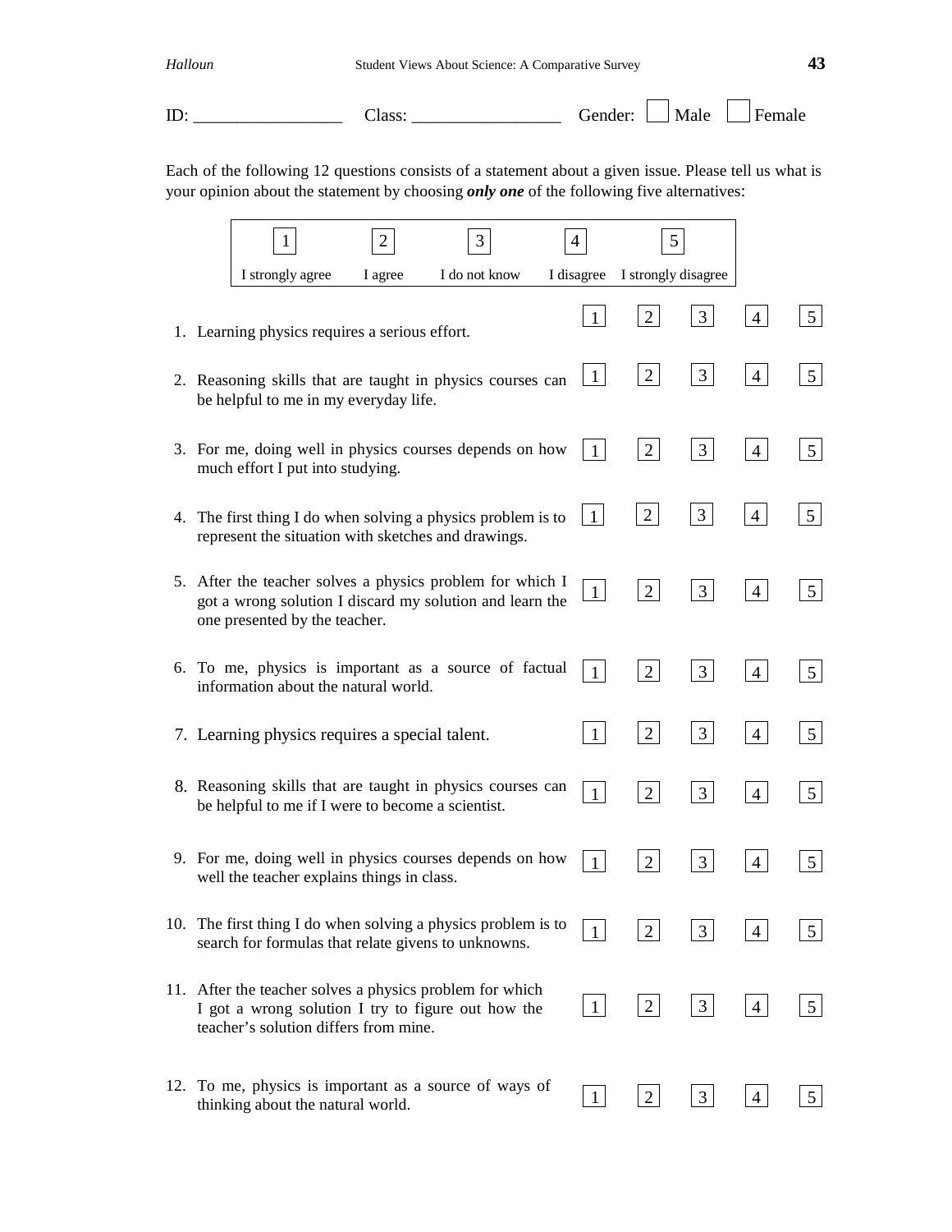ID: _________________ Class: _________________ Gender: ☐ Male ☐ Female

Each of the following 12 questions consists of a statement about a given issue. Please tell us what is your opinion about the statement by choosing ***only one*** of the following five alternatives:

| 1 | 2 | 3 | 4 | 5 |
|---|---|---|---|---|
| I strongly agree | I agree | I do not know | I disagree | I strongly disagree |

| | Statement | | | | | |
|---|---|---|---|---|---|---|
| 1. | Learning physics requires a serious effort. | 1 | 2 | 3 | 4 | 5 |
| 2. | Reasoning skills that are taught in physics courses can be helpful to me in my everyday life. | 1 | 2 | 3 | 4 | 5 |
| 3. | For me, doing well in physics courses depends on how much effort I put into studying. | 1 | 2 | 3 | 4 | 5 |
| 4. | The first thing I do when solving a physics problem is to represent the situation with sketches and drawings. | 1 | 2 | 3 | 4 | 5 |
| 5. | After the teacher solves a physics problem for which I got a wrong solution I discard my solution and learn the one presented by the teacher. | 1 | 2 | 3 | 4 | 5 |
| 6. | To me, physics is important as a source of factual information about the natural world. | 1 | 2 | 3 | 4 | 5 |
| 7. | Learning physics requires a special talent. | 1 | 2 | 3 | 4 | 5 |
| 8. | Reasoning skills that are taught in physics courses can be helpful to me if I were to become a scientist. | 1 | 2 | 3 | 4 | 5 |
| 9. | For me, doing well in physics courses depends on how well the teacher explains things in class. | 1 | 2 | 3 | 4 | 5 |
| 10. | The first thing I do when solving a physics problem is to search for formulas that relate givens to unknowns. | 1 | 2 | 3 | 4 | 5 |
| 11. | After the teacher solves a physics problem for which I got a wrong solution I try to figure out how the teacher's solution differs from mine. | 1 | 2 | 3 | 4 | 5 |
| 12. | To me, physics is important as a source of ways of thinking about the natural world. | 1 | 2 | 3 | 4 | 5 |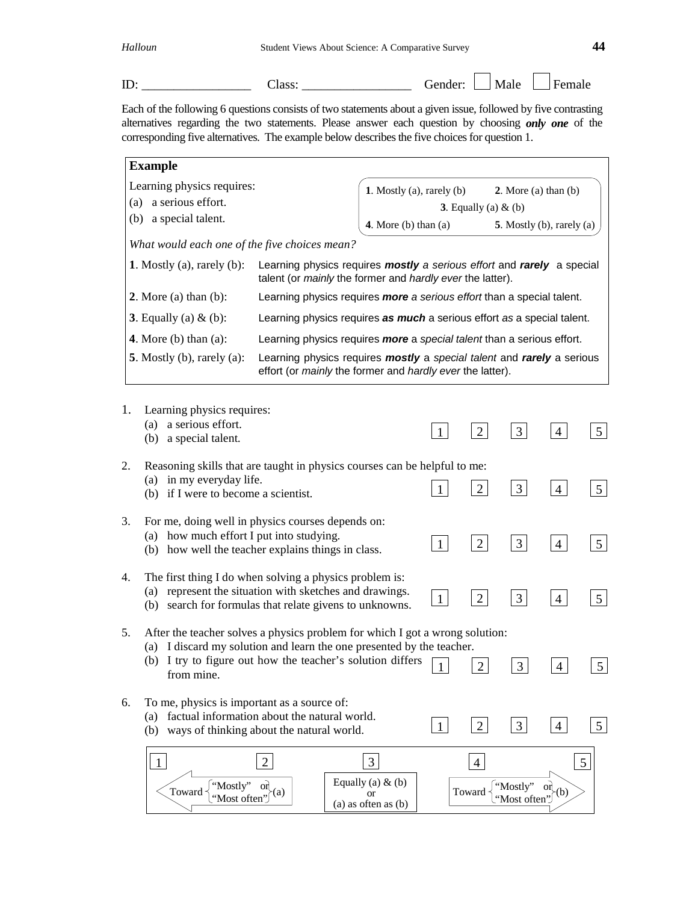ID: _________________ Class: _________________ Gender: ☐ Male ☐ Female

Each of the following 6 questions consists of two statements about a given issue, followed by five contrasting alternatives regarding the two statements. Please answer each question by choosing ***only one*** of the corresponding five alternatives. The example below describes the five choices for question 1.

**Example**

Learning physics requires:
(a) a serious effort.
(b) a special talent.

**1**. Mostly (a), rarely (b) **2**. More (a) than (b) **3**. Equally (a) & (b) **4**. More (b) than (a) **5**. Mostly (b), rarely (a)

*What would each one of the five choices mean?*

| | |
|---|---|
| **1**. Mostly (a), rarely (b): | Learning physics requires ***mostly*** *a serious effort* and ***rarely*** a special talent (or *mainly* the former and *hardly ever* the latter). |
| **2**. More (a) than (b): | Learning physics requires ***more*** *a serious effort* than a special talent. |
| **3**. Equally (a) & (b): | Learning physics requires ***as much*** a serious effort *as* a special talent. |
| **4**. More (b) than (a): | Learning physics requires ***more*** a *special talent* than a serious effort. |
| **5**. Mostly (b), rarely (a): | Learning physics requires ***mostly*** a *special talent* and ***rarely*** a serious effort (or *mainly* the former and *hardly ever* the latter). |

1. Learning physics requires:
   (a) a serious effort.
   (b) a special talent.
   ☐1 ☐2 ☐3 ☐4 ☐5

2. Reasoning skills that are taught in physics courses can be helpful to me:
   (a) in my everyday life.
   (b) if I were to become a scientist.
   ☐1 ☐2 ☐3 ☐4 ☐5

3. For me, doing well in physics courses depends on:
   (a) how much effort I put into studying.
   (b) how well the teacher explains things in class.
   ☐1 ☐2 ☐3 ☐4 ☐5

4. The first thing I do when solving a physics problem is:
   (a) represent the situation with sketches and drawings.
   (b) search for formulas that relate givens to unknowns.
   ☐1 ☐2 ☐3 ☐4 ☐5

5. After the teacher solves a physics problem for which I got a wrong solution:
   (a) I discard my solution and learn the one presented by the teacher.
   (b) I try to figure out how the teacher's solution differs from mine.
   ☐1 ☐2 ☐3 ☐4 ☐5

6. To me, physics is important as a source of:
   (a) factual information about the natural world.
   (b) ways of thinking about the natural world.
   ☐1 ☐2 ☐3 ☐4 ☐5

| 1 | 2 | 3 | 4 | 5 |
|---|---|---|---|---|
| Toward "Mostly" or "Most often" (a) | | Equally (a) & (b) or (a) as often as (b) | Toward "Mostly" or "Most often" (b) | |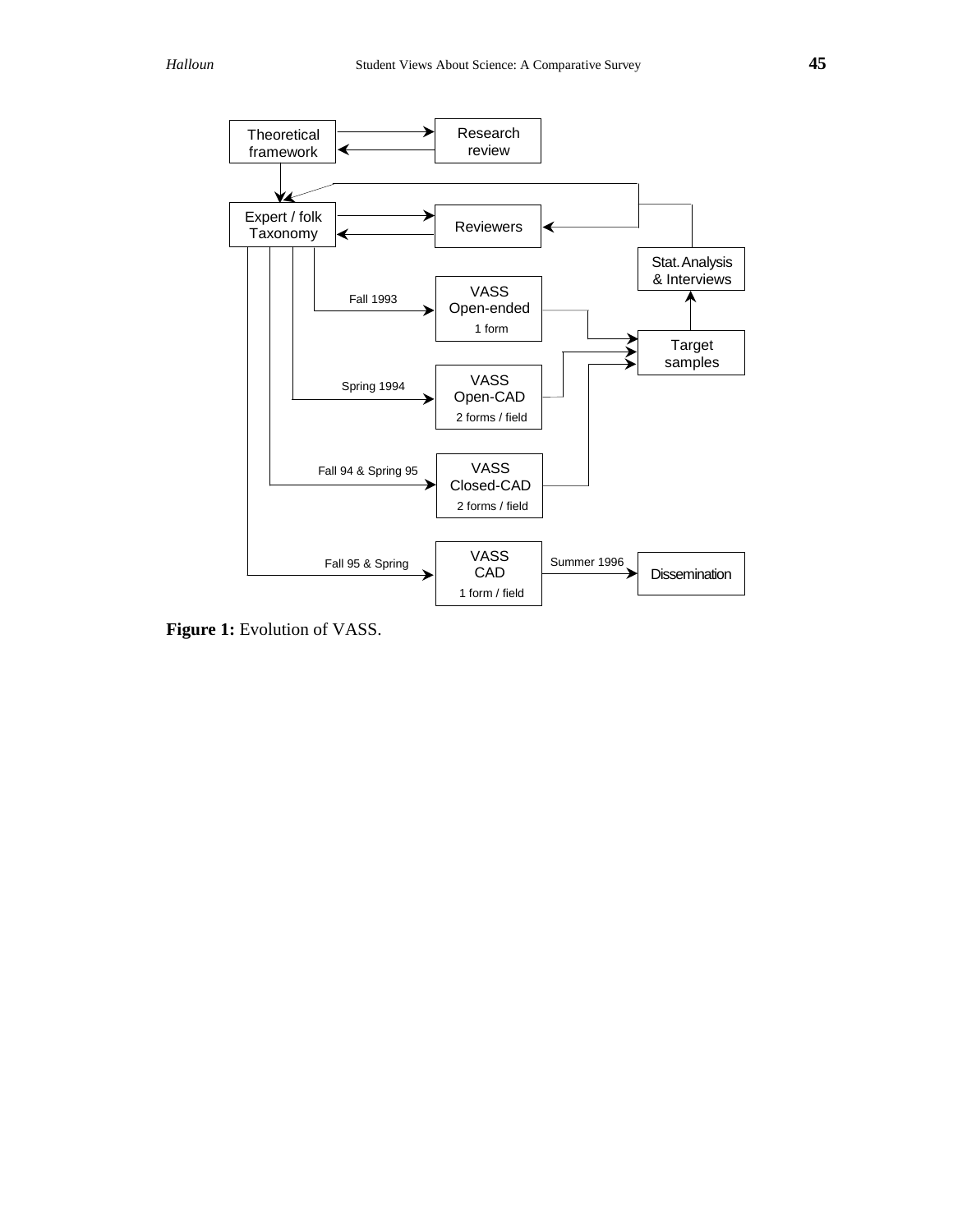**Figure 1:** Evolution of VASS.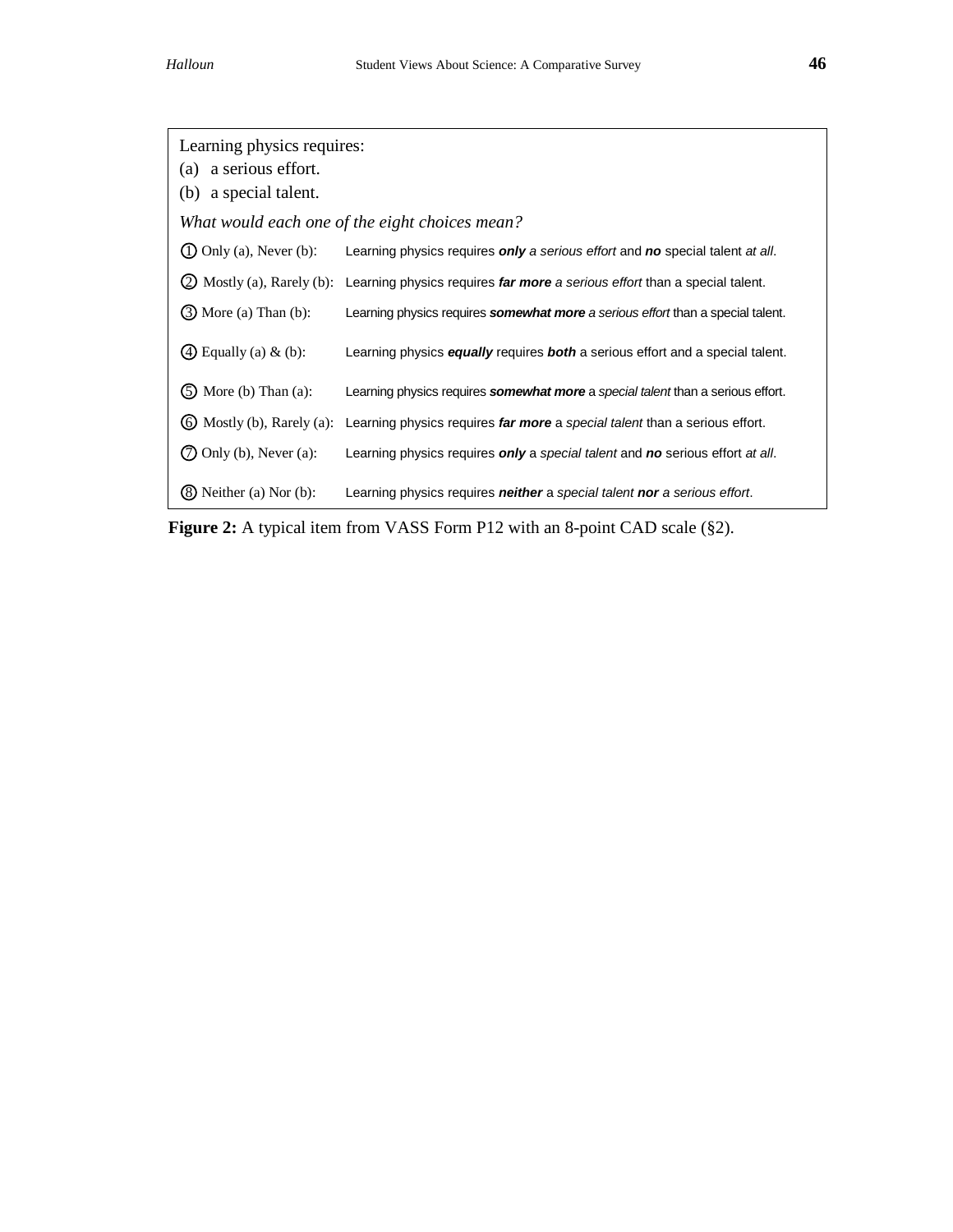Learning physics requires:
(a) a serious effort.
(b) a special talent.

*What would each one of the eight choices mean?*

| | |
|---|---|
| ① Only (a), Never (b): | Learning physics requires ***only*** *a serious effort* and ***no*** special talent *at all*. |
| ② Mostly (a), Rarely (b): | Learning physics requires ***far more*** *a serious effort* than a special talent. |
| ③ More (a) Than (b): | Learning physics requires ***somewhat more*** *a serious effort* than a special talent. |
| ④ Equally (a) & (b): | Learning physics ***equally*** requires ***both*** a serious effort and a special talent. |
| ⑤ More (b) Than (a): | Learning physics requires ***somewhat more*** a *special talent* than a serious effort. |
| ⑥ Mostly (b), Rarely (a): | Learning physics requires ***far more*** a *special talent* than a serious effort. |
| ⑦ Only (b), Never (a): | Learning physics requires ***only*** a *special talent* and ***no*** serious effort *at all*. |
| ⑧ Neither (a) Nor (b): | Learning physics requires ***neither*** a *special talent* ***nor*** *a serious effort*. |

**Figure 2:** A typical item from VASS Form P12 with an 8-point CAD scale (§2).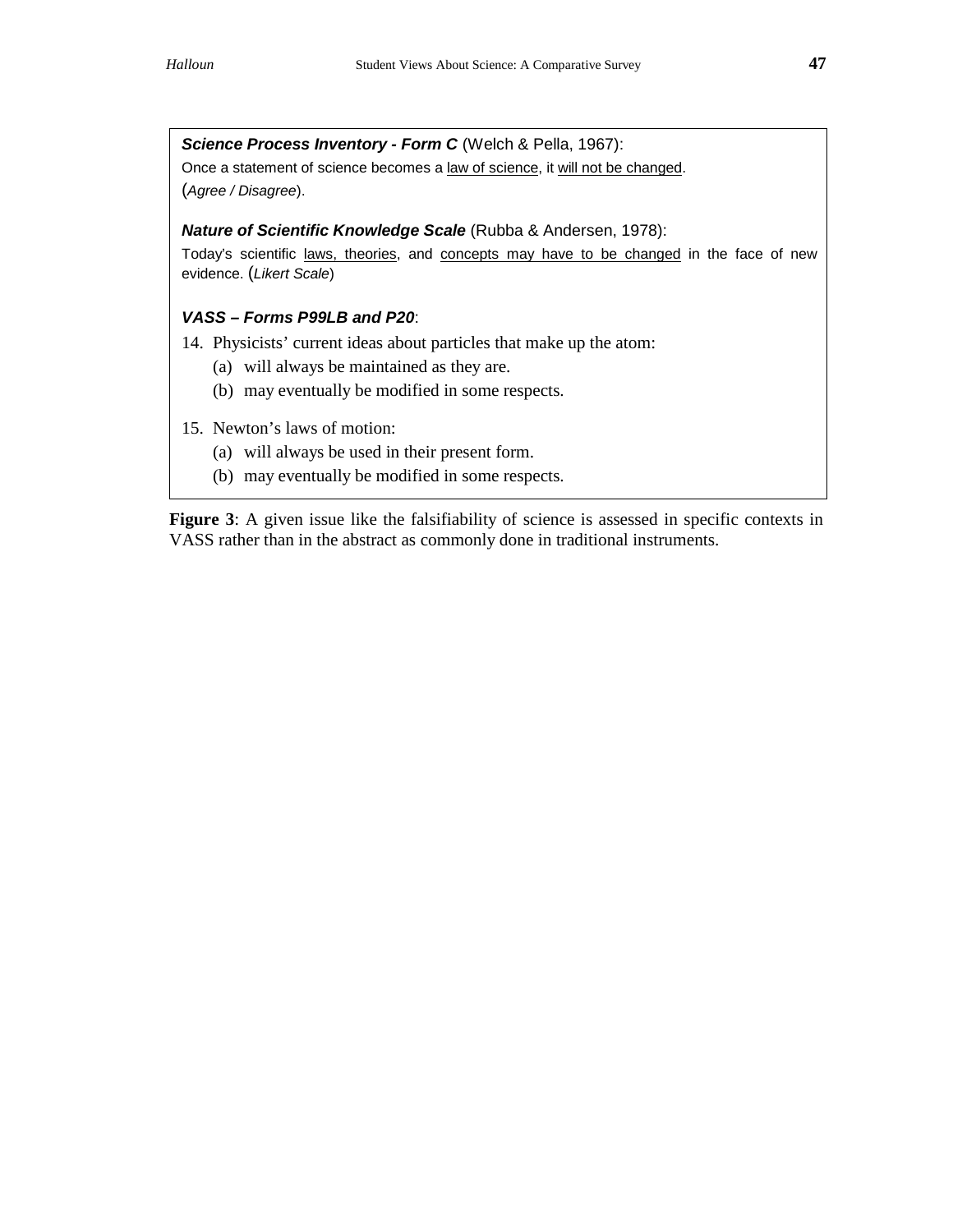***Science Process Inventory - Form C*** (Welch & Pella, 1967):

Once a statement of science becomes a law of science, it will not be changed. (*Agree / Disagree*).

***Nature of Scientific Knowledge Scale*** (Rubba & Andersen, 1978):

Today's scientific laws, theories, and concepts may have to be changed in the face of new evidence. (*Likert Scale*)

***VASS – Forms P99LB and P20***:

14. Physicists' current ideas about particles that make up the atom:
    - (a) will always be maintained as they are.
    - (b) may eventually be modified in some respects.

15. Newton's laws of motion:
    - (a) will always be used in their present form.
    - (b) may eventually be modified in some respects.

**Figure 3**: A given issue like the falsifiability of science is assessed in specific contexts in VASS rather than in the abstract as commonly done in traditional instruments.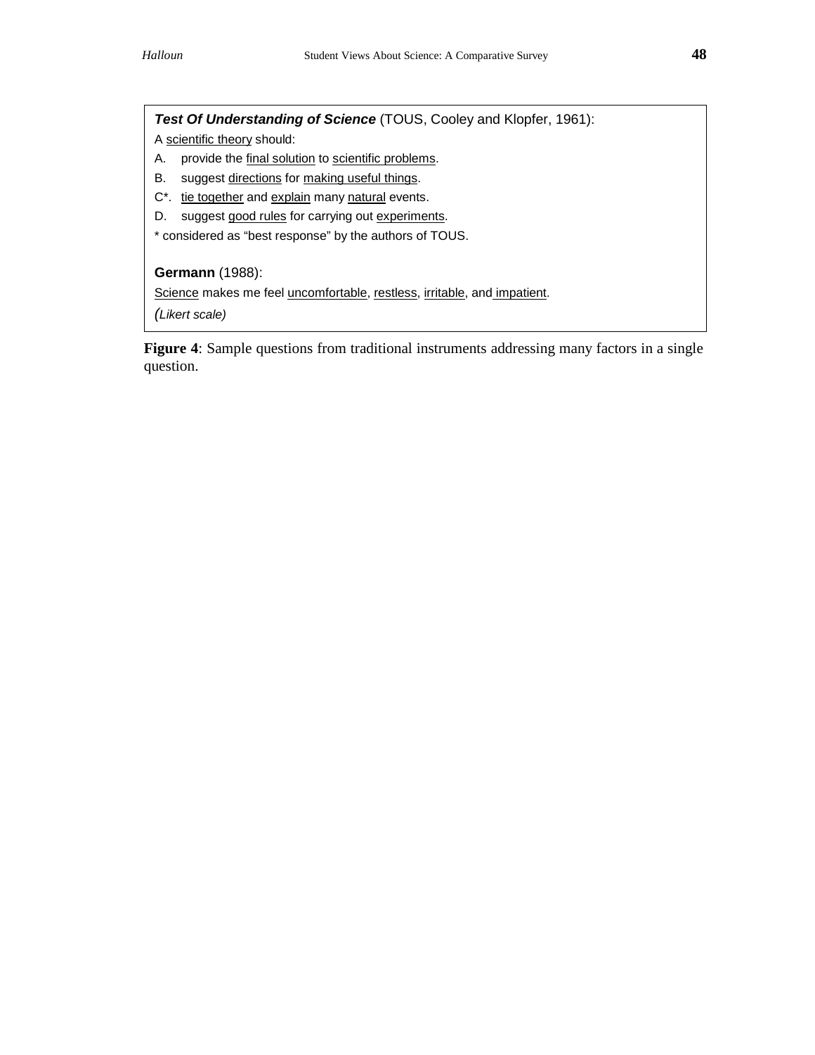***Test Of Understanding of Science*** (TOUS, Cooley and Klopfer, 1961):

A scientific theory should:

A. provide the final solution to scientific problems.

B. suggest directions for making useful things.

C*. tie together and explain many natural events.

D. suggest good rules for carrying out experiments.

* considered as "best response" by the authors of TOUS.

**Germann** (1988):

Science makes me feel uncomfortable, restless, irritable, and impatient.

*(Likert scale)*

**Figure 4**: Sample questions from traditional instruments addressing many factors in a single question.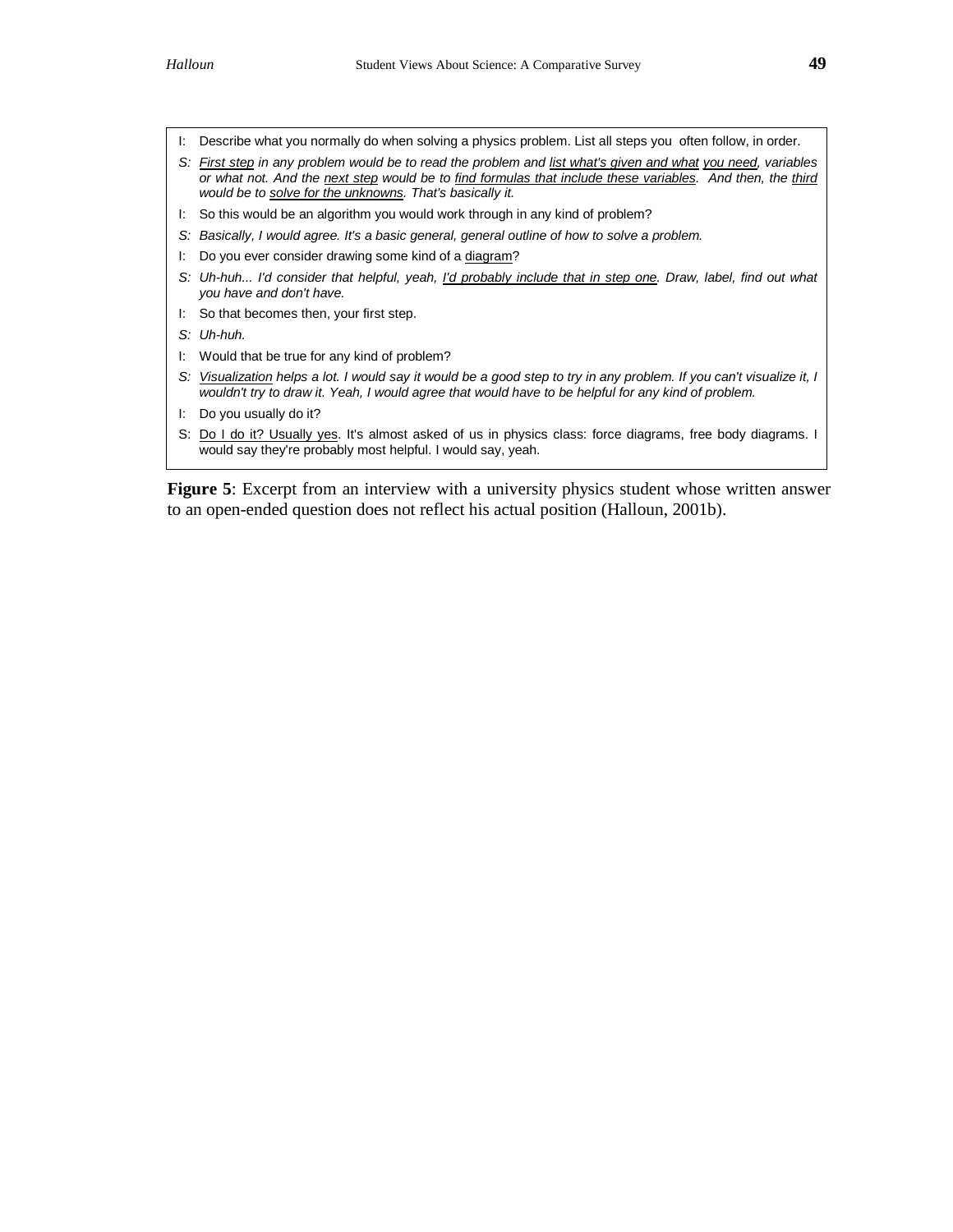I: Describe what you normally do when solving a physics problem. List all steps you often follow, in order.

*S: First step in any problem would be to read the problem and list what's given and what you need, variables or what not. And the next step would be to find formulas that include these variables. And then, the third would be to solve for the unknowns. That's basically it.*

I: So this would be an algorithm you would work through in any kind of problem?

*S: Basically, I would agree. It's a basic general, general outline of how to solve a problem.*

I: Do you ever consider drawing some kind of a diagram?

*S: Uh-huh... I'd consider that helpful, yeah, I'd probably include that in step one. Draw, label, find out what you have and don't have.*

I: So that becomes then, your first step.

*S: Uh-huh.*

I: Would that be true for any kind of problem?

*S: Visualization helps a lot. I would say it would be a good step to try in any problem. If you can't visualize it, I wouldn't try to draw it. Yeah, I would agree that would have to be helpful for any kind of problem.*

I: Do you usually do it?

S: Do I do it? Usually yes. It's almost asked of us in physics class: force diagrams, free body diagrams. I would say they're probably most helpful. I would say, yeah.

**Figure 5**: Excerpt from an interview with a university physics student whose written answer to an open-ended question does not reflect his actual position (Halloun, 2001b).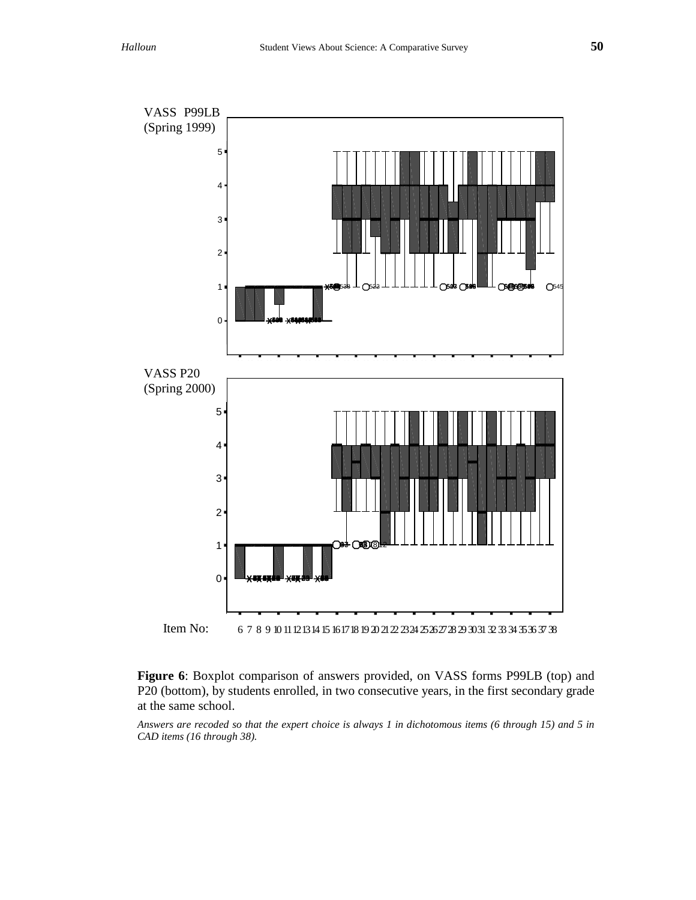**Figure 6**: Boxplot comparison of answers provided, on VASS forms P99LB (top) and P20 (bottom), by students enrolled, in two consecutive years, in the first secondary grade at the same school.

*Answers are recoded so that the expert choice is always 1 in dichotomous items (6 through 15) and 5 in CAD items (16 through 38).*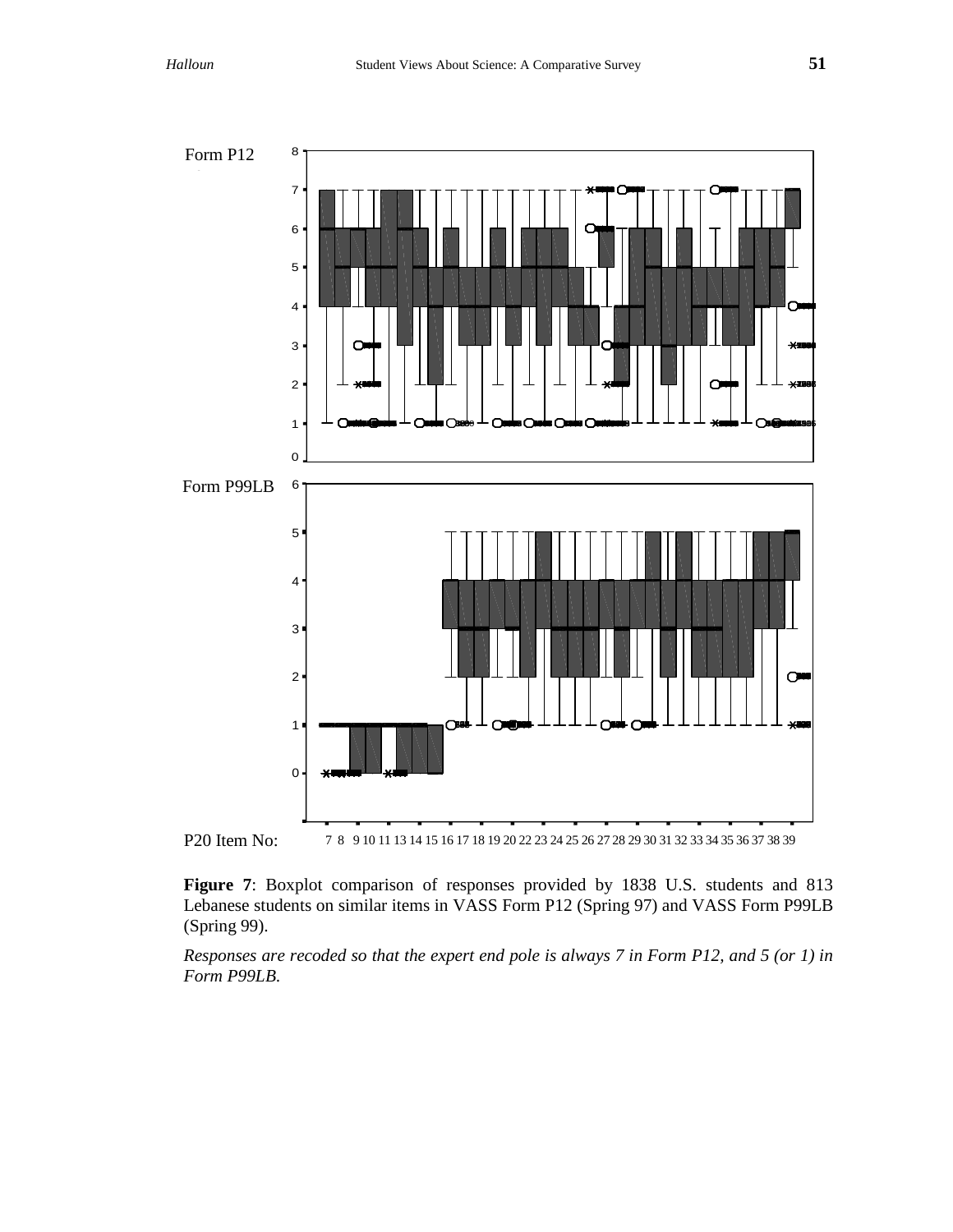Form P12

Form P99LB

P20 Item No: 7 8 9 10 11 13 14 15 16 17 18 19 20 22 23 24 25 26 27 28 29 30 31 32 33 34 35 36 37 38 39

**Figure 7**: Boxplot comparison of responses provided by 1838 U.S. students and 813 Lebanese students on similar items in VASS Form P12 (Spring 97) and VASS Form P99LB (Spring 99).

*Responses are recoded so that the expert end pole is always 7 in Form P12, and 5 (or 1) in Form P99LB.*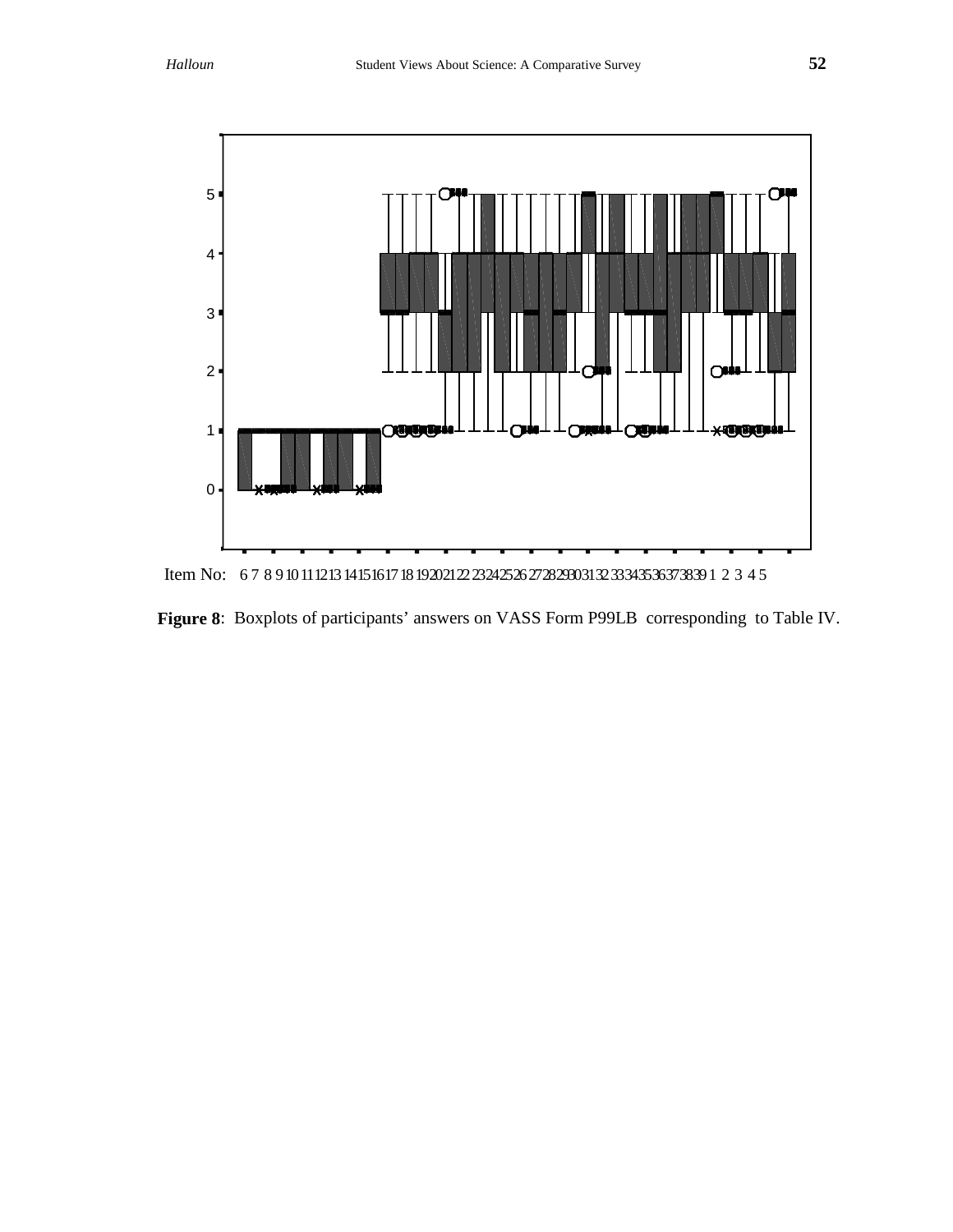Item No: 6 7 8 9 10 11 12 13 14 15 16 17 18 19 20 21 22 23 24 25 26 27 28 29 30 31 32 33 34 35 36 37 38 39 1 2 3 4 5

**Figure 8**: Boxplots of participants' answers on VASS Form P99LB corresponding to Table IV.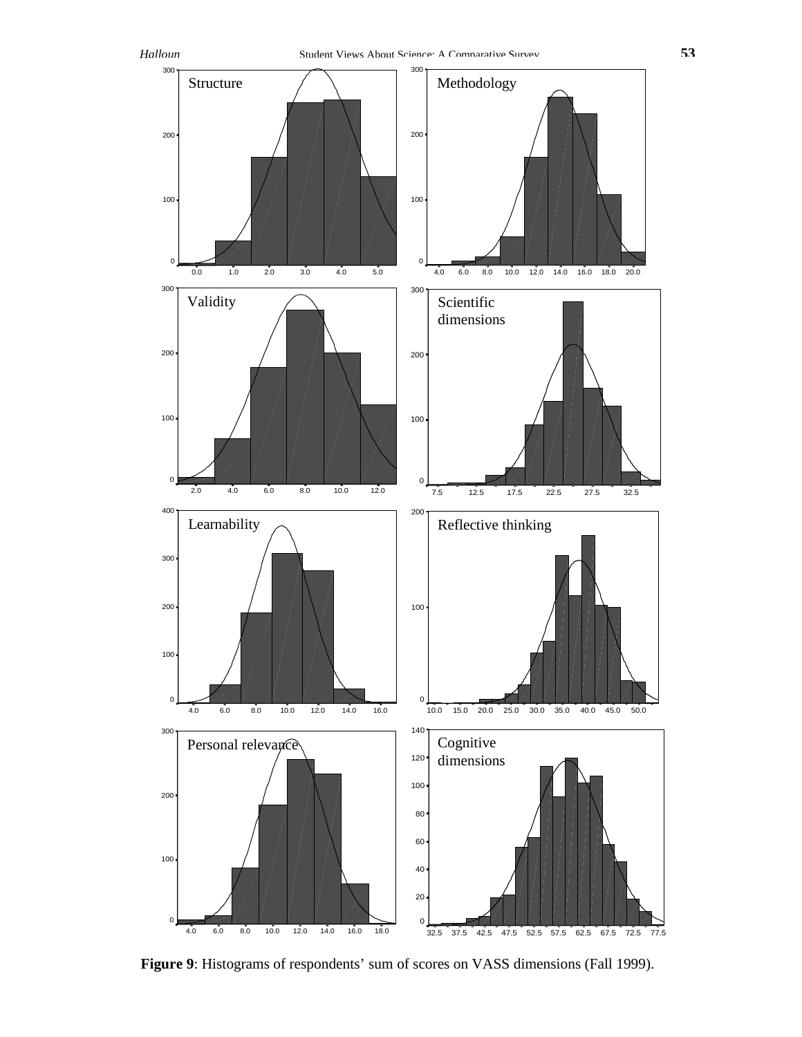**Figure 9**: Histograms of respondents' sum of scores on VASS dimensions (Fall 1999).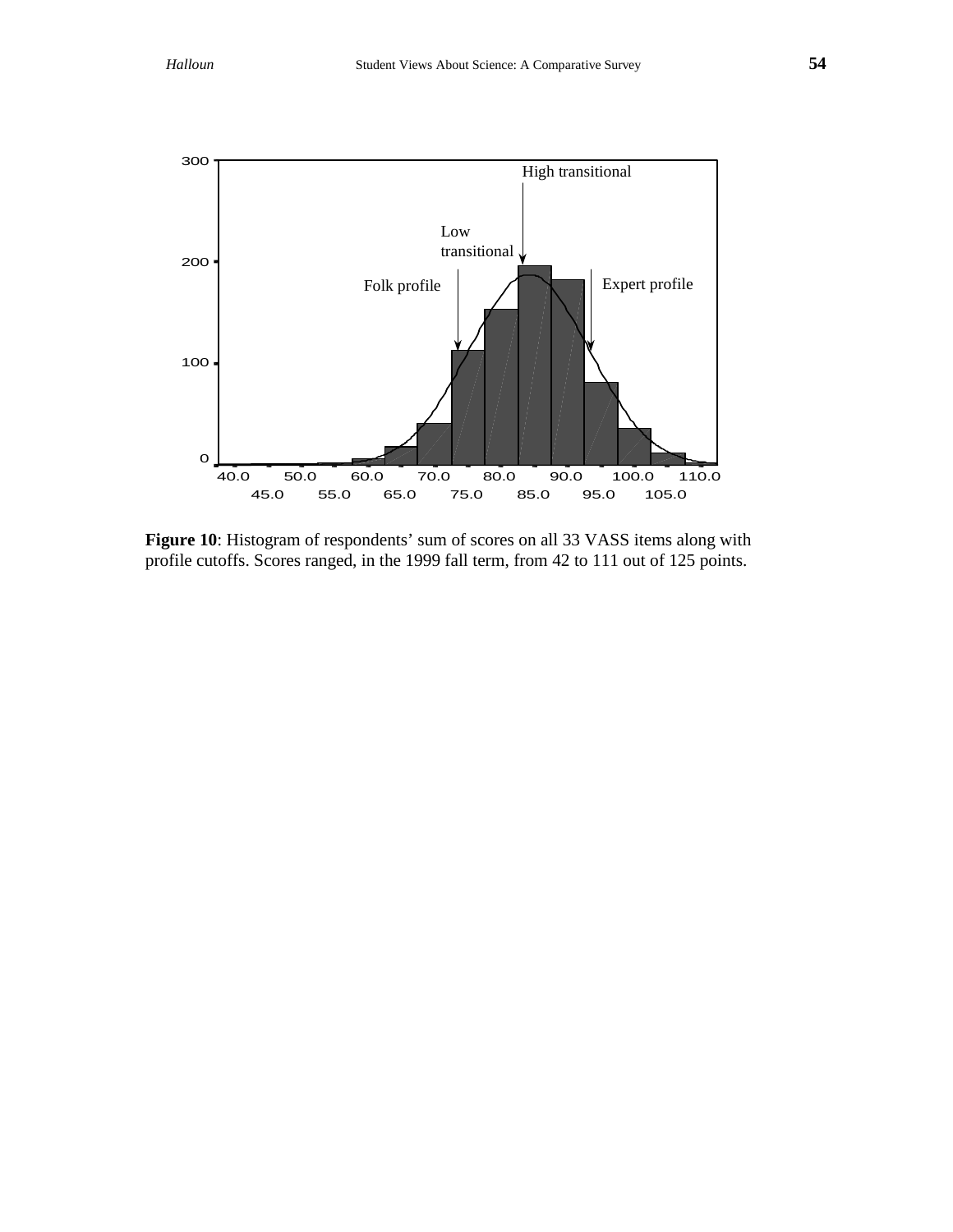**Figure 10**: Histogram of respondents' sum of scores on all 33 VASS items along with profile cutoffs. Scores ranged, in the 1999 fall term, from 42 to 111 out of 125 points.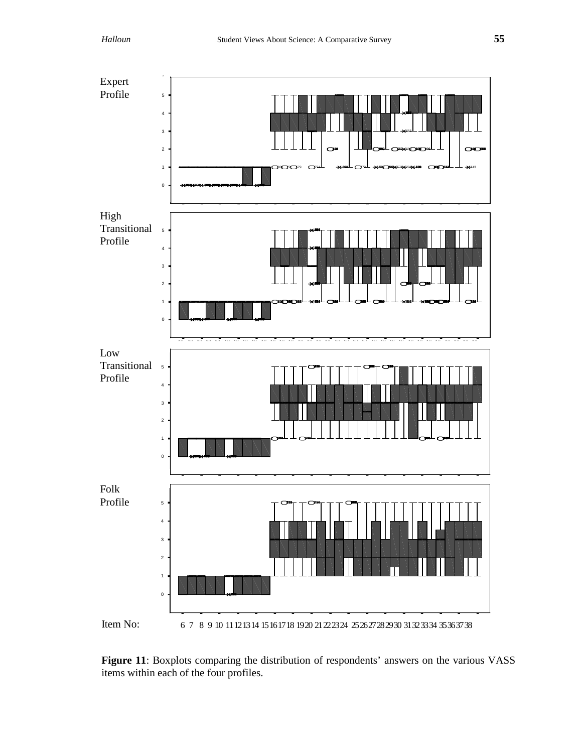Expert Profile

High Transitional Profile

Low Transitional Profile

Folk Profile

Item No: 6 7 8 9 10 11 12 13 14 15 16 17 18 19 20 21 22 23 24 25 26 27 28 29 30 31 32 33 34 35 36 37 38

**Figure 11**: Boxplots comparing the distribution of respondents' answers on the various VASS items within each of the four profiles.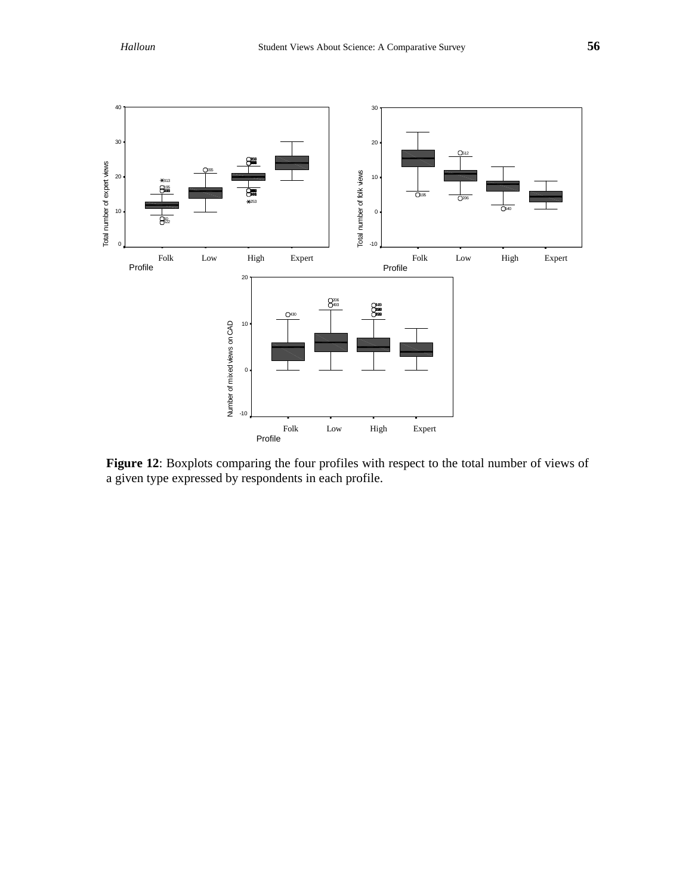**Figure 12**: Boxplots comparing the four profiles with respect to the total number of views of a given type expressed by respondents in each profile.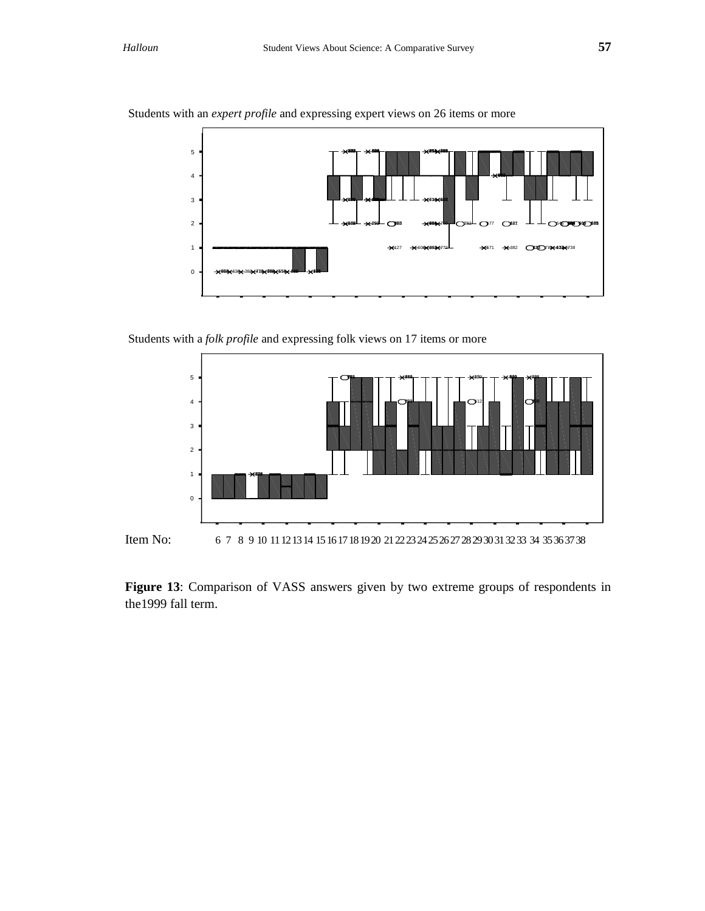Students with an *expert profile* and expressing expert views on 26 items or more

Students with a *folk profile* and expressing folk views on 17 items or more

Item No: 6 7 8 9 10 11 12 13 14 15 16 17 18 19 20 21 22 23 24 25 26 27 28 29 30 31 32 33 34 35 36 37 38

**Figure 13**: Comparison of VASS answers given by two extreme groups of respondents in the1999 fall term.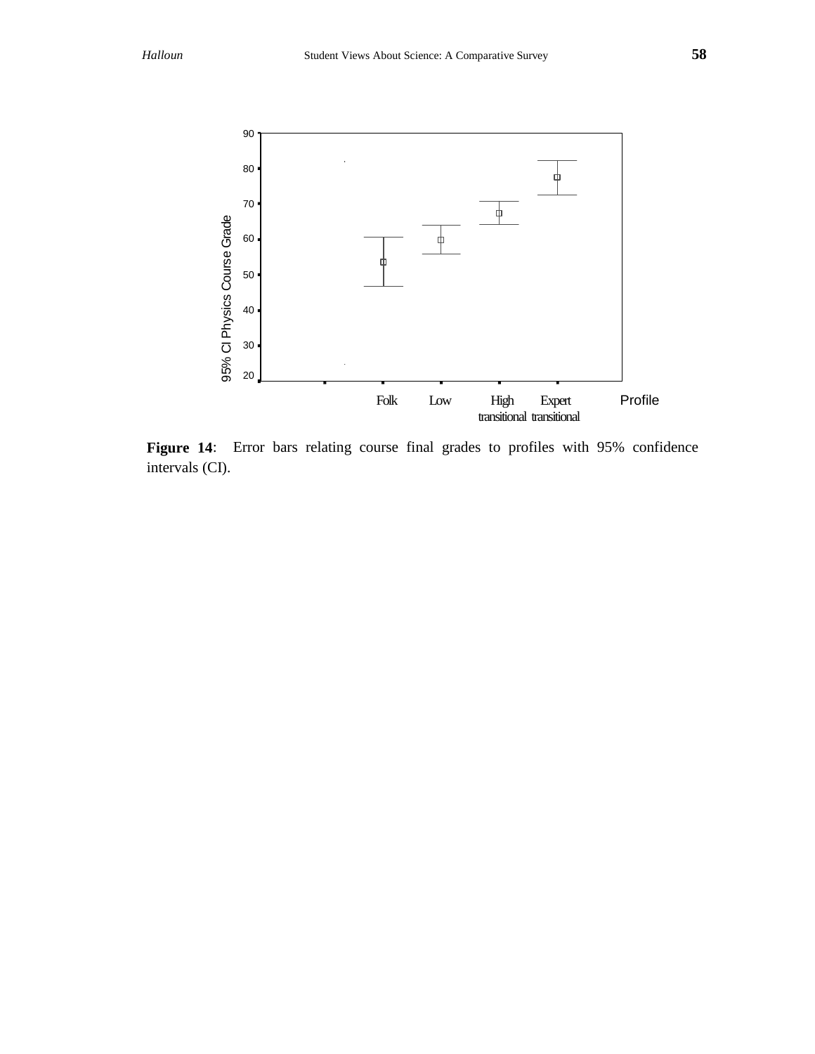Figure 14: Error bars relating course final grades to profiles with 95% confidence intervals (CI).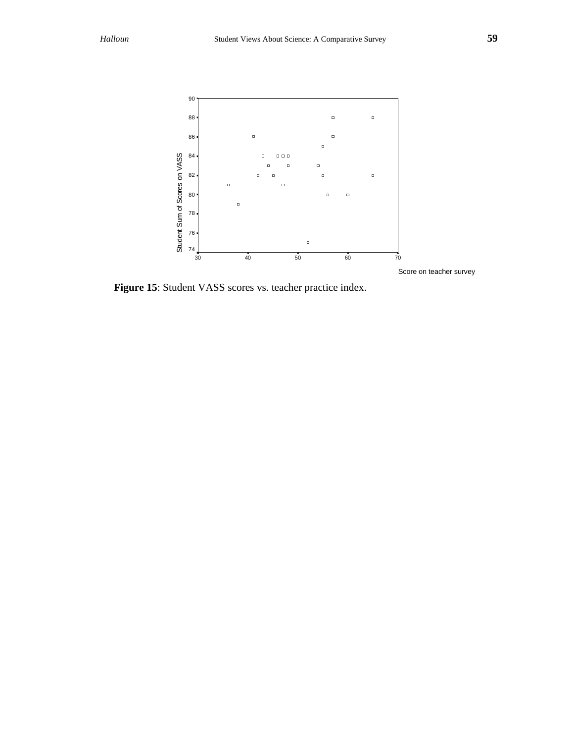**Figure 15**: Student VASS scores vs. teacher practice index.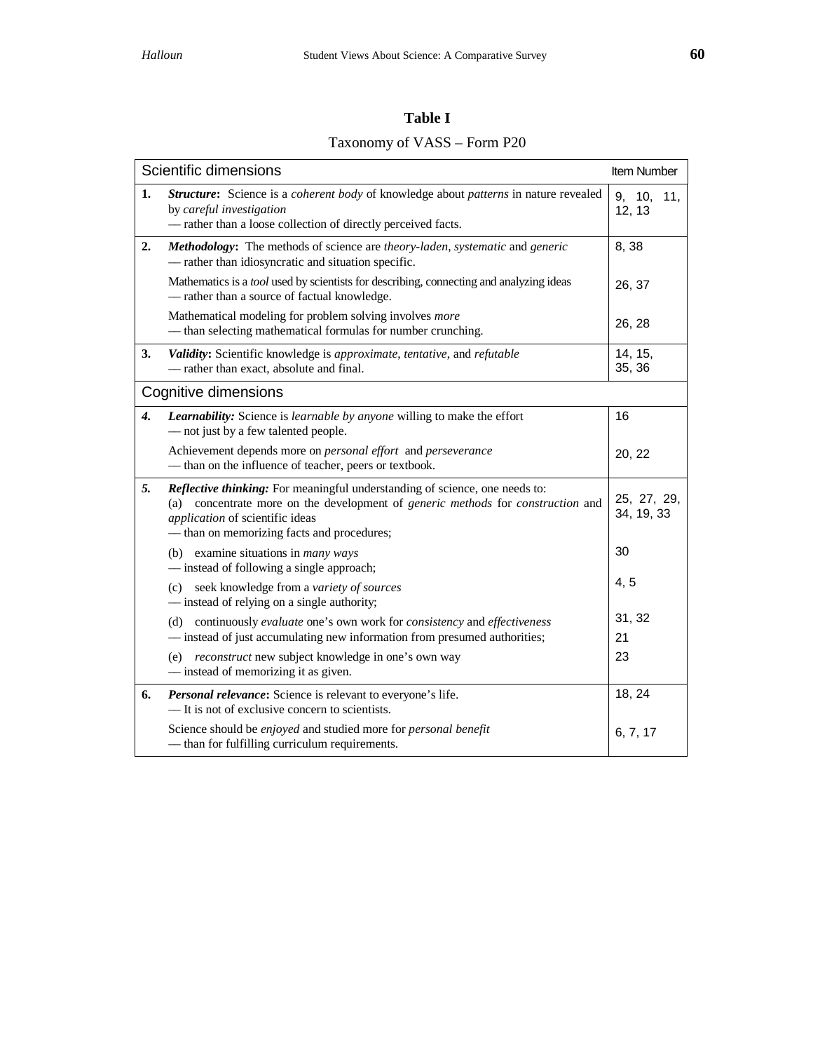**Table I**

Taxonomy of VASS – Form P20

| Scientific dimensions | | Item Number |
|---|---|---|
| **1.** | ***Structure*: ** Science is a *coherent body* of knowledge about *patterns* in nature revealed by *careful investigation* — rather than a loose collection of directly perceived facts. | 9, 10, 11, 12, 13 |
| **2.** | ***Methodology*: ** The methods of science are *theory-laden*, *systematic* and *generic* — rather than idiosyncratic and situation specific. | 8, 38 |
| | Mathematics is a *tool* used by scientists for describing, connecting and analyzing ideas — rather than a source of factual knowledge. | 26, 37 |
| | Mathematical modeling for problem solving involves *more* — than selecting mathematical formulas for number crunching. | 26, 28 |
| **3.** | ***Validity*: ** Scientific knowledge is *approximate*, *tentative*, and *refutable* — rather than exact, absolute and final. | 14, 15, 35, 36 |
| **Cognitive dimensions** | | |
| ***4.*** | ***Learnability:*** Science is *learnable by anyone* willing to make the effort — not just by a few talented people. | 16 |
| | Achievement depends more on *personal effort* and *perseverance* — than on the influence of teacher, peers or textbook. | 20, 22 |
| ***5.*** | ***Reflective thinking:*** For meaningful understanding of science, one needs to: (a) concentrate more on the development of *generic methods* for *construction* and *application* of scientific ideas — than on memorizing facts and procedures; | 25, 27, 29, 34, 19, 33 |
| | (b) examine situations in *many ways* — instead of following a single approach; | 30 |
| | (c) seek knowledge from a *variety of sources* — instead of relying on a single authority; | 4, 5 |
| | (d) continuously *evaluate* one's own work for *consistency* and *effectiveness* — instead of just accumulating new information from presumed authorities; | 31, 32<br>21 |
| | (e) *reconstruct* new subject knowledge in one's own way — instead of memorizing it as given. | 23 |
| **6.** | ***Personal relevance*: ** Science is relevant to everyone's life. — It is not of exclusive concern to scientists. | 18, 24 |
| | Science should be *enjoyed* and studied more for *personal benefit* — than for fulfilling curriculum requirements. | 6, 7, 17 |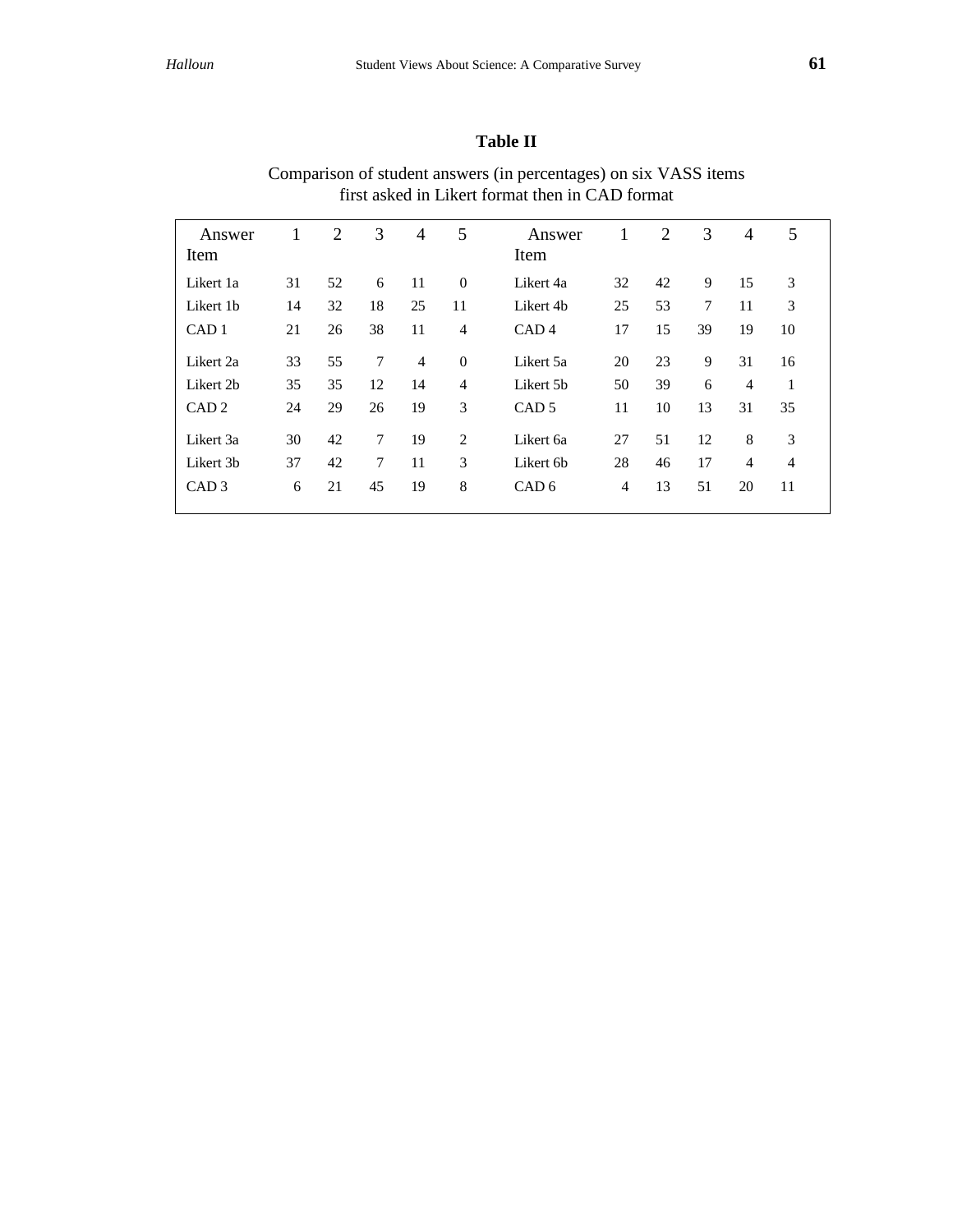## Table II

Comparison of student answers (in percentages) on six VASS items first asked in Likert format then in CAD format

| Answer Item | 1 | 2 | 3 | 4 | 5 | Answer Item | 1 | 2 | 3 | 4 | 5 |
|---|---|---|---|---|---|---|---|---|---|---|---|
| Likert 1a | 31 | 52 | 6 | 11 | 0 | Likert 4a | 32 | 42 | 9 | 15 | 3 |
| Likert 1b | 14 | 32 | 18 | 25 | 11 | Likert 4b | 25 | 53 | 7 | 11 | 3 |
| CAD 1 | 21 | 26 | 38 | 11 | 4 | CAD 4 | 17 | 15 | 39 | 19 | 10 |
| Likert 2a | 33 | 55 | 7 | 4 | 0 | Likert 5a | 20 | 23 | 9 | 31 | 16 |
| Likert 2b | 35 | 35 | 12 | 14 | 4 | Likert 5b | 50 | 39 | 6 | 4 | 1 |
| CAD 2 | 24 | 29 | 26 | 19 | 3 | CAD 5 | 11 | 10 | 13 | 31 | 35 |
| Likert 3a | 30 | 42 | 7 | 19 | 2 | Likert 6a | 27 | 51 | 12 | 8 | 3 |
| Likert 3b | 37 | 42 | 7 | 11 | 3 | Likert 6b | 28 | 46 | 17 | 4 | 4 |
| CAD 3 | 6 | 21 | 45 | 19 | 8 | CAD 6 | 4 | 13 | 51 | 20 | 11 |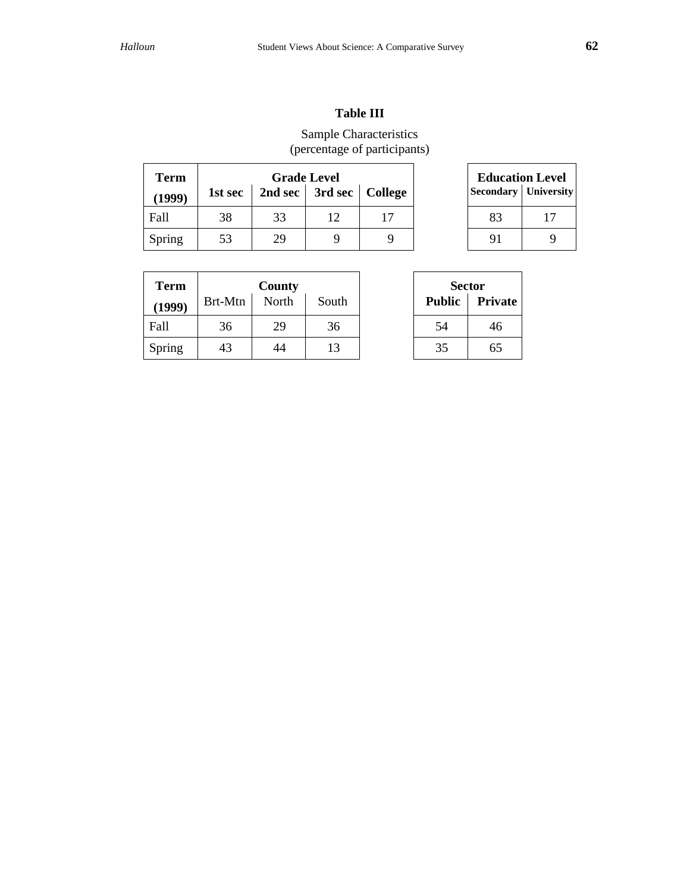**Table III**

Sample Characteristics
(percentage of participants)

| Term (1999) | Grade Level | | | |
|---|---|---|---|---|
| | 1st sec | 2nd sec | 3rd sec | College |
| Fall | 38 | 33 | 12 | 17 |
| Spring | 53 | 29 | 9 | 9 |

| Education Level | |
|---|---|
| Secondary | University |
| 83 | 17 |
| 91 | 9 |

| Term (1999) | County | | |
|---|---|---|---|
| | Brt-Mtn | North | South |
| Fall | 36 | 29 | 36 |
| Spring | 43 | 44 | 13 |

| Sector | |
|---|---|
| Public | Private |
| 54 | 46 |
| 35 | 65 |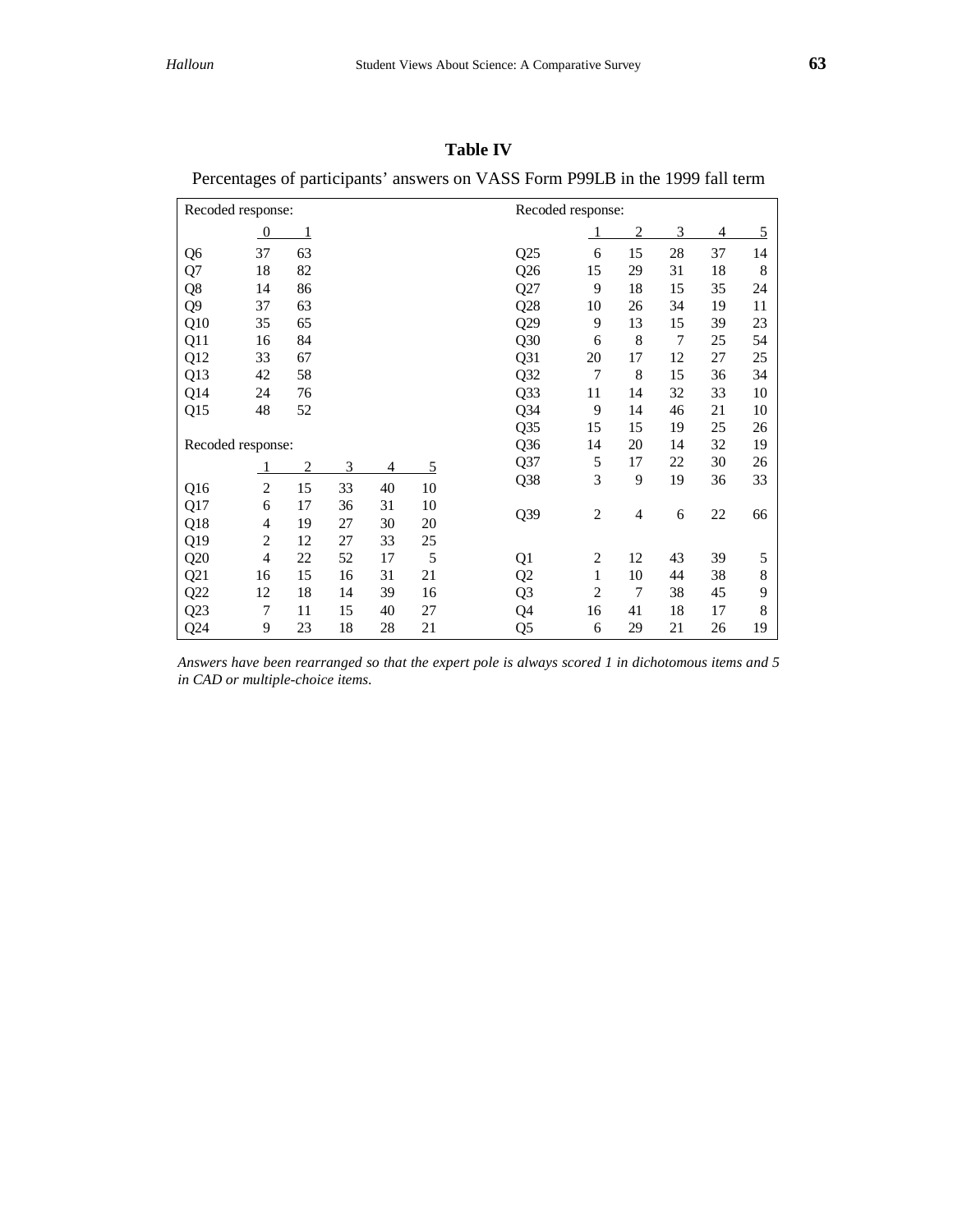**Table IV**

Percentages of participants' answers on VASS Form P99LB in the 1999 fall term

| Recoded response: | 0 | 1 | | | | Recoded response: | 1 | 2 | 3 | 4 | 5 |
|---|---|---|---|---|---|---|---|---|---|---|---|
| Q6 | 37 | 63 | | | | Q25 | 6 | 15 | 28 | 37 | 14 |
| Q7 | 18 | 82 | | | | Q26 | 15 | 29 | 31 | 18 | 8 |
| Q8 | 14 | 86 | | | | Q27 | 9 | 18 | 15 | 35 | 24 |
| Q9 | 37 | 63 | | | | Q28 | 10 | 26 | 34 | 19 | 11 |
| Q10 | 35 | 65 | | | | Q29 | 9 | 13 | 15 | 39 | 23 |
| Q11 | 16 | 84 | | | | Q30 | 6 | 8 | 7 | 25 | 54 |
| Q12 | 33 | 67 | | | | Q31 | 20 | 17 | 12 | 27 | 25 |
| Q13 | 42 | 58 | | | | Q32 | 7 | 8 | 15 | 36 | 34 |
| Q14 | 24 | 76 | | | | Q33 | 11 | 14 | 32 | 33 | 10 |
| Q15 | 48 | 52 | | | | Q34 | 9 | 14 | 46 | 21 | 10 |
| | | | | | | Q35 | 15 | 15 | 19 | 25 | 26 |
| Recoded response: | | | | | | Q36 | 14 | 20 | 14 | 32 | 19 |
| | 1 | 2 | 3 | 4 | 5 | Q37 | 5 | 17 | 22 | 30 | 26 |
| Q16 | 2 | 15 | 33 | 40 | 10 | Q38 | 3 | 9 | 19 | 36 | 33 |
| Q17 | 6 | 17 | 36 | 31 | 10 | Q39 | 2 | 4 | 6 | 22 | 66 |
| Q18 | 4 | 19 | 27 | 30 | 20 | | | | | | |
| Q19 | 2 | 12 | 27 | 33 | 25 | | | | | | |
| Q20 | 4 | 22 | 52 | 17 | 5 | Q1 | 2 | 12 | 43 | 39 | 5 |
| Q21 | 16 | 15 | 16 | 31 | 21 | Q2 | 1 | 10 | 44 | 38 | 8 |
| Q22 | 12 | 18 | 14 | 39 | 16 | Q3 | 2 | 7 | 38 | 45 | 9 |
| Q23 | 7 | 11 | 15 | 40 | 27 | Q4 | 16 | 41 | 18 | 17 | 8 |
| Q24 | 9 | 23 | 18 | 28 | 21 | Q5 | 6 | 29 | 21 | 26 | 19 |

*Answers have been rearranged so that the expert pole is always scored 1 in dichotomous items and 5 in CAD or multiple-choice items.*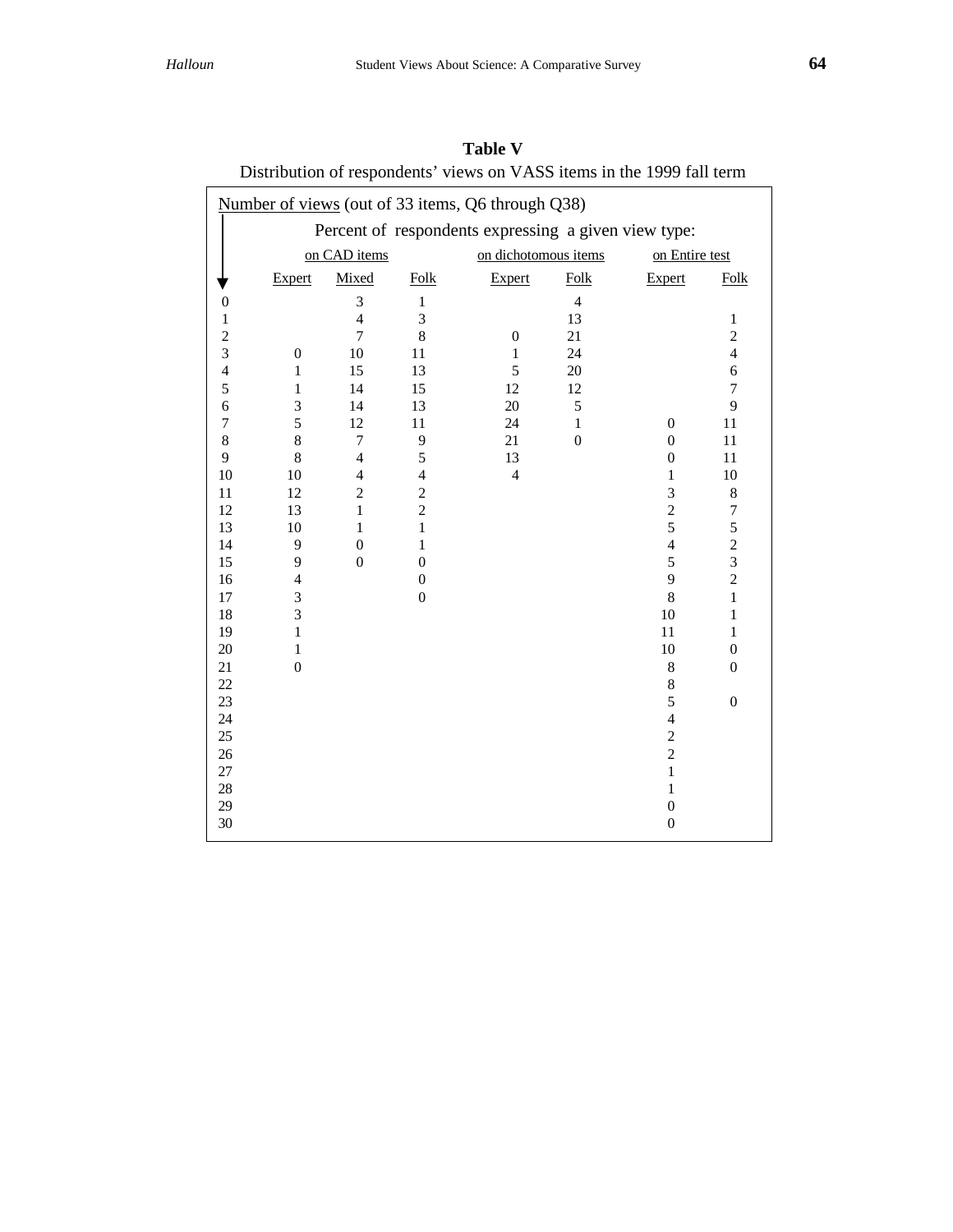**Table V**

Distribution of respondents' views on VASS items in the 1999 fall term

| Number of views (out of 33 items, Q6 through Q38) | Percent of respondents expressing a given view type: | | | | | | |
|---|---|---|---|---|---|---|---|
| | on CAD items | | | on dichotomous items | | on Entire test | |
| | Expert | Mixed | Folk | Expert | Folk | Expert | Folk |
| 0 | | 3 | 1 | | 4 | | |
| 1 | | 4 | 3 | | 13 | | 1 |
| 2 | | 7 | 8 | 0 | 21 | | 2 |
| 3 | 0 | 10 | 11 | 1 | 24 | | 4 |
| 4 | 1 | 15 | 13 | 5 | 20 | | 6 |
| 5 | 1 | 14 | 15 | 12 | 12 | | 7 |
| 6 | 3 | 14 | 13 | 20 | 5 | | 9 |
| 7 | 5 | 12 | 11 | 24 | 1 | 0 | 11 |
| 8 | 8 | 7 | 9 | 21 | 0 | 0 | 11 |
| 9 | 8 | 4 | 5 | 13 | | 0 | 11 |
| 10 | 10 | 4 | 4 | 4 | | 1 | 10 |
| 11 | 12 | 2 | 2 | | | 3 | 8 |
| 12 | 13 | 1 | 2 | | | 2 | 7 |
| 13 | 10 | 1 | 1 | | | 5 | 5 |
| 14 | 9 | 0 | 1 | | | 4 | 2 |
| 15 | 9 | 0 | 0 | | | 5 | 3 |
| 16 | 4 | | 0 | | | 9 | 2 |
| 17 | 3 | | 0 | | | 8 | 1 |
| 18 | 3 | | | | | 10 | 1 |
| 19 | 1 | | | | | 11 | 1 |
| 20 | 1 | | | | | 10 | 0 |
| 21 | 0 | | | | | 8 | 0 |
| 22 | | | | | | 8 | |
| 23 | | | | | | 5 | 0 |
| 24 | | | | | | 4 | |
| 25 | | | | | | 2 | |
| 26 | | | | | | 2 | |
| 27 | | | | | | 1 | |
| 28 | | | | | | 1 | |
| 29 | | | | | | 0 | |
| 30 | | | | | | 0 | |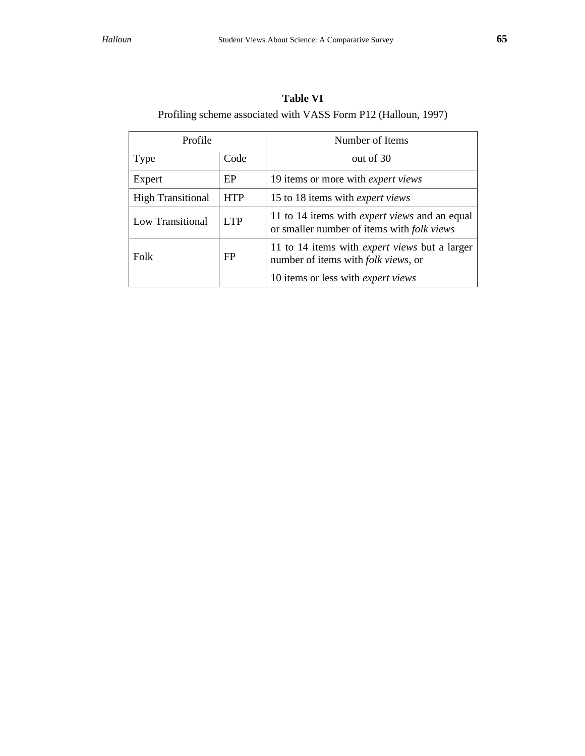**Table VI**

Profiling scheme associated with VASS Form P12 (Halloun, 1997)

| Profile | | Number of Items |
|---|---|---|
| Type | Code | out of 30 |
| Expert | EP | 19 items or more with *expert views* |
| High Transitional | HTP | 15 to 18 items with *expert views* |
| Low Transitional | LTP | 11 to 14 items with *expert views* and an equal or smaller number of items with *folk views* |
| Folk | FP | 11 to 14 items with *expert views* but a larger number of items with *folk views*, or<br>10 items or less with *expert views* |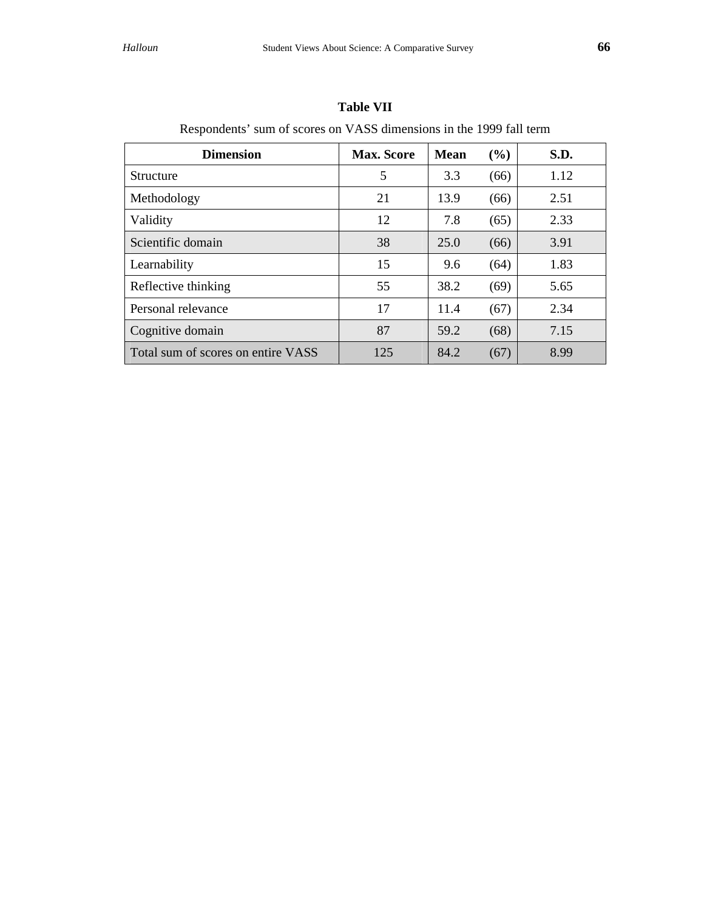**Table VII**

Respondents' sum of scores on VASS dimensions in the 1999 fall term

| Dimension | Max. Score | Mean | (%) | S.D. |
|---|---|---|---|---|
| Structure | 5 | 3.3 | (66) | 1.12 |
| Methodology | 21 | 13.9 | (66) | 2.51 |
| Validity | 12 | 7.8 | (65) | 2.33 |
| Scientific domain | 38 | 25.0 | (66) | 3.91 |
| Learnability | 15 | 9.6 | (64) | 1.83 |
| Reflective thinking | 55 | 38.2 | (69) | 5.65 |
| Personal relevance | 17 | 11.4 | (67) | 2.34 |
| Cognitive domain | 87 | 59.2 | (68) | 7.15 |
| Total sum of scores on entire VASS | 125 | 84.2 | (67) | 8.99 |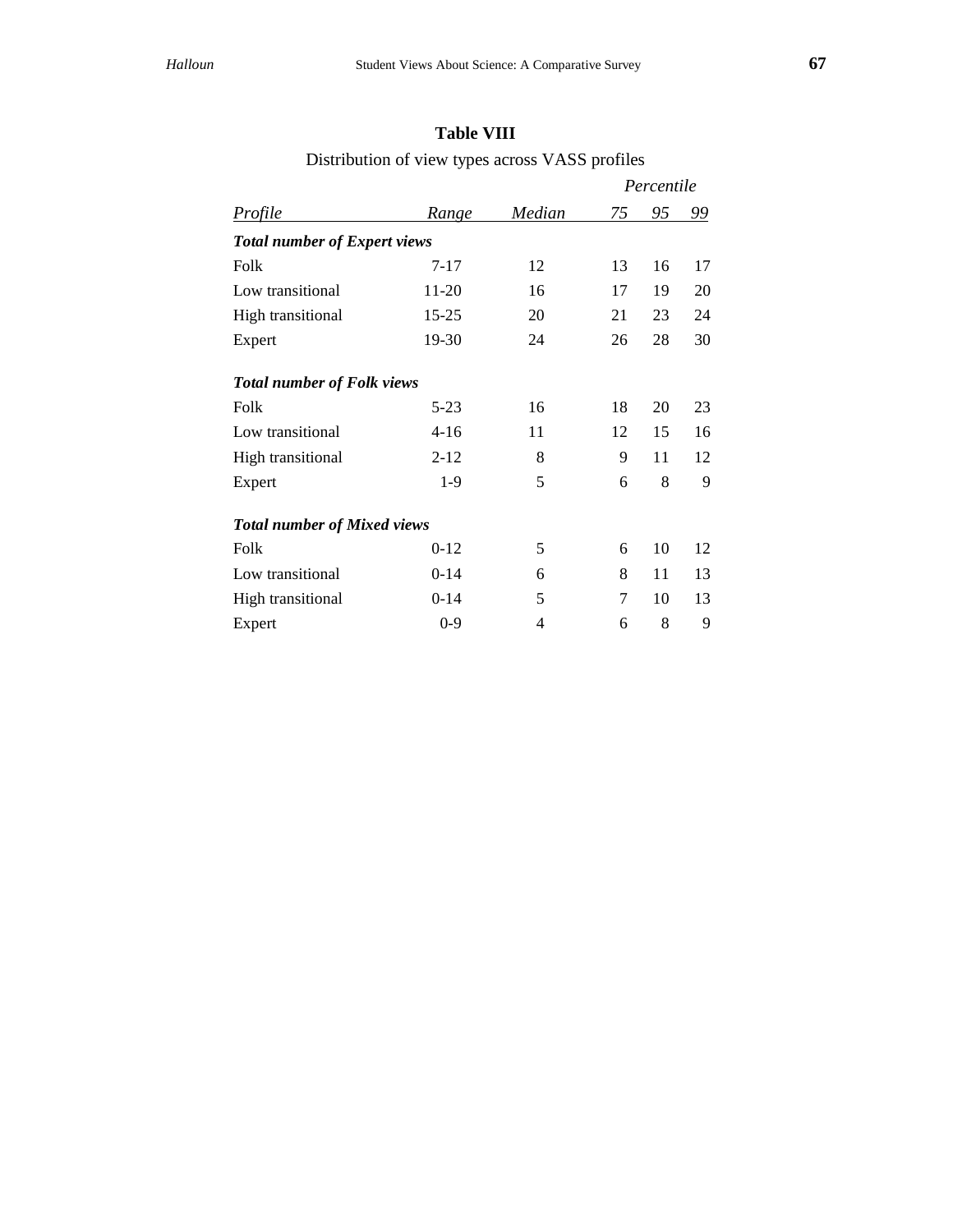**Table VIII**

Distribution of view types across VASS profiles

| *Profile* | *Range* | *Median* | *Percentile* | | |
|---|---|---|---|---|---|
| | | | *75* | *95* | *99* |
| ***Total number of Expert views*** | | | | | |
| Folk | 7-17 | 12 | 13 | 16 | 17 |
| Low transitional | 11-20 | 16 | 17 | 19 | 20 |
| High transitional | 15-25 | 20 | 21 | 23 | 24 |
| Expert | 19-30 | 24 | 26 | 28 | 30 |
| ***Total number of Folk views*** | | | | | |
| Folk | 5-23 | 16 | 18 | 20 | 23 |
| Low transitional | 4-16 | 11 | 12 | 15 | 16 |
| High transitional | 2-12 | 8 | 9 | 11 | 12 |
| Expert | 1-9 | 5 | 6 | 8 | 9 |
| ***Total number of Mixed views*** | | | | | |
| Folk | 0-12 | 5 | 6 | 10 | 12 |
| Low transitional | 0-14 | 6 | 8 | 11 | 13 |
| High transitional | 0-14 | 5 | 7 | 10 | 13 |
| Expert | 0-9 | 4 | 6 | 8 | 9 |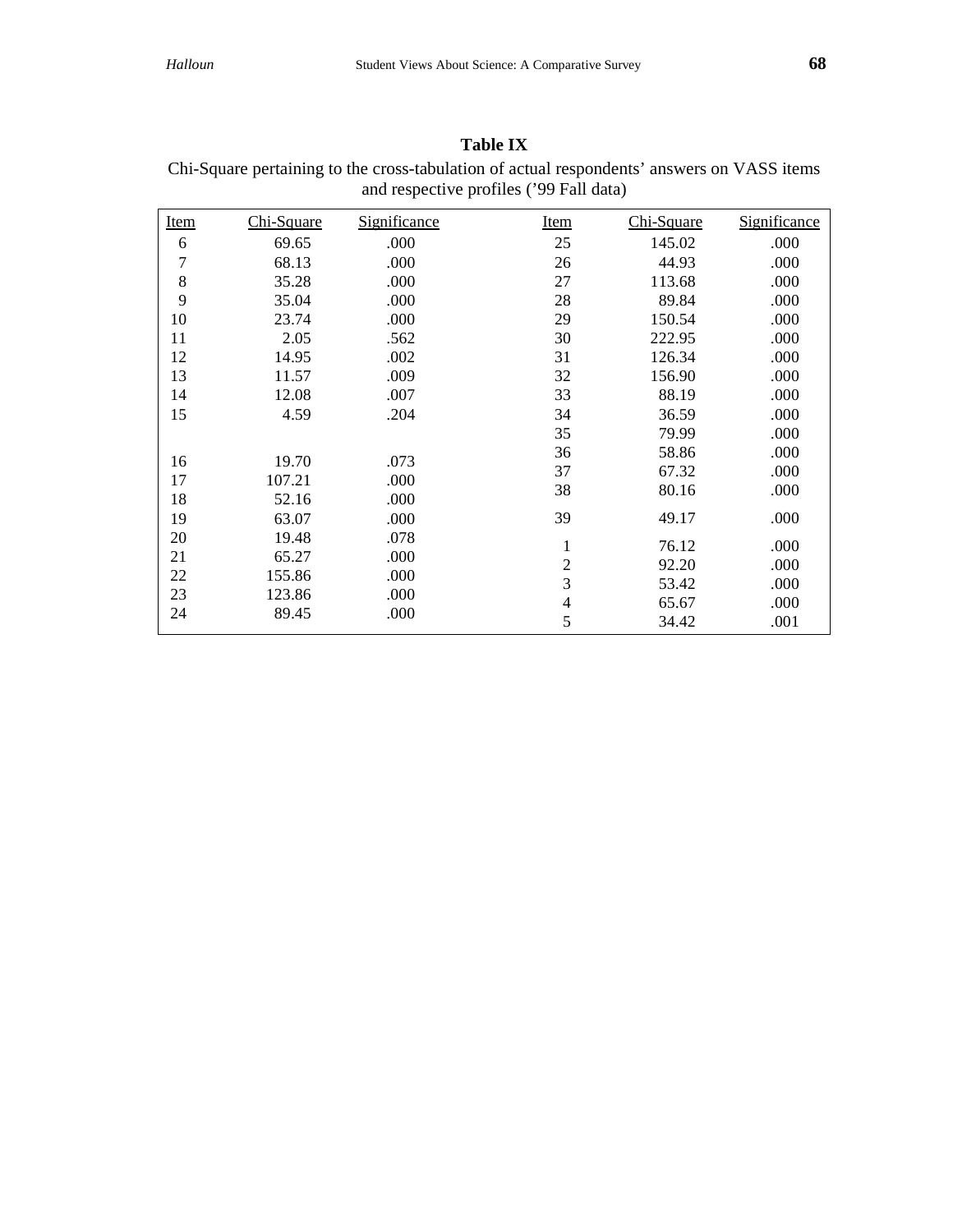**Table IX**

Chi-Square pertaining to the cross-tabulation of actual respondents' answers on VASS items and respective profiles ('99 Fall data)

| Item | Chi-Square | Significance | Item | Chi-Square | Significance |
|---|---|---|---|---|---|
| 6 | 69.65 | .000 | 25 | 145.02 | .000 |
| 7 | 68.13 | .000 | 26 | 44.93 | .000 |
| 8 | 35.28 | .000 | 27 | 113.68 | .000 |
| 9 | 35.04 | .000 | 28 | 89.84 | .000 |
| 10 | 23.74 | .000 | 29 | 150.54 | .000 |
| 11 | 2.05 | .562 | 30 | 222.95 | .000 |
| 12 | 14.95 | .002 | 31 | 126.34 | .000 |
| 13 | 11.57 | .009 | 32 | 156.90 | .000 |
| 14 | 12.08 | .007 | 33 | 88.19 | .000 |
| 15 | 4.59 | .204 | 34 | 36.59 | .000 |
| | | | 35 | 79.99 | .000 |
| 16 | 19.70 | .073 | 36 | 58.86 | .000 |
| 17 | 107.21 | .000 | 37 | 67.32 | .000 |
| 18 | 52.16 | .000 | 38 | 80.16 | .000 |
| 19 | 63.07 | .000 | 39 | 49.17 | .000 |
| 20 | 19.48 | .078 | 1 | 76.12 | .000 |
| 21 | 65.27 | .000 | 2 | 92.20 | .000 |
| 22 | 155.86 | .000 | 3 | 53.42 | .000 |
| 23 | 123.86 | .000 | 4 | 65.67 | .000 |
| 24 | 89.45 | .000 | 5 | 34.42 | .001 |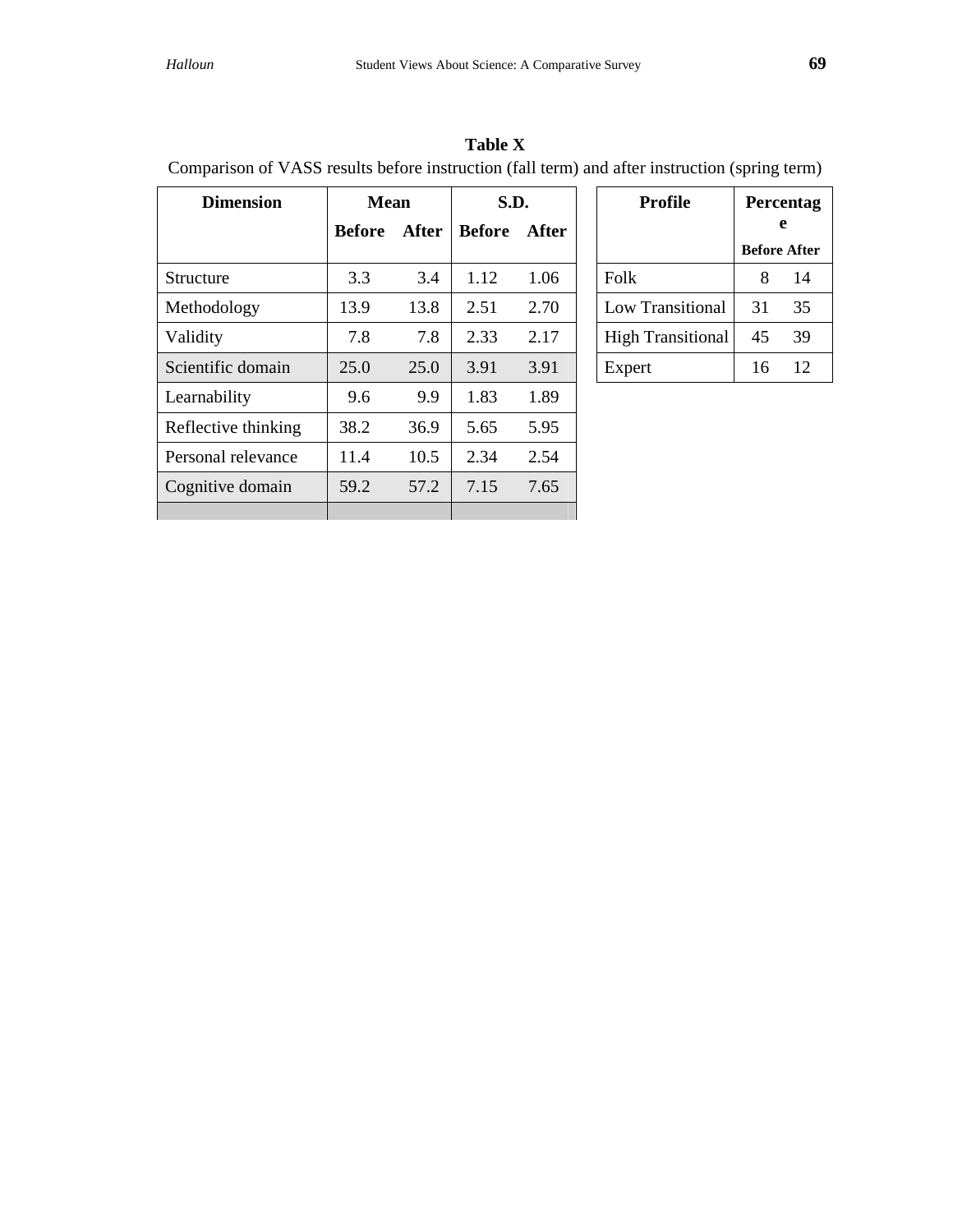**Table X**

Comparison of VASS results before instruction (fall term) and after instruction (spring term)

| Dimension | Mean | | S.D. | |
|---|---|---|---|---|
| | Before | After | Before | After |
| Structure | 3.3 | 3.4 | 1.12 | 1.06 |
| Methodology | 13.9 | 13.8 | 2.51 | 2.70 |
| Validity | 7.8 | 7.8 | 2.33 | 2.17 |
| Scientific domain | 25.0 | 25.0 | 3.91 | 3.91 |
| Learnability | 9.6 | 9.9 | 1.83 | 1.89 |
| Reflective thinking | 38.2 | 36.9 | 5.65 | 5.95 |
| Personal relevance | 11.4 | 10.5 | 2.34 | 2.54 |
| Cognitive domain | 59.2 | 57.2 | 7.15 | 7.65 |
| | | | | |

| Profile | Percentage | |
|---|---|---|
| | Before | After |
| Folk | 8 | 14 |
| Low Transitional | 31 | 35 |
| High Transitional | 45 | 39 |
| Expert | 16 | 12 |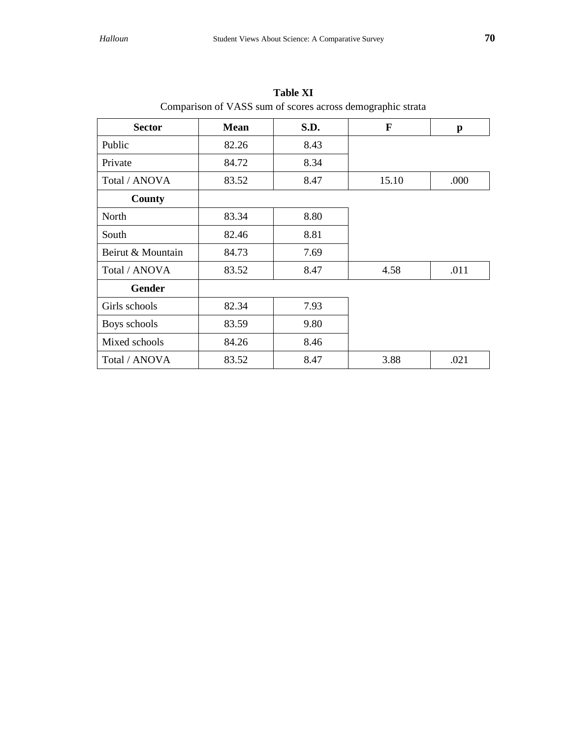**Table XI**

Comparison of VASS sum of scores across demographic strata

| Sector | Mean | S.D. | F | p |
|---|---|---|---|---|
| Public | 82.26 | 8.43 | | |
| Private | 84.72 | 8.34 | | |
| Total / ANOVA | 83.52 | 8.47 | 15.10 | .000 |
| **County** | | | | |
| North | 83.34 | 8.80 | | |
| South | 82.46 | 8.81 | | |
| Beirut & Mountain | 84.73 | 7.69 | | |
| Total / ANOVA | 83.52 | 8.47 | 4.58 | .011 |
| **Gender** | | | | |
| Girls schools | 82.34 | 7.93 | | |
| Boys schools | 83.59 | 9.80 | | |
| Mixed schools | 84.26 | 8.46 | | |
| Total / ANOVA | 83.52 | 8.47 | 3.88 | .021 |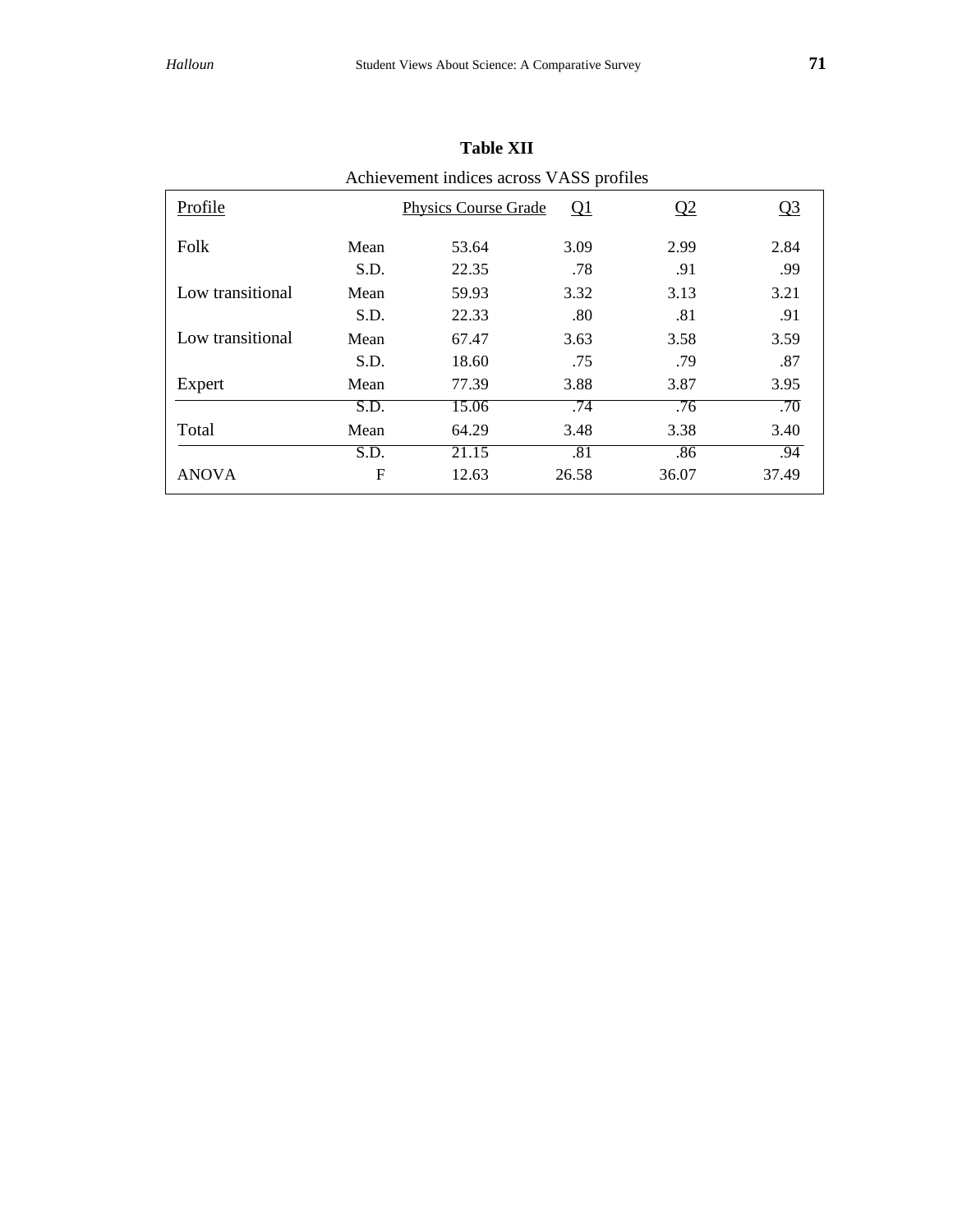**Table XII**

Achievement indices across VASS profiles

| Profile | | Physics Course Grade | Q1 | Q2 | Q3 |
|---|---|---|---|---|---|
| Folk | Mean | 53.64 | 3.09 | 2.99 | 2.84 |
| | S.D. | 22.35 | .78 | .91 | .99 |
| Low transitional | Mean | 59.93 | 3.32 | 3.13 | 3.21 |
| | S.D. | 22.33 | .80 | .81 | .91 |
| Low transitional | Mean | 67.47 | 3.63 | 3.58 | 3.59 |
| | S.D. | 18.60 | .75 | .79 | .87 |
| Expert | Mean | 77.39 | 3.88 | 3.87 | 3.95 |
| | S.D. | 15.06 | .74 | .76 | .70 |
| Total | Mean | 64.29 | 3.48 | 3.38 | 3.40 |
| | S.D. | 21.15 | .81 | .86 | .94 |
| ANOVA | F | 12.63 | 26.58 | 36.07 | 37.49 |